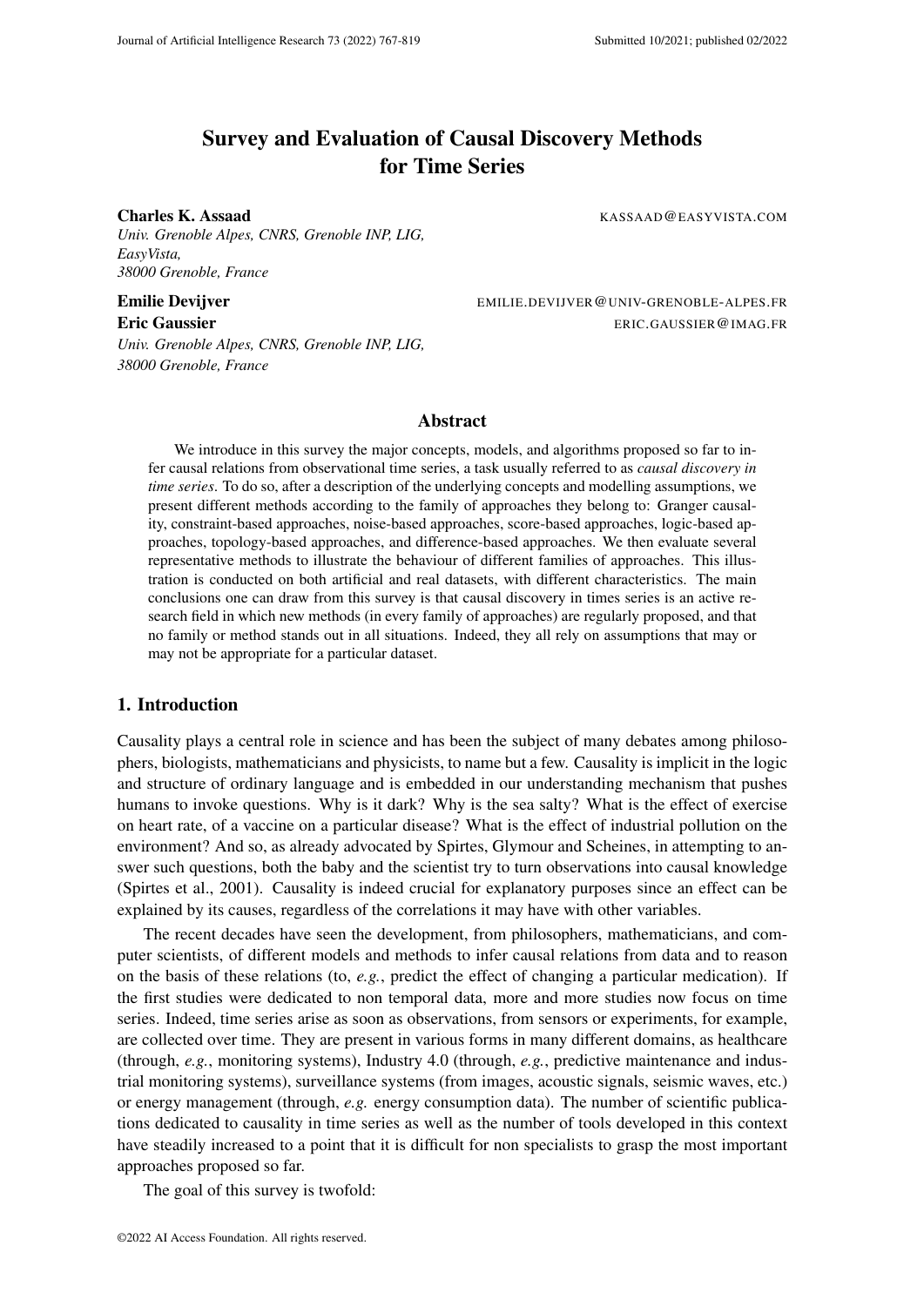# Survey and Evaluation of Causal Discovery Methods for Time Series

**Charles K. Assaad** KASSAAD@EASYVISTA.COM
*Univ. Grenoble Alpes, CNRS, Grenoble INP, LIG, EasyVista, 38000 Grenoble, France*

**Emilie Devijver** EMILIE.DEVIJVER@UNIV-GRENOBLE-ALPES.FR
**Eric Gaussier** ERIC.GAUSSIER@IMAG.FR
*Univ. Grenoble Alpes, CNRS, Grenoble INP, LIG, 38000 Grenoble, France*

## Abstract

We introduce in this survey the major concepts, models, and algorithms proposed so far to infer causal relations from observational time series, a task usually referred to as *causal discovery in time series*. To do so, after a description of the underlying concepts and modelling assumptions, we present different methods according to the family of approaches they belong to: Granger causality, constraint-based approaches, noise-based approaches, score-based approaches, logic-based approaches, topology-based approaches, and difference-based approaches. We then evaluate several representative methods to illustrate the behaviour of different families of approaches. This illustration is conducted on both artificial and real datasets, with different characteristics. The main conclusions one can draw from this survey is that causal discovery in times series is an active research field in which new methods (in every family of approaches) are regularly proposed, and that no family or method stands out in all situations. Indeed, they all rely on assumptions that may or may not be appropriate for a particular dataset.

## 1. Introduction

Causality plays a central role in science and has been the subject of many debates among philosophers, biologists, mathematicians and physicists, to name but a few. Causality is implicit in the logic and structure of ordinary language and is embedded in our understanding mechanism that pushes humans to invoke questions. Why is it dark? Why is the sea salty? What is the effect of exercise on heart rate, of a vaccine on a particular disease? What is the effect of industrial pollution on the environment? And so, as already advocated by Spirtes, Glymour and Scheines, in attempting to answer such questions, both the baby and the scientist try to turn observations into causal knowledge (Spirtes et al., 2001). Causality is indeed crucial for explanatory purposes since an effect can be explained by its causes, regardless of the correlations it may have with other variables.

The recent decades have seen the development, from philosophers, mathematicians, and computer scientists, of different models and methods to infer causal relations from data and to reason on the basis of these relations (to, *e.g.*, predict the effect of changing a particular medication). If the first studies were dedicated to non temporal data, more and more studies now focus on time series. Indeed, time series arise as soon as observations, from sensors or experiments, for example, are collected over time. They are present in various forms in many different domains, as healthcare (through, *e.g.*, monitoring systems), Industry 4.0 (through, *e.g.*, predictive maintenance and industrial monitoring systems), surveillance systems (from images, acoustic signals, seismic waves, etc.) or energy management (through, *e.g.* energy consumption data). The number of scientific publications dedicated to causality in time series as well as the number of tools developed in this context have steadily increased to a point that it is difficult for non specialists to grasp the most important approaches proposed so far.

The goal of this survey is twofold:

©2022 AI Access Foundation. All rights reserved.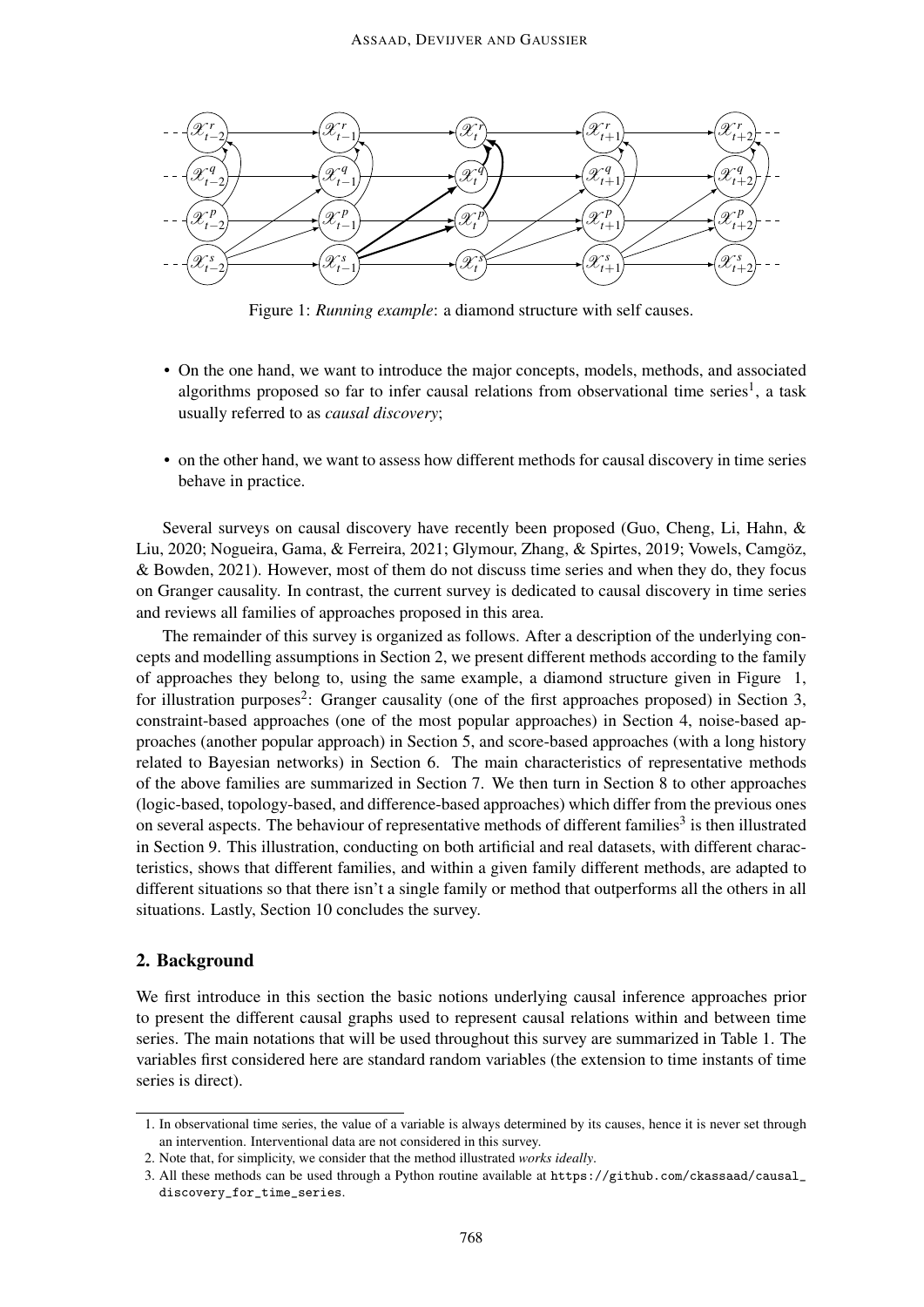Figure 1: *Running example*: a diamond structure with self causes.

- On the one hand, we want to introduce the major concepts, models, methods, and associated algorithms proposed so far to infer causal relations from observational time series[1], a task usually referred to as *causal discovery*;
- on the other hand, we want to assess how different methods for causal discovery in time series behave in practice.

Several surveys on causal discovery have recently been proposed (Guo, Cheng, Li, Hahn, & Liu, 2020; Nogueira, Gama, & Ferreira, 2021; Glymour, Zhang, & Spirtes, 2019; Vowels, Camgöz, & Bowden, 2021). However, most of them do not discuss time series and when they do, they focus on Granger causality. In contrast, the current survey is dedicated to causal discovery in time series and reviews all families of approaches proposed in this area.

The remainder of this survey is organized as follows. After a description of the underlying concepts and modelling assumptions in Section 2, we present different methods according to the family of approaches they belong to, using the same example, a diamond structure given in Figure 1, for illustration purposes[2]: Granger causality (one of the first approaches proposed) in Section 3, constraint-based approaches (one of the most popular approaches) in Section 4, noise-based approaches (another popular approach) in Section 5, and score-based approaches (with a long history related to Bayesian networks) in Section 6. The main characteristics of representative methods of the above families are summarized in Section 7. We then turn in Section 8 to other approaches (logic-based, topology-based, and difference-based approaches) which differ from the previous ones on several aspects. The behaviour of representative methods of different families[3] is then illustrated in Section 9. This illustration, conducting on both artificial and real datasets, with different characteristics, shows that different families, and within a given family different methods, are adapted to different situations so that there isn't a single family or method that outperforms all the others in all situations. Lastly, Section 10 concludes the survey.

## 2. Background

We first introduce in this section the basic notions underlying causal inference approaches prior to present the different causal graphs used to represent causal relations within and between time series. The main notations that will be used throughout this survey are summarized in Table 1. The variables first considered here are standard random variables (the extension to time instants of time series is direct).

---

1. In observational time series, the value of a variable is always determined by its causes, hence it is never set through an intervention. Interventional data are not considered in this survey.
2. Note that, for simplicity, we consider that the method illustrated *works ideally*.
3. All these methods can be used through a Python routine available at `https://github.com/ckassaad/causal_discovery_for_time_series`.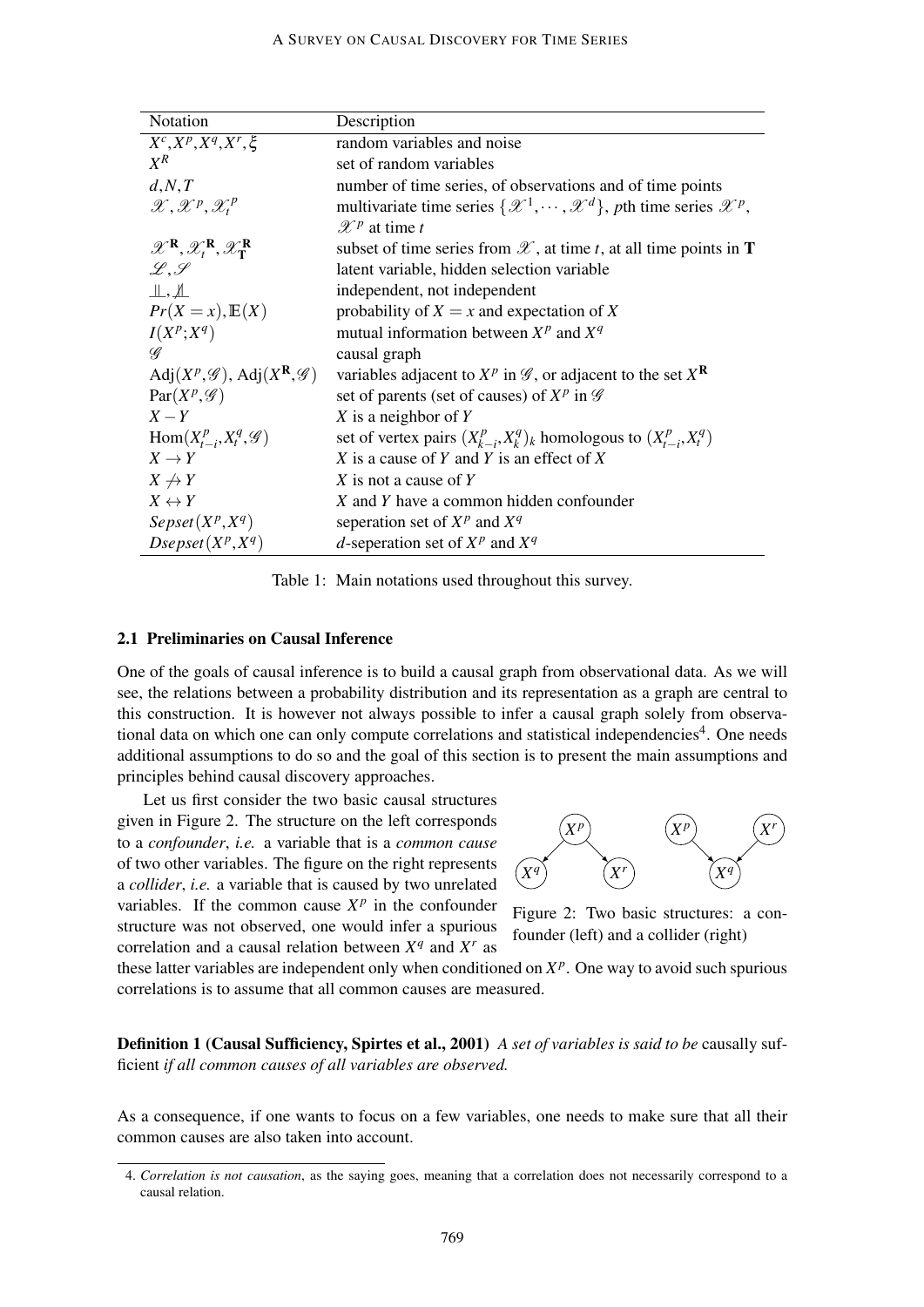| Notation | Description |
|---|---|
| $X^c, X^p, X^q, X^r, \xi$ | random variables and noise |
| $X^R$ | set of random variables |
| $d, N, T$ | number of time series, of observations and of time points |
| $\mathscr{X}, \mathscr{X}^p, \mathscr{X}_t^p$ | multivariate time series $\{\mathscr{X}^1, \cdots, \mathscr{X}^d\}$, $p$th time series $\mathscr{X}^p$, $\mathscr{X}^p$ at time $t$ |
| $\mathscr{X}^{\mathbf{R}}, \mathscr{X}_t^{\mathbf{R}}, \mathscr{X}_{\mathbf{T}}^{\mathbf{R}}$ | subset of time series from $\mathscr{X}$, at time $t$, at all time points in $\mathbf{T}$ |
| $\mathscr{L}, \mathscr{S}$ | latent variable, hidden selection variable |
| $\perp\!\!\!\perp, \not\!\perp\!\!\!\perp$ | independent, not independent |
| $Pr(X = x), \mathbb{E}(X)$ | probability of $X = x$ and expectation of $X$ |
| $I(X^p; X^q)$ | mutual information between $X^p$ and $X^q$ |
| $\mathscr{G}$ | causal graph |
| $\text{Adj}(X^p, \mathscr{G})$, $\text{Adj}(X^{\mathbf{R}}, \mathscr{G})$ | variables adjacent to $X^p$ in $\mathscr{G}$, or adjacent to the set $X^{\mathbf{R}}$ |
| $\text{Par}(X^p, \mathscr{G})$ | set of parents (set of causes) of $X^p$ in $\mathscr{G}$ |
| $X - Y$ | $X$ is a neighbor of $Y$ |
| $\text{Hom}(X_{t-i}^p, X_t^q, \mathscr{G})$ | set of vertex pairs $(X_{k-i}^p, X_k^q)_k$ homologous to $(X_{t-i}^p, X_t^q)$ |
| $X \rightarrow Y$ | $X$ is a cause of $Y$ and $Y$ is an effect of $X$ |
| $X \not\rightarrow Y$ | $X$ is not a cause of $Y$ |
| $X \leftrightarrow Y$ | $X$ and $Y$ have a common hidden confounder |
| $Sepset(X^p, X^q)$ | seperation set of $X^p$ and $X^q$ |
| $Dsepset(X^p, X^q)$ | $d$-seperation set of $X^p$ and $X^q$ |

Table 1: Main notations used throughout this survey.

### 2.1 Preliminaries on Causal Inference

One of the goals of causal inference is to build a causal graph from observational data. As we will see, the relations between a probability distribution and its representation as a graph are central to this construction. It is however not always possible to infer a causal graph solely from observational data on which one can only compute correlations and statistical independencies[4]. One needs additional assumptions to do so and the goal of this section is to present the main assumptions and principles behind causal discovery approaches.

Let us first consider the two basic causal structures given in Figure 2. The structure on the left corresponds to a *confounder*, *i.e.* a variable that is a *common cause* of two other variables. The figure on the right represents a *collider*, *i.e.* a variable that is caused by two unrelated variables. If the common cause $X^p$ in the confounder structure was not observed, one would infer a spurious correlation and a causal relation between $X^q$ and $X^r$ as these latter variables are independent only when conditioned on $X^p$. One way to avoid such spurious correlations is to assume that all common causes are measured.

Figure 2: Two basic structures: a confounder (left) and a collider (right)

**Definition 1 (Causal Sufficiency, Spirtes et al., 2001)** *A set of variables is said to be* causally sufficient *if all common causes of all variables are observed.*

As a consequence, if one wants to focus on a few variables, one needs to make sure that all their common causes are also taken into account.

4. *Correlation is not causation*, as the saying goes, meaning that a correlation does not necessarily correspond to a causal relation.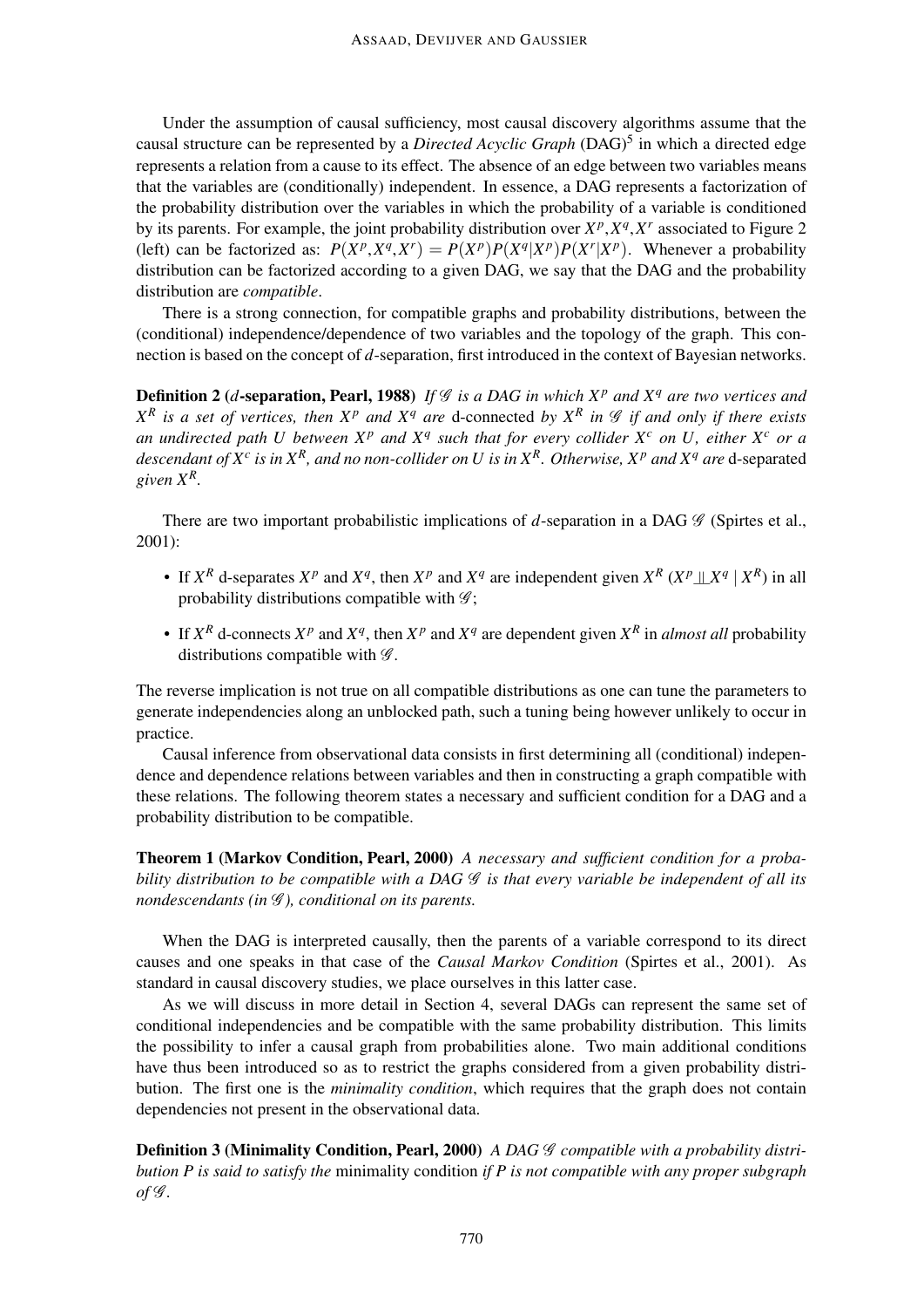Under the assumption of causal sufficiency, most causal discovery algorithms assume that the causal structure can be represented by a *Directed Acyclic Graph* (DAG)[5] in which a directed edge represents a relation from a cause to its effect. The absence of an edge between two variables means that the variables are (conditionally) independent. In essence, a DAG represents a factorization of the probability distribution over the variables in which the probability of a variable is conditioned by its parents. For example, the joint probability distribution over $X^p, X^q, X^r$ associated to Figure 2 (left) can be factorized as: $P(X^p, X^q, X^r) = P(X^p)P(X^q|X^p)P(X^r|X^p)$. Whenever a probability distribution can be factorized according to a given DAG, we say that the DAG and the probability distribution are *compatible*.

There is a strong connection, for compatible graphs and probability distributions, between the (conditional) independence/dependence of two variables and the topology of the graph. This connection is based on the concept of $d$-separation, first introduced in the context of Bayesian networks.

**Definition 2 ($d$-separation, Pearl, 1988)** *If $\mathcal{G}$ is a DAG in which $X^p$ and $X^q$ are two vertices and $X^R$ is a set of vertices, then $X^p$ and $X^q$ are* d-connected *by $X^R$ in $\mathcal{G}$ if and only if there exists an undirected path $U$ between $X^p$ and $X^q$ such that for every collider $X^c$ on $U$, either $X^c$ or a descendant of $X^c$ is in $X^R$, and no non-collider on $U$ is in $X^R$. Otherwise, $X^p$ and $X^q$ are* d-separated *given $X^R$.*

There are two important probabilistic implications of $d$-separation in a DAG $\mathcal{G}$ (Spirtes et al., 2001):

- If $X^R$ d-separates $X^p$ and $X^q$, then $X^p$ and $X^q$ are independent given $X^R$ ($X^p \perp\!\!\!\perp X^q \mid X^R$) in all probability distributions compatible with $\mathcal{G}$;
- If $X^R$ d-connects $X^p$ and $X^q$, then $X^p$ and $X^q$ are dependent given $X^R$ in *almost all* probability distributions compatible with $\mathcal{G}$.

The reverse implication is not true on all compatible distributions as one can tune the parameters to generate independencies along an unblocked path, such a tuning being however unlikely to occur in practice.

Causal inference from observational data consists in first determining all (conditional) independence and dependence relations between variables and then in constructing a graph compatible with these relations. The following theorem states a necessary and sufficient condition for a DAG and a probability distribution to be compatible.

**Theorem 1 (Markov Condition, Pearl, 2000)** *A necessary and sufficient condition for a probability distribution to be compatible with a DAG $\mathcal{G}$ is that every variable be independent of all its nondescendants (in $\mathcal{G}$), conditional on its parents.*

When the DAG is interpreted causally, then the parents of a variable correspond to its direct causes and one speaks in that case of the *Causal Markov Condition* (Spirtes et al., 2001). As standard in causal discovery studies, we place ourselves in this latter case.

As we will discuss in more detail in Section 4, several DAGs can represent the same set of conditional independencies and be compatible with the same probability distribution. This limits the possibility to infer a causal graph from probabilities alone. Two main additional conditions have thus been introduced so as to restrict the graphs considered from a given probability distribution. The first one is the *minimality condition*, which requires that the graph does not contain dependencies not present in the observational data.

**Definition 3 (Minimality Condition, Pearl, 2000)** *A DAG $\mathcal{G}$ compatible with a probability distribution $P$ is said to satisfy the* minimality condition *if $P$ is not compatible with any proper subgraph of $\mathcal{G}$.*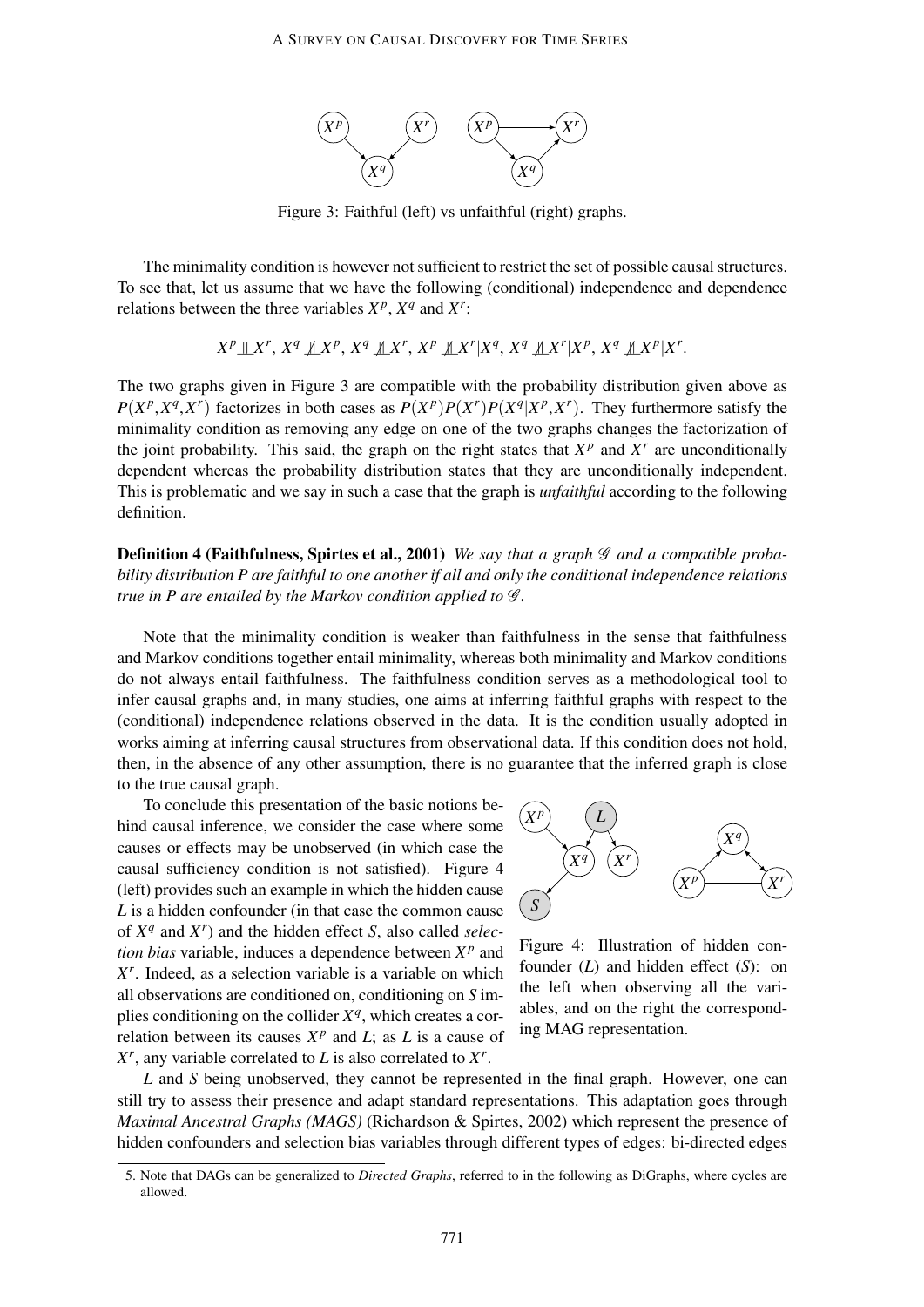Figure 3: Faithful (left) vs unfaithful (right) graphs.

The minimality condition is however not sufficient to restrict the set of possible causal structures. To see that, let us assume that we have the following (conditional) independence and dependence relations between the three variables $X^p$, $X^q$ and $X^r$:

$$X^p \perp\!\!\!\perp X^r,\ X^q \not\perp\!\!\!\perp X^p,\ X^q \not\perp\!\!\!\perp X^r,\ X^p \not\perp\!\!\!\perp X^r | X^q,\ X^q \not\perp\!\!\!\perp X^r | X^p,\ X^q \not\perp\!\!\!\perp X^p | X^r.$$

The two graphs given in Figure 3 are compatible with the probability distribution given above as $P(X^p, X^q, X^r)$ factorizes in both cases as $P(X^p)P(X^r)P(X^q|X^p, X^r)$. They furthermore satisfy the minimality condition as removing any edge on one of the two graphs changes the factorization of the joint probability. This said, the graph on the right states that $X^p$ and $X^r$ are unconditionally dependent whereas the probability distribution states that they are unconditionally independent. This is problematic and we say in such a case that the graph is *unfaithful* according to the following definition.

**Definition 4 (Faithfulness, Spirtes et al., 2001)** *We say that a graph $\mathcal{G}$ and a compatible probability distribution $P$ are faithful to one another if all and only the conditional independence relations true in $P$ are entailed by the Markov condition applied to $\mathcal{G}$.*

Note that the minimality condition is weaker than faithfulness in the sense that faithfulness and Markov conditions together entail minimality, whereas both minimality and Markov conditions do not always entail faithfulness. The faithfulness condition serves as a methodological tool to infer causal graphs and, in many studies, one aims at inferring faithful graphs with respect to the (conditional) independence relations observed in the data. It is the condition usually adopted in works aiming at inferring causal structures from observational data. If this condition does not hold, then, in the absence of any other assumption, there is no guarantee that the inferred graph is close to the true causal graph.

To conclude this presentation of the basic notions behind causal inference, we consider the case where some causes or effects may be unobserved (in which case the causal sufficiency condition is not satisfied). Figure 4 (left) provides such an example in which the hidden cause $L$ is a hidden confounder (in that case the common cause of $X^q$ and $X^r$) and the hidden effect $S$, also called *selection bias* variable, induces a dependence between $X^p$ and $X^r$. Indeed, as a selection variable is a variable on which all observations are conditioned on, conditioning on $S$ implies conditioning on the collider $X^q$, which creates a correlation between its causes $X^p$ and $L$; as $L$ is a cause of $X^r$, any variable correlated to $L$ is also correlated to $X^r$.

Figure 4: Illustration of hidden confounder ($L$) and hidden effect ($S$): on the left when observing all the variables, and on the right the corresponding MAG representation.

$L$ and $S$ being unobserved, they cannot be represented in the final graph. However, one can still try to assess their presence and adapt standard representations. This adaptation goes through *Maximal Ancestral Graphs (MAGS)* (Richardson & Spirtes, 2002) which represent the presence of hidden confounders and selection bias variables through different types of edges: bi-directed edges

5. Note that DAGs can be generalized to *Directed Graphs*, referred to in the following as DiGraphs, where cycles are allowed.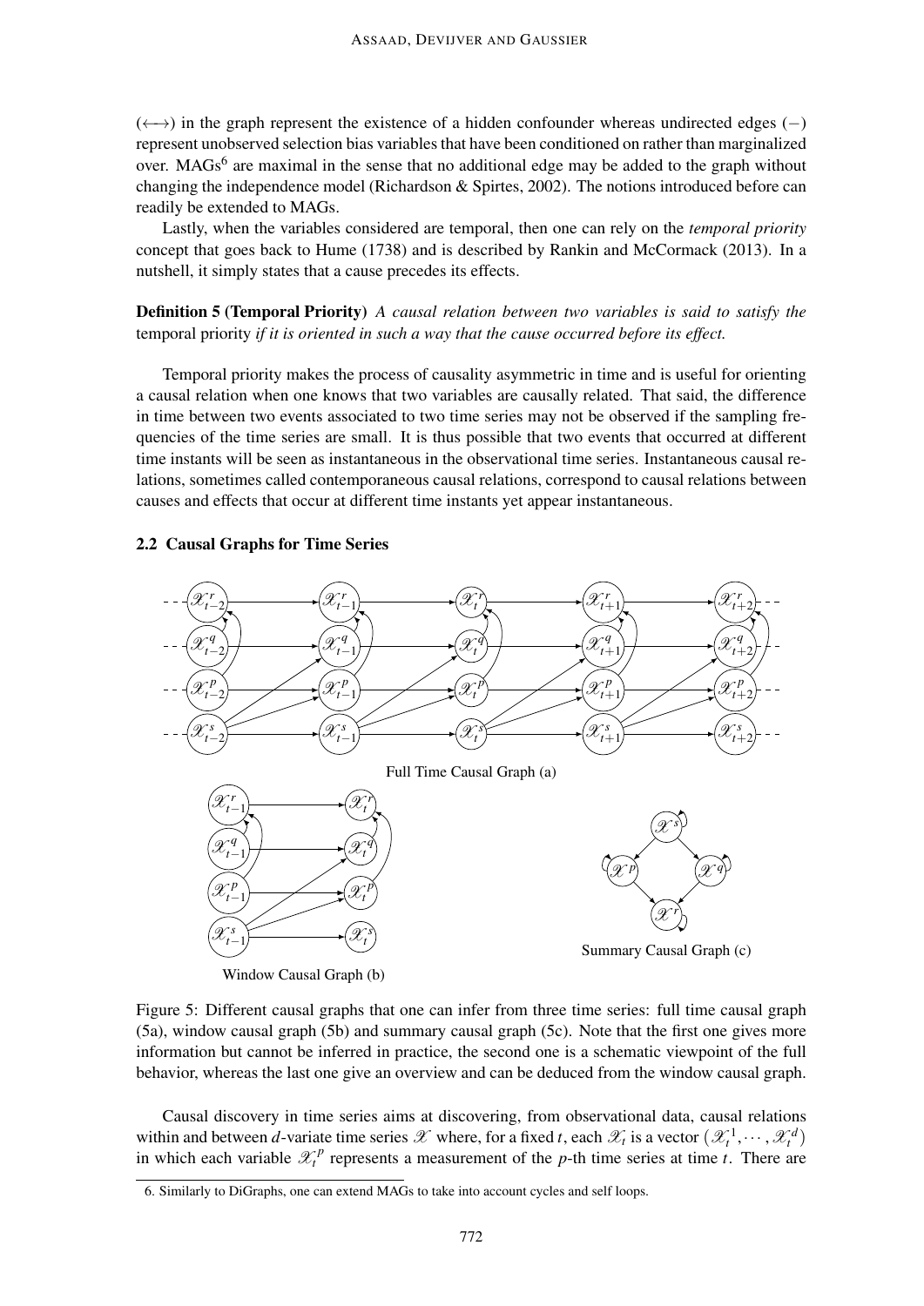($\longleftrightarrow$) in the graph represent the existence of a hidden confounder whereas undirected edges ($-$) represent unobserved selection bias variables that have been conditioned on rather than marginalized over. MAGs[6] are maximal in the sense that no additional edge may be added to the graph without changing the independence model (Richardson & Spirtes, 2002). The notions introduced before can readily be extended to MAGs.

Lastly, when the variables considered are temporal, then one can rely on the *temporal priority* concept that goes back to Hume (1738) and is described by Rankin and McCormack (2013). In a nutshell, it simply states that a cause precedes its effects.

**Definition 5 (Temporal Priority)** *A causal relation between two variables is said to satisfy the* temporal priority *if it is oriented in such a way that the cause occurred before its effect.*

Temporal priority makes the process of causality asymmetric in time and is useful for orienting a causal relation when one knows that two variables are causally related. That said, the difference in time between two events associated to two time series may not be observed if the sampling frequencies of the time series are small. It is thus possible that two events that occurred at different time instants will be seen as instantaneous in the observational time series. Instantaneous causal relations, sometimes called contemporaneous causal relations, correspond to causal relations between causes and effects that occur at different time instants yet appear instantaneous.

### 2.2 Causal Graphs for Time Series

Full Time Causal Graph (a)

Window Causal Graph (b)

Summary Causal Graph (c)

Figure 5: Different causal graphs that one can infer from three time series: full time causal graph (5a), window causal graph (5b) and summary causal graph (5c). Note that the first one gives more information but cannot be inferred in practice, the second one is a schematic viewpoint of the full behavior, whereas the last one give an overview and can be deduced from the window causal graph.

Causal discovery in time series aims at discovering, from observational data, causal relations within and between $d$-variate time series $\mathscr{X}$ where, for a fixed $t$, each $\mathscr{X}_t$ is a vector $(\mathscr{X}_t^1, \cdots, \mathscr{X}_t^d)$ in which each variable $\mathscr{X}_t^p$ represents a measurement of the $p$-th time series at time $t$. There are

6. Similarly to DiGraphs, one can extend MAGs to take into account cycles and self loops.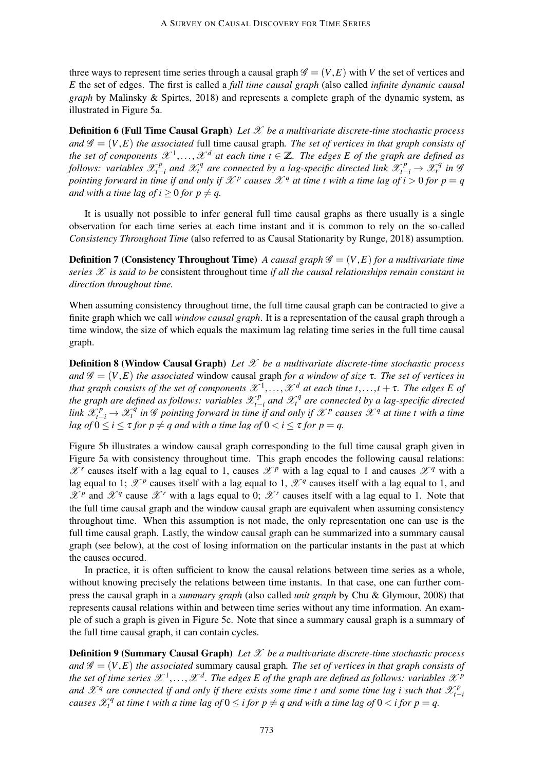three ways to represent time series through a causal graph $\mathscr{G} = (V,E)$ with $V$ the set of vertices and $E$ the set of edges. The first is called a *full time causal graph* (also called *infinite dynamic causal graph* by Malinsky & Spirtes, 2018) and represents a complete graph of the dynamic system, as illustrated in Figure 5a.

**Definition 6 (Full Time Causal Graph)** *Let $\mathscr{X}$ be a multivariate discrete-time stochastic process and $\mathscr{G} = (V,E)$ the associated* full time causal graph*. The set of vertices in that graph consists of the set of components $\mathscr{X}^1, \ldots, \mathscr{X}^d$ at each time $t \in \mathbb{Z}$. The edges $E$ of the graph are defined as follows: variables $\mathscr{X}^p_{t-i}$ and $\mathscr{X}^q_t$ are connected by a lag-specific directed link $\mathscr{X}^p_{t-i} \rightarrow \mathscr{X}^q_t$ in $\mathscr{G}$ pointing forward in time if and only if $\mathscr{X}^p$ causes $\mathscr{X}^q$ at time $t$ with a time lag of $i > 0$ for $p = q$ and with a time lag of $i \geq 0$ for $p \neq q$.*

It is usually not possible to infer general full time causal graphs as there usually is a single observation for each time series at each time instant and it is common to rely on the so-called *Consistency Throughout Time* (also referred to as Causal Stationarity by Runge, 2018) assumption.

**Definition 7 (Consistency Throughout Time)** *A causal graph $\mathscr{G} = (V,E)$ for a multivariate time series $\mathscr{X}$ is said to be* consistent throughout time *if all the causal relationships remain constant in direction throughout time.*

When assuming consistency throughout time, the full time causal graph can be contracted to give a finite graph which we call *window causal graph*. It is a representation of the causal graph through a time window, the size of which equals the maximum lag relating time series in the full time causal graph.

**Definition 8 (Window Causal Graph)** *Let $\mathscr{X}$ be a multivariate discrete-time stochastic process and $\mathscr{G} = (V,E)$ the associated* window causal graph *for a window of size $\tau$. The set of vertices in that graph consists of the set of components $\mathscr{X}^1, \ldots, \mathscr{X}^d$ at each time $t, \ldots, t+\tau$. The edges $E$ of the graph are defined as follows: variables $\mathscr{X}^p_{t-i}$ and $\mathscr{X}^q_t$ are connected by a lag-specific directed link $\mathscr{X}^p_{t-i} \rightarrow \mathscr{X}^q_t$ in $\mathscr{G}$ pointing forward in time if and only if $\mathscr{X}^p$ causes $\mathscr{X}^q$ at time $t$ with a time lag of $0 \leq i \leq \tau$ for $p \neq q$ and with a time lag of $0 < i \leq \tau$ for $p = q$.*

Figure 5b illustrates a window causal graph corresponding to the full time causal graph given in Figure 5a with consistency throughout time. This graph encodes the following causal relations: $\mathscr{X}^s$ causes itself with a lag equal to 1, causes $\mathscr{X}^p$ with a lag equal to 1 and causes $\mathscr{X}^q$ with a lag equal to 1; $\mathscr{X}^p$ causes itself with a lag equal to 1, $\mathscr{X}^q$ causes itself with a lag equal to 1, and $\mathscr{X}^p$ and $\mathscr{X}^q$ cause $\mathscr{X}^r$ with a lags equal to 0; $\mathscr{X}^r$ causes itself with a lag equal to 1. Note that the full time causal graph and the window causal graph are equivalent when assuming consistency throughout time. When this assumption is not made, the only representation one can use is the full time causal graph. Lastly, the window causal graph can be summarized into a summary causal graph (see below), at the cost of losing information on the particular instants in the past at which the causes occured.

In practice, it is often sufficient to know the causal relations between time series as a whole, without knowing precisely the relations between time instants. In that case, one can further compress the causal graph in a *summary graph* (also called *unit graph* by Chu & Glymour, 2008) that represents causal relations within and between time series without any time information. An example of such a graph is given in Figure 5c. Note that since a summary causal graph is a summary of the full time causal graph, it can contain cycles.

**Definition 9 (Summary Causal Graph)** *Let $\mathscr{X}$ be a multivariate discrete-time stochastic process and $\mathscr{G} = (V,E)$ the associated* summary causal graph*. The set of vertices in that graph consists of the set of time series $\mathscr{X}^1, \ldots, \mathscr{X}^d$. The edges $E$ of the graph are defined as follows: variables $\mathscr{X}^p$ and $\mathscr{X}^q$ are connected if and only if there exists some time $t$ and some time lag $i$ such that $\mathscr{X}^p_{t-i}$ causes $\mathscr{X}^q_t$ at time $t$ with a time lag of $0 \leq i$ for $p \neq q$ and with a time lag of $0 < i$ for $p = q$.*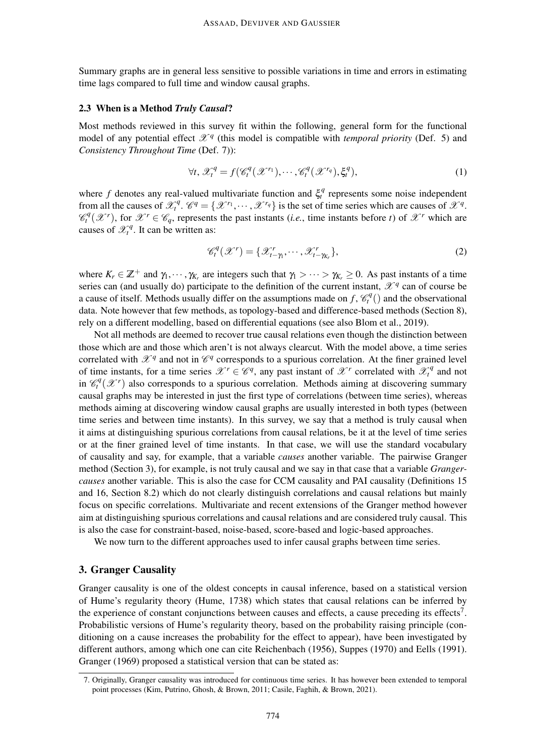Summary graphs are in general less sensitive to possible variations in time and errors in estimating time lags compared to full time and window causal graphs.

### 2.3 When is a Method *Truly Causal*?

Most methods reviewed in this survey fit within the following, general form for the functional model of any potential effect $\mathscr{X}^q$ (this model is compatible with *temporal priority* (Def. 5) and *Consistency Throughout Time* (Def. 7)):

$$\forall t,\ \mathscr{X}_t^q = f(\mathscr{C}_t^q(\mathscr{X}^{r_1}), \cdots, \mathscr{C}_t^q(\mathscr{X}^{r_q}), \xi_t^q), \tag{1}$$

where $f$ denotes any real-valued multivariate function and $\xi_t^q$ represents some noise independent from all the causes of $\mathscr{X}_t^q$. $\mathscr{C}^q = \{\mathscr{X}^{r_1}, \cdots, \mathscr{X}^{r_q}\}$ is the set of time series which are causes of $\mathscr{X}^q$. $\mathscr{C}_t^q(\mathscr{X}^r)$, for $\mathscr{X}^r \in \mathscr{C}_q$, represents the past instants (*i.e.*, time instants before $t$) of $\mathscr{X}^r$ which are causes of $\mathscr{X}_t^q$. It can be written as:

$$\mathscr{C}_t^q(\mathscr{X}^r) = \{\mathscr{X}_{t-\gamma_1}^r, \cdots, \mathscr{X}_{t-\gamma_{K_r}}^r\}, \tag{2}$$

where $K_r \in \mathbb{Z}^+$ and $\gamma_1, \cdots, \gamma_{K_r}$ are integers such that $\gamma_1 > \cdots > \gamma_{K_r} \geq 0$. As past instants of a time series can (and usually do) participate to the definition of the current instant, $\mathscr{X}^q$ can of course be a cause of itself. Methods usually differ on the assumptions made on $f$, $\mathscr{C}_t^q()$ and the observational data. Note however that few methods, as topology-based and difference-based methods (Section 8), rely on a different modelling, based on differential equations (see also Blom et al., 2019).

Not all methods are deemed to recover true causal relations even though the distinction between those which are and those which aren't is not always clearcut. With the model above, a time series correlated with $\mathscr{X}^q$ and not in $\mathscr{C}^q$ corresponds to a spurious correlation. At the finer grained level of time instants, for a time series $\mathscr{X}^r \in \mathscr{C}^q$, any past instant of $\mathscr{X}^r$ correlated with $\mathscr{X}_t^q$ and not in $\mathscr{C}_t^q(\mathscr{X}^r)$ also corresponds to a spurious correlation. Methods aiming at discovering summary causal graphs may be interested in just the first type of correlations (between time series), whereas methods aiming at discovering window causal graphs are usually interested in both types (between time series and between time instants). In this survey, we say that a method is truly causal when it aims at distinguishing spurious correlations from causal relations, be it at the level of time series or at the finer grained level of time instants. In that case, we will use the standard vocabulary of causality and say, for example, that a variable *causes* another variable. The pairwise Granger method (Section 3), for example, is not truly causal and we say in that case that a variable *Granger-causes* another variable. This is also the case for CCM causality and PAI causality (Definitions 15 and 16, Section 8.2) which do not clearly distinguish correlations and causal relations but mainly focus on specific correlations. Multivariate and recent extensions of the Granger method however aim at distinguishing spurious correlations and causal relations and are considered truly causal. This is also the case for constraint-based, noise-based, score-based and logic-based approaches.

We now turn to the different approaches used to infer causal graphs between time series.

## 3. Granger Causality

Granger causality is one of the oldest concepts in causal inference, based on a statistical version of Hume's regularity theory (Hume, 1738) which states that causal relations can be inferred by the experience of constant conjunctions between causes and effects, a cause preceding its effects[7]. Probabilistic versions of Hume's regularity theory, based on the probability raising principle (conditioning on a cause increases the probability for the effect to appear), have been investigated by different authors, among which one can cite Reichenbach (1956), Suppes (1970) and Eells (1991). Granger (1969) proposed a statistical version that can be stated as:

7. Originally, Granger causality was introduced for continuous time series. It has however been extended to temporal point processes (Kim, Putrino, Ghosh, & Brown, 2011; Casile, Faghih, & Brown, 2021).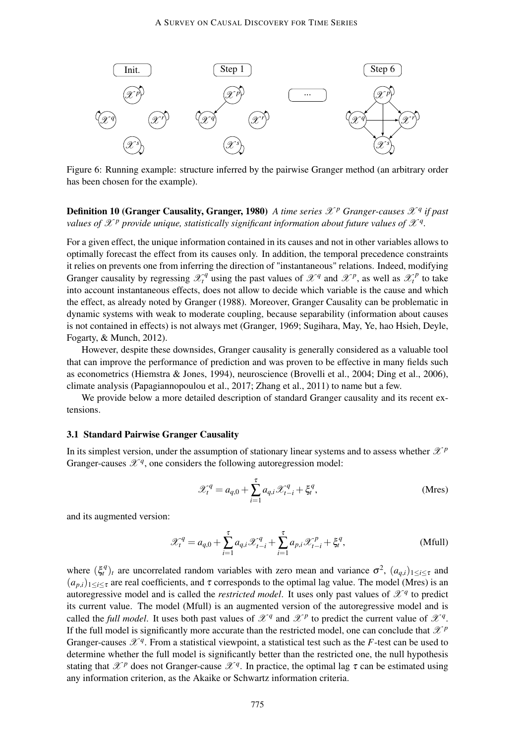Figure 6: Running example: structure inferred by the pairwise Granger method (an arbitrary order has been chosen for the example).

**Definition 10 (Granger Causality, Granger, 1980)** *A time series $\mathscr{X}^p$ Granger-causes $\mathscr{X}^q$ if past values of $\mathscr{X}^p$ provide unique, statistically significant information about future values of $\mathscr{X}^q$.*

For a given effect, the unique information contained in its causes and not in other variables allows to optimally forecast the effect from its causes only. In addition, the temporal precedence constraints it relies on prevents one from inferring the direction of "instantaneous" relations. Indeed, modifying Granger causality by regressing $\mathscr{X}_t^q$ using the past values of $\mathscr{X}^q$ and $\mathscr{X}^p$, as well as $\mathscr{X}_t^p$ to take into account instantaneous effects, does not allow to decide which variable is the cause and which the effect, as already noted by Granger (1988). Moreover, Granger Causality can be problematic in dynamic systems with weak to moderate coupling, because separability (information about causes is not contained in effects) is not always met (Granger, 1969; Sugihara, May, Ye, hao Hsieh, Deyle, Fogarty, & Munch, 2012).

However, despite these downsides, Granger causality is generally considered as a valuable tool that can improve the performance of prediction and was proven to be effective in many fields such as econometrics (Hiemstra & Jones, 1994), neuroscience (Brovelli et al., 2004; Ding et al., 2006), climate analysis (Papagiannopoulou et al., 2017; Zhang et al., 2011) to name but a few.

We provide below a more detailed description of standard Granger causality and its recent extensions.

### 3.1 Standard Pairwise Granger Causality

In its simplest version, under the assumption of stationary linear systems and to assess whether $\mathscr{X}^p$ Granger-causes $\mathscr{X}^q$, one considers the following autoregression model:

$$\mathscr{X}_t^q = a_{q,0} + \sum_{i=1}^{\tau} a_{q,i} \mathscr{X}_{t-i}^q + \xi_t^q, \tag{Mres}$$

and its augmented version:

$$\mathscr{X}_t^q = a_{q,0} + \sum_{i=1}^{\tau} a_{q,i} \mathscr{X}_{t-i}^q + \sum_{i=1}^{\tau} a_{p,i} \mathscr{X}_{t-i}^p + \xi_t^q, \tag{Mfull}$$

where $(\xi_t^q)_t$ are uncorrelated random variables with zero mean and variance $\sigma^2$, $(a_{q,i})_{1 \leq i \leq \tau}$ and $(a_{p,i})_{1 \leq i \leq \tau}$ are real coefficients, and $\tau$ corresponds to the optimal lag value. The model (Mres) is an autoregressive model and is called the *restricted model*. It uses only past values of $\mathscr{X}^q$ to predict its current value. The model (Mfull) is an augmented version of the autoregressive model and is called the *full model*. It uses both past values of $\mathscr{X}^q$ and $\mathscr{X}^p$ to predict the current value of $\mathscr{X}^q$. If the full model is significantly more accurate than the restricted model, one can conclude that $\mathscr{X}^p$ Granger-causes $\mathscr{X}^q$. From a statistical viewpoint, a statistical test such as the $F$-test can be used to determine whether the full model is significantly better than the restricted one, the null hypothesis stating that $\mathscr{X}^p$ does not Granger-cause $\mathscr{X}^q$. In practice, the optimal lag $\tau$ can be estimated using any information criterion, as the Akaike or Schwartz information criteria.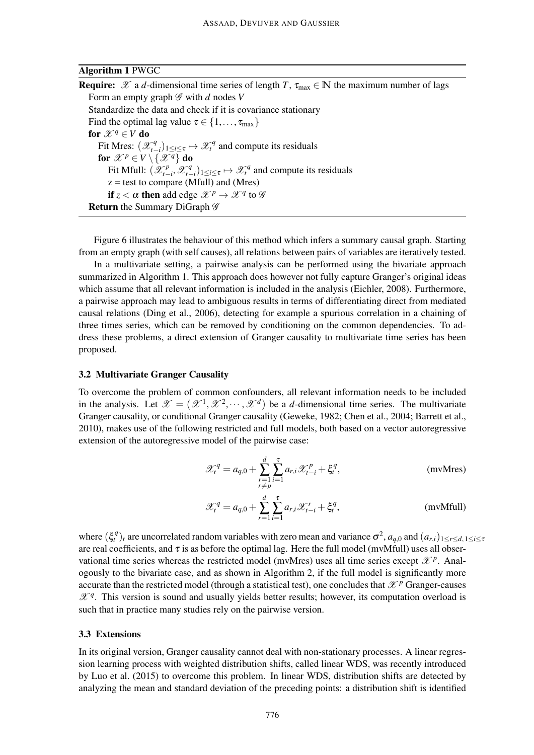**Algorithm 1** PWGC

---

**Require:** $\mathscr{X}$ a $d$-dimensional time series of length $T$, $\tau_{\max} \in \mathbb{N}$ the maximum number of lags

  Form an empty graph $\mathscr{G}$ with $d$ nodes $V$

  Standardize the data and check if it is covariance stationary

  Find the optimal lag value $\tau \in \{1, \ldots, \tau_{\max}\}$

  **for** $\mathscr{X}^q \in V$ **do**

    Fit Mres: $(\mathscr{X}^q_{t-i})_{1 \leq i \leq \tau} \mapsto \mathscr{X}^q_t$ and compute its residuals

    **for** $\mathscr{X}^p \in V \setminus \{\mathscr{X}^q\}$ **do**

      Fit Mfull: $(\mathscr{X}^p_{t-i}, \mathscr{X}^q_{t-i})_{1 \leq i \leq \tau} \mapsto \mathscr{X}^q_t$ and compute its residuals

      z = test to compare (Mfull) and (Mres)

      **if** $z < \alpha$ **then** add edge $\mathscr{X}^p \rightarrow \mathscr{X}^q$ to $\mathscr{G}$

**Return** the Summary DiGraph $\mathscr{G}$

---

Figure 6 illustrates the behaviour of this method which infers a summary causal graph. Starting from an empty graph (with self causes), all relations between pairs of variables are iteratively tested.

In a multivariate setting, a pairwise analysis can be performed using the bivariate approach summarized in Algorithm 1. This approach does however not fully capture Granger's original ideas which assume that all relevant information is included in the analysis (Eichler, 2008). Furthermore, a pairwise approach may lead to ambiguous results in terms of differentiating direct from mediated causal relations (Ding et al., 2006), detecting for example a spurious correlation in a chaining of three times series, which can be removed by conditioning on the common dependencies. To address these problems, a direct extension of Granger causality to multivariate time series has been proposed.

### 3.2 Multivariate Granger Causality

To overcome the problem of common confounders, all relevant information needs to be included in the analysis. Let $\mathscr{X} = (\mathscr{X}^1, \mathscr{X}^2, \cdots, \mathscr{X}^d)$ be a $d$-dimensional time series. The multivariate Granger causality, or conditional Granger causality (Geweke, 1982; Chen et al., 2004; Barrett et al., 2010), makes use of the following restricted and full models, both based on a vector autoregressive extension of the autoregressive model of the pairwise case:

$$\mathscr{X}^q_t = a_{q,0} + \sum_{\substack{r=1 \\ r \neq p}}^{d} \sum_{i=1}^{\tau} a_{r,i} \mathscr{X}^p_{t-i} + \xi^q_t, \tag{mvMres}$$

$$\mathscr{X}^q_t = a_{q,0} + \sum_{r=1}^{d} \sum_{i=1}^{\tau} a_{r,i} \mathscr{X}^r_{t-i} + \xi^q_t, \tag{mvMfull}$$

where $(\xi^q_t)_t$ are uncorrelated random variables with zero mean and variance $\sigma^2$, $a_{q,0}$ and $(a_{r,i})_{1 \leq r \leq d, 1 \leq i \leq \tau}$ are real coefficients, and $\tau$ is as before the optimal lag. Here the full model (mvMfull) uses all observational time series whereas the restricted model (mvMres) uses all time series except $\mathscr{X}^p$. Analogously to the bivariate case, and as shown in Algorithm 2, if the full model is significantly more accurate than the restricted model (through a statistical test), one concludes that $\mathscr{X}^p$ Granger-causes $\mathscr{X}^q$. This version is sound and usually yields better results; however, its computation overload is such that in practice many studies rely on the pairwise version.

### 3.3 Extensions

In its original version, Granger causality cannot deal with non-stationary processes. A linear regression learning process with weighted distribution shifts, called linear WDS, was recently introduced by Luo et al. (2015) to overcome this problem. In linear WDS, distribution shifts are detected by analyzing the mean and standard deviation of the preceding points: a distribution shift is identified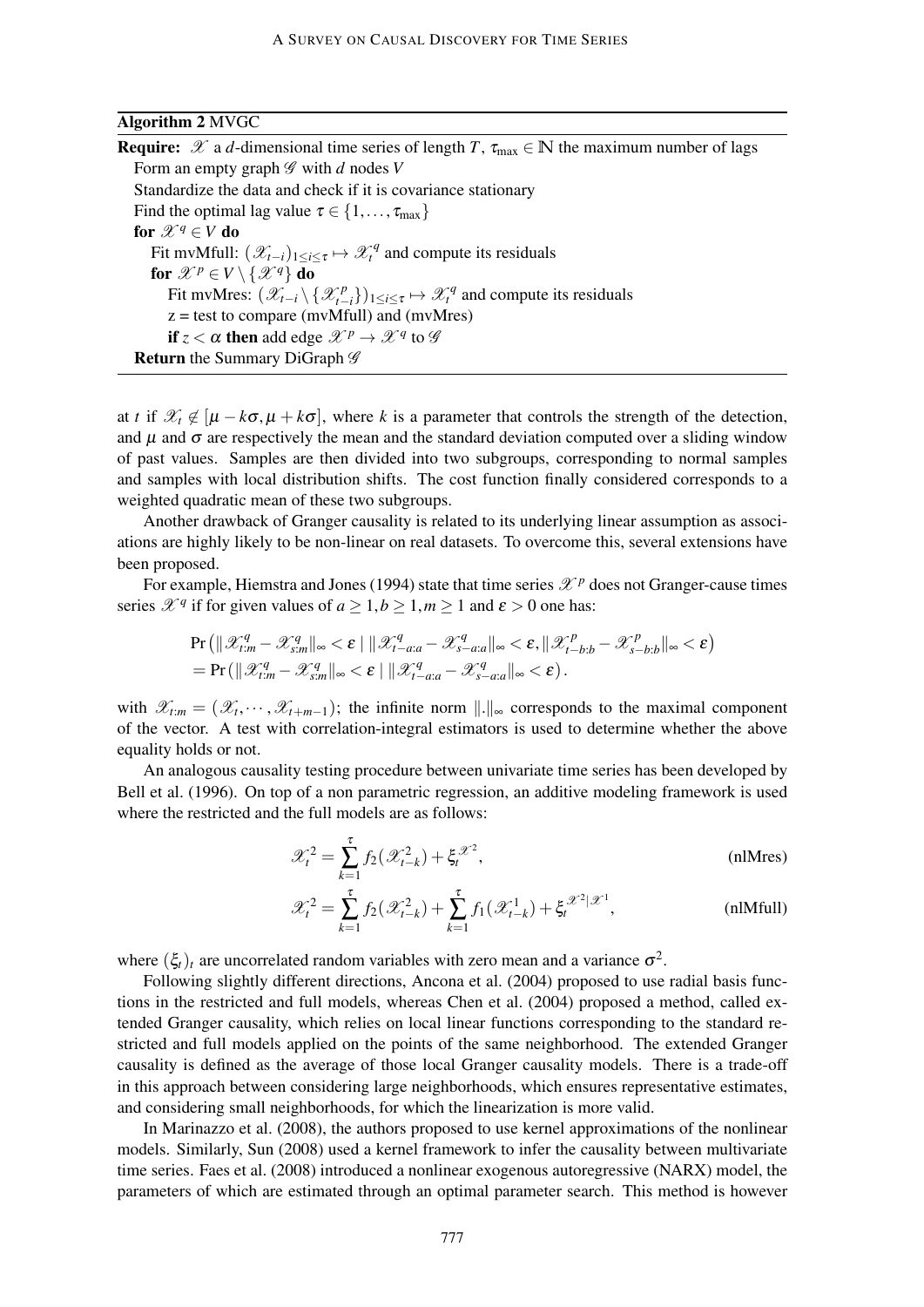**Algorithm 2** MVGC

```
Require: 𝒳 a d-dimensional time series of length T, τ_max ∈ ℕ the maximum number of lags
  Form an empty graph 𝒢 with d nodes V
  Standardize the data and check if it is covariance stationary
  Find the optimal lag value τ ∈ {1, ..., τ_max}
  for 𝒳^q ∈ V do
    Fit mvMfull: (𝒳_{t-i})_{1≤i≤τ} ↦ 𝒳_t^q and compute its residuals
    for 𝒳^p ∈ V \ {𝒳^q} do
      Fit mvMres: (𝒳_{t-i} \ {𝒳_{t-i}^p})_{1≤i≤τ} ↦ 𝒳_t^q and compute its residuals
      z = test to compare (mvMfull) and (mvMres)
      if z < α then add edge 𝒳^p → 𝒳^q to 𝒢
  Return the Summary DiGraph 𝒢
```

at $t$ if $\mathscr{X}_t \notin [\mu - k\sigma, \mu + k\sigma]$, where $k$ is a parameter that controls the strength of the detection, and $\mu$ and $\sigma$ are respectively the mean and the standard deviation computed over a sliding window of past values. Samples are then divided into two subgroups, corresponding to normal samples and samples with local distribution shifts. The cost function finally considered corresponds to a weighted quadratic mean of these two subgroups.

Another drawback of Granger causality is related to its underlying linear assumption as associations are highly likely to be non-linear on real datasets. To overcome this, several extensions have been proposed.

For example, Hiemstra and Jones (1994) state that time series $\mathscr{X}^p$ does not Granger-cause times series $\mathscr{X}^q$ if for given values of $a \geq 1, b \geq 1, m \geq 1$ and $\varepsilon > 0$ one has:

$$
\begin{aligned}
&\Pr\left(\|\mathscr{X}^q_{t:m} - \mathscr{X}^q_{s:m}\|_\infty < \varepsilon \mid \|\mathscr{X}^q_{t-a:a} - \mathscr{X}^q_{s-a:a}\|_\infty < \varepsilon, \|\mathscr{X}^p_{t-b:b} - \mathscr{X}^p_{s-b:b}\|_\infty < \varepsilon\right) \\
&= \Pr\left(\|\mathscr{X}^q_{t:m} - \mathscr{X}^q_{s:m}\|_\infty < \varepsilon \mid \|\mathscr{X}^q_{t-a:a} - \mathscr{X}^q_{s-a:a}\|_\infty < \varepsilon\right).
\end{aligned}
$$

with $\mathscr{X}_{t:m} = (\mathscr{X}_t, \cdots, \mathscr{X}_{t+m-1})$; the infinite norm $\|.\|_\infty$ corresponds to the maximal component of the vector. A test with correlation-integral estimators is used to determine whether the above equality holds or not.

An analogous causality testing procedure between univariate time series has been developed by Bell et al. (1996). On top of a non parametric regression, an additive modeling framework is used where the restricted and the full models are as follows:

$$
\mathscr{X}_t^2 = \sum_{k=1}^{\tau} f_2(\mathscr{X}_{t-k}^2) + \xi_t^{\mathscr{X}^2}, \tag{nlMres}
$$

$$
\mathscr{X}_t^2 = \sum_{k=1}^{\tau} f_2(\mathscr{X}_{t-k}^2) + \sum_{k=1}^{\tau} f_1(\mathscr{X}_{t-k}^1) + \xi_t^{\mathscr{X}^2|\mathscr{X}^1}, \tag{nlMfull}
$$

where $(\xi_t)_t$ are uncorrelated random variables with zero mean and a variance $\sigma^2$.

Following slightly different directions, Ancona et al. (2004) proposed to use radial basis functions in the restricted and full models, whereas Chen et al. (2004) proposed a method, called extended Granger causality, which relies on local linear functions corresponding to the standard restricted and full models applied on the points of the same neighborhood. The extended Granger causality is defined as the average of those local Granger causality models. There is a trade-off in this approach between considering large neighborhoods, which ensures representative estimates, and considering small neighborhoods, for which the linearization is more valid.

In Marinazzo et al. (2008), the authors proposed to use kernel approximations of the nonlinear models. Similarly, Sun (2008) used a kernel framework to infer the causality between multivariate time series. Faes et al. (2008) introduced a nonlinear exogenous autoregressive (NARX) model, the parameters of which are estimated through an optimal parameter search. This method is however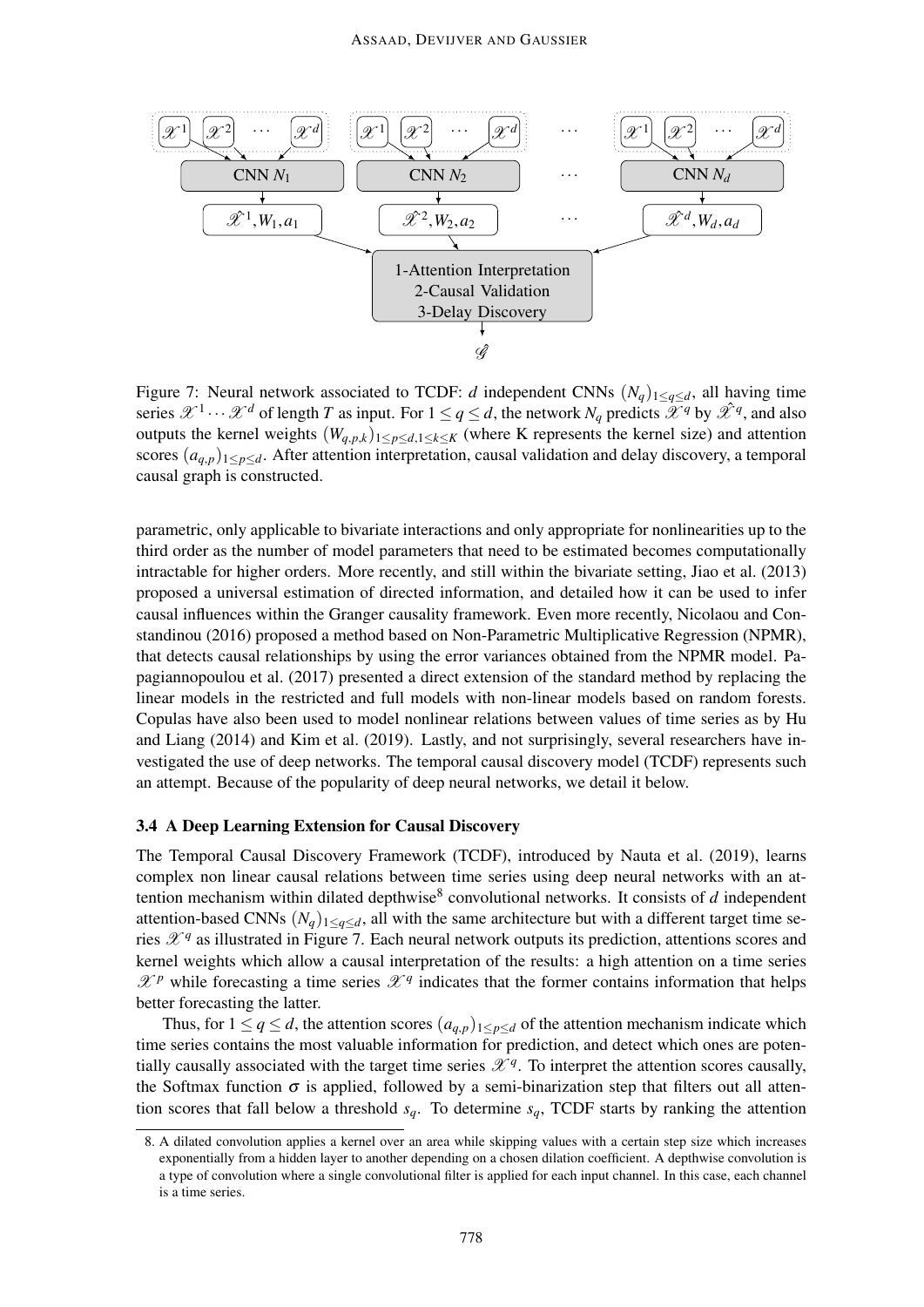Figure 7: Neural network associated to TCDF: $d$ independent CNNs $(N_q)_{1 \leq q \leq d}$, all having time series $\mathscr{X}^1 \cdots \mathscr{X}^d$ of length $T$ as input. For $1 \leq q \leq d$, the network $N_q$ predicts $\mathscr{X}^q$ by $\hat{\mathscr{X}}^q$, and also outputs the kernel weights $(W_{q,p,k})_{1 \leq p \leq d, 1 \leq k \leq K}$ (where K represents the kernel size) and attention scores $(a_{q,p})_{1 \leq p \leq d}$. After attention interpretation, causal validation and delay discovery, a temporal causal graph is constructed.

parametric, only applicable to bivariate interactions and only appropriate for nonlinearities up to the third order as the number of model parameters that need to be estimated becomes computationally intractable for higher orders. More recently, and still within the bivariate setting, Jiao et al. (2013) proposed a universal estimation of directed information, and detailed how it can be used to infer causal influences within the Granger causality framework. Even more recently, Nicolaou and Constandinou (2016) proposed a method based on Non-Parametric Multiplicative Regression (NPMR), that detects causal relationships by using the error variances obtained from the NPMR model. Papagiannopoulou et al. (2017) presented a direct extension of the standard method by replacing the linear models in the restricted and full models with non-linear models based on random forests. Copulas have also been used to model nonlinear relations between values of time series as by Hu and Liang (2014) and Kim et al. (2019). Lastly, and not surprisingly, several researchers have investigated the use of deep networks. The temporal causal discovery model (TCDF) represents such an attempt. Because of the popularity of deep neural networks, we detail it below.

### 3.4 A Deep Learning Extension for Causal Discovery

The Temporal Causal Discovery Framework (TCDF), introduced by Nauta et al. (2019), learns complex non linear causal relations between time series using deep neural networks with an attention mechanism within dilated depthwise[8] convolutional networks. It consists of $d$ independent attention-based CNNs $(N_q)_{1 \leq q \leq d}$, all with the same architecture but with a different target time series $\mathscr{X}^q$ as illustrated in Figure 7. Each neural network outputs its prediction, attentions scores and kernel weights which allow a causal interpretation of the results: a high attention on a time series $\mathscr{X}^p$ while forecasting a time series $\mathscr{X}^q$ indicates that the former contains information that helps better forecasting the latter.

Thus, for $1 \leq q \leq d$, the attention scores $(a_{q,p})_{1 \leq p \leq d}$ of the attention mechanism indicate which time series contains the most valuable information for prediction, and detect which ones are potentially causally associated with the target time series $\mathscr{X}^q$. To interpret the attention scores causally, the Softmax function $\sigma$ is applied, followed by a semi-binarization step that filters out all attention scores that fall below a threshold $s_q$. To determine $s_q$, TCDF starts by ranking the attention

8. A dilated convolution applies a kernel over an area while skipping values with a certain step size which increases exponentially from a hidden layer to another depending on a chosen dilation coefficient. A depthwise convolution is a type of convolution where a single convolutional filter is applied for each input channel. In this case, each channel is a time series.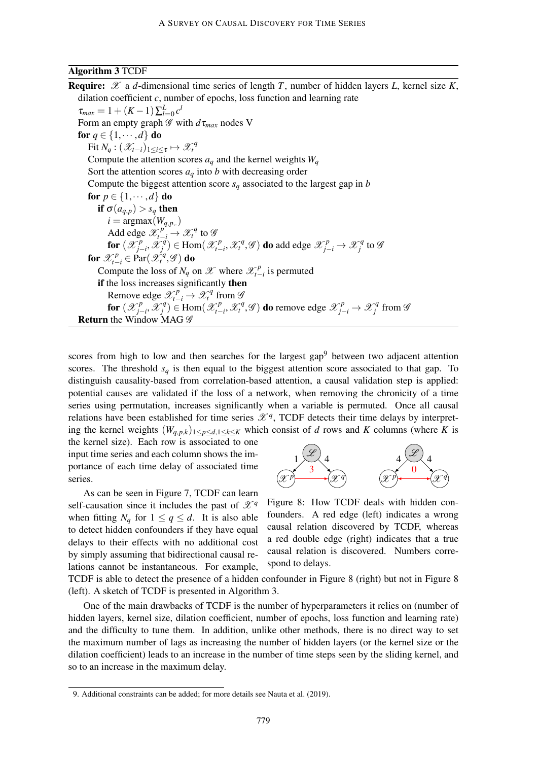**Algorithm 3** TCDF

**Require:** $\mathscr{X}$ a $d$-dimensional time series of length $T$, number of hidden layers $L$, kernel size $K$, dilation coefficient $c$, number of epochs, loss function and learning rate

$\tau_{max} = 1 + (K-1)\sum_{l=0}^{L} c^l$

Form an empty graph $\mathscr{G}$ with $d\tau_{max}$ nodes V

**for** $q \in \{1, \cdots, d\}$ **do**

  Fit $N_q : (\mathscr{X}_{t-i})_{1 \leq i \leq \tau} \mapsto \mathscr{X}_t^q$

  Compute the attention scores $a_q$ and the kernel weights $W_q$

  Sort the attention scores $a_q$ into $b$ with decreasing order

  Compute the biggest attention score $s_q$ associated to the largest gap in $b$

  **for** $p \in \{1, \cdots, d\}$ **do**

    **if** $\sigma(a_{q,p}) > s_q$ **then**

      $i = \text{argmax}(W_{q,p,.})$

      Add edge $\mathscr{X}_{t-i}^p \rightarrow \mathscr{X}_t^q$ to $\mathscr{G}$

      **for** $(\mathscr{X}_{j-i}^p, \mathscr{X}_j^q) \in \text{Hom}(\mathscr{X}_{t-i}^p, \mathscr{X}_t^q, \mathscr{G})$ **do** add edge $\mathscr{X}_{j-i}^p \rightarrow \mathscr{X}_j^q$ to $\mathscr{G}$

  **for** $\mathscr{X}_{t-i}^p \in \text{Par}(\mathscr{X}_t^q, \mathscr{G})$ **do**

    Compute the loss of $N_q$ on $\mathscr{X}$ where $\mathscr{X}_{t-i}^p$ is permuted

    **if** the loss increases significantly **then**

      Remove edge $\mathscr{X}_{t-i}^p \rightarrow \mathscr{X}_t^q$ from $\mathscr{G}$

      **for** $(\mathscr{X}_{j-i}^p, \mathscr{X}_j^q) \in \text{Hom}(\mathscr{X}_{t-i}^p, \mathscr{X}_t^q, \mathscr{G})$ **do** remove edge $\mathscr{X}_{j-i}^p \rightarrow \mathscr{X}_j^q$ from $\mathscr{G}$

**Return** the Window MAG $\mathscr{G}$

---

scores from high to low and then searches for the largest gap[9] between two adjacent attention scores. The threshold $s_q$ is then equal to the biggest attention score associated to that gap. To distinguish causality-based from correlation-based attention, a causal validation step is applied: potential causes are validated if the loss of a network, when removing the chronicity of a time series using permutation, increases significantly when a variable is permuted. Once all causal relations have been established for time series $\mathscr{X}^q$, TCDF detects their time delays by interpreting the kernel weights $(W_{q,p,k})_{1 \leq p \leq d, 1 \leq k \leq K}$ which consist of $d$ rows and $K$ columns (where $K$ is the kernel size). Each row is associated to one input time series and each column shows the importance of each time delay of associated time series.

As can be seen in Figure 7, TCDF can learn self-causation since it includes the past of $\mathscr{X}^q$ when fitting $N_q$ for $1 \leq q \leq d$. It is also able to detect hidden confounders if they have equal delays to their effects with no additional cost by simply assuming that bidirectional causal relations cannot be instantaneous. For example, TCDF is able to detect the presence of a hidden confounder in Figure 8 (right) but not in Figure 8 (left). A sketch of TCDF is presented in Algorithm 3.

Figure 8: How TCDF deals with hidden confounders. A red edge (left) indicates a wrong causal relation discovered by TCDF, whereas a red double edge (right) indicates that a true causal relation is discovered. Numbers correspond to delays.

One of the main drawbacks of TCDF is the number of hyperparameters it relies on (number of hidden layers, kernel size, dilation coefficient, number of epochs, loss function and learning rate) and the difficulty to tune them. In addition, unlike other methods, there is no direct way to set the maximum number of lags as increasing the number of hidden layers (or the kernel size or the dilation coefficient) leads to an increase in the number of time steps seen by the sliding kernel, and so to an increase in the maximum delay.

---

9. Additional constraints can be added; for more details see Nauta et al. (2019).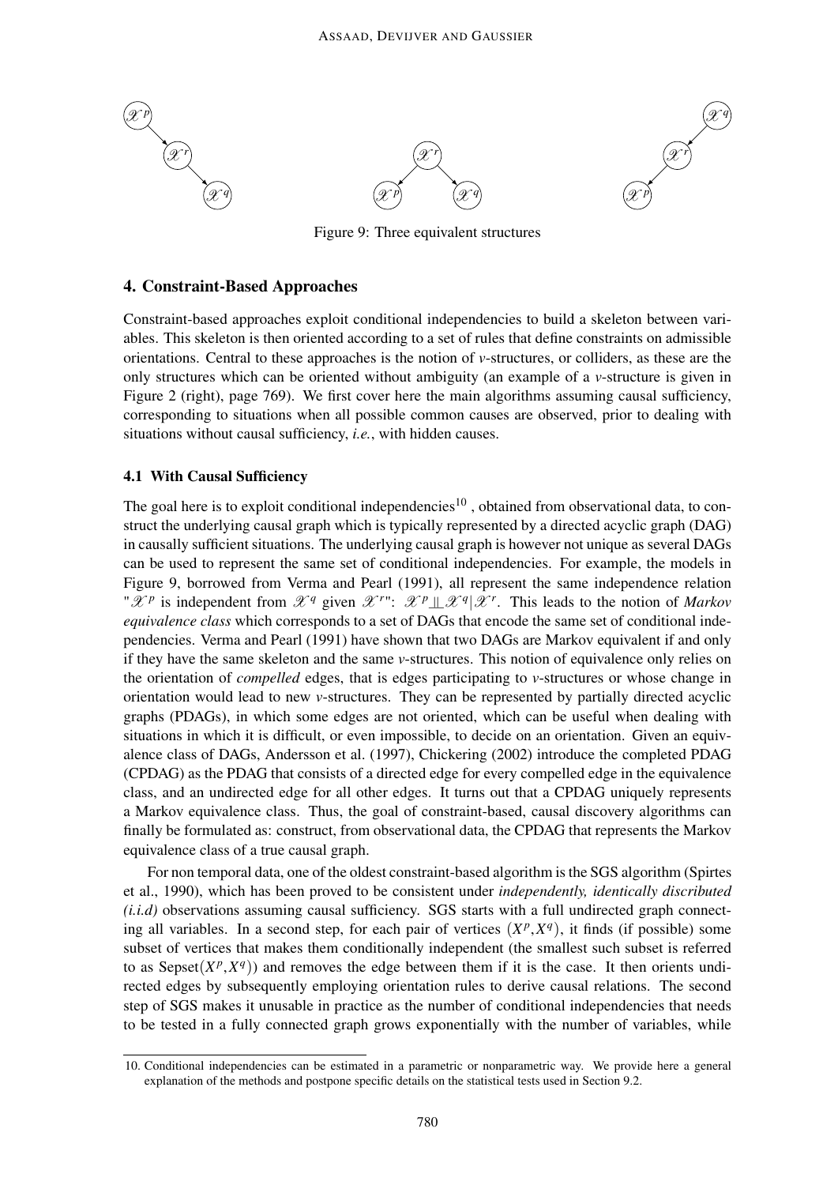Figure 9: Three equivalent structures

## 4. Constraint-Based Approaches

Constraint-based approaches exploit conditional independencies to build a skeleton between variables. This skeleton is then oriented according to a set of rules that define constraints on admissible orientations. Central to these approaches is the notion of *v*-structures, or colliders, as these are the only structures which can be oriented without ambiguity (an example of a *v*-structure is given in Figure 2 (right), page 769). We first cover here the main algorithms assuming causal sufficiency, corresponding to situations when all possible common causes are observed, prior to dealing with situations without causal sufficiency, *i.e.*, with hidden causes.

### 4.1 With Causal Sufficiency

The goal here is to exploit conditional independencies[10] , obtained from observational data, to construct the underlying causal graph which is typically represented by a directed acyclic graph (DAG) in causally sufficient situations. The underlying causal graph is however not unique as several DAGs can be used to represent the same set of conditional independencies. For example, the models in Figure 9, borrowed from Verma and Pearl (1991), all represent the same independence relation "$\mathscr{X}^p$ is independent from $\mathscr{X}^q$ given $\mathscr{X}^r$": $\mathscr{X}^p \perp\!\!\!\perp \mathscr{X}^q | \mathscr{X}^r$. This leads to the notion of *Markov equivalence class* which corresponds to a set of DAGs that encode the same set of conditional independencies. Verma and Pearl (1991) have shown that two DAGs are Markov equivalent if and only if they have the same skeleton and the same *v*-structures. This notion of equivalence only relies on the orientation of *compelled* edges, that is edges participating to *v*-structures or whose change in orientation would lead to new *v*-structures. They can be represented by partially directed acyclic graphs (PDAGs), in which some edges are not oriented, which can be useful when dealing with situations in which it is difficult, or even impossible, to decide on an orientation. Given an equivalence class of DAGs, Andersson et al. (1997), Chickering (2002) introduce the completed PDAG (CPDAG) as the PDAG that consists of a directed edge for every compelled edge in the equivalence class, and an undirected edge for all other edges. It turns out that a CPDAG uniquely represents a Markov equivalence class. Thus, the goal of constraint-based, causal discovery algorithms can finally be formulated as: construct, from observational data, the CPDAG that represents the Markov equivalence class of a true causal graph.

For non temporal data, one of the oldest constraint-based algorithm is the SGS algorithm (Spirtes et al., 1990), which has been proved to be consistent under *independently, identically discributed (i.i.d)* observations assuming causal sufficiency. SGS starts with a full undirected graph connecting all variables. In a second step, for each pair of vertices $(X^p, X^q)$, it finds (if possible) some subset of vertices that makes them conditionally independent (the smallest such subset is referred to as $\text{Sepset}(X^p, X^q)$) and removes the edge between them if it is the case. It then orients undirected edges by subsequently employing orientation rules to derive causal relations. The second step of SGS makes it unusable in practice as the number of conditional independencies that needs to be tested in a fully connected graph grows exponentially with the number of variables, while

10. Conditional independencies can be estimated in a parametric or nonparametric way. We provide here a general explanation of the methods and postpone specific details on the statistical tests used in Section 9.2.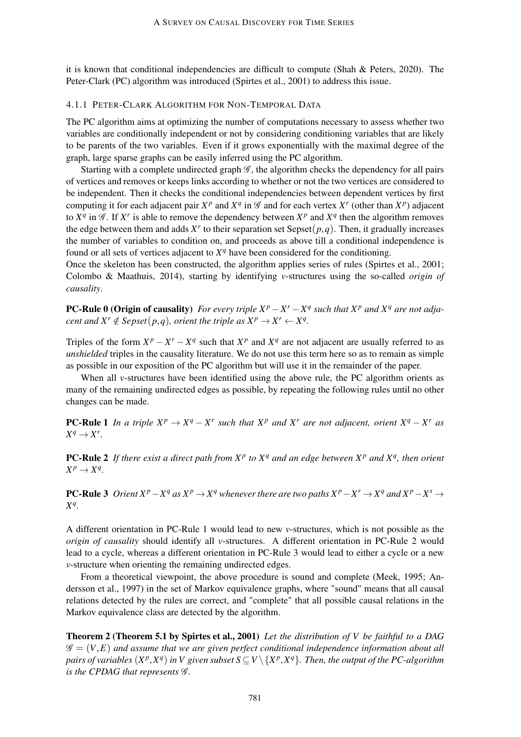it is known that conditional independencies are difficult to compute (Shah & Peters, 2020). The Peter-Clark (PC) algorithm was introduced (Spirtes et al., 2001) to address this issue.

#### 4.1.1 Peter-Clark Algorithm for Non-Temporal Data

The PC algorithm aims at optimizing the number of computations necessary to assess whether two variables are conditionally independent or not by considering conditioning variables that are likely to be parents of the two variables. Even if it grows exponentially with the maximal degree of the graph, large sparse graphs can be easily inferred using the PC algorithm.

Starting with a complete undirected graph $\mathscr{G}$, the algorithm checks the dependency for all pairs of vertices and removes or keeps links according to whether or not the two vertices are considered to be independent. Then it checks the conditional independencies between dependent vertices by first computing it for each adjacent pair $X^p$ and $X^q$ in $\mathscr{G}$ and for each vertex $X^r$ (other than $X^p$) adjacent to $X^q$ in $\mathscr{G}$. If $X^r$ is able to remove the dependency between $X^p$ and $X^q$ then the algorithm removes the edge between them and adds $X^r$ to their separation set $\text{Sepset}(p,q)$. Then, it gradually increases the number of variables to condition on, and proceeds as above till a conditional independence is found or all sets of vertices adjacent to $X^q$ have been considered for the conditioning.

Once the skeleton has been constructed, the algorithm applies series of rules (Spirtes et al., 2001; Colombo & Maathuis, 2014), starting by identifying *v*-structures using the so-called *origin of causality*.

**PC-Rule 0 (Origin of causality)** *For every triple $X^p - X^r - X^q$ such that $X^p$ and $X^q$ are not adjacent and $X^r \notin Sepset(p,q)$, orient the triple as $X^p \rightarrow X^r \leftarrow X^q$.*

Triples of the form $X^p - X^r - X^q$ such that $X^p$ and $X^q$ are not adjacent are usually referred to as *unshielded* triples in the causality literature. We do not use this term here so as to remain as simple as possible in our exposition of the PC algorithm but will use it in the remainder of the paper.

When all *v*-structures have been identified using the above rule, the PC algorithm orients as many of the remaining undirected edges as possible, by repeating the following rules until no other changes can be made.

**PC-Rule 1** *In a triple $X^p \rightarrow X^q - X^r$ such that $X^p$ and $X^r$ are not adjacent, orient $X^q - X^r$ as $X^q \rightarrow X^r$.*

**PC-Rule 2** *If there exist a direct path from $X^p$ to $X^q$ and an edge between $X^p$ and $X^q$, then orient $X^p \rightarrow X^q$.*

**PC-Rule 3** *Orient $X^p - X^q$ as $X^p \rightarrow X^q$ whenever there are two paths $X^p - X^r \rightarrow X^q$ and $X^p - X^s \rightarrow X^q$.*

A different orientation in PC-Rule 1 would lead to new *v*-structures, which is not possible as the *origin of causality* should identify all *v*-structures. A different orientation in PC-Rule 2 would lead to a cycle, whereas a different orientation in PC-Rule 3 would lead to either a cycle or a new *v*-structure when orienting the remaining undirected edges.

From a theoretical viewpoint, the above procedure is sound and complete (Meek, 1995; Andersson et al., 1997) in the set of Markov equivalence graphs, where "sound" means that all causal relations detected by the rules are correct, and "complete" that all possible causal relations in the Markov equivalence class are detected by the algorithm.

**Theorem 2 (Theorem 5.1 by Spirtes et al., 2001)** *Let the distribution of $V$ be faithful to a DAG $\mathscr{G} = (V,E)$ and assume that we are given perfect conditional independence information about all pairs of variables $(X^p, X^q)$ in $V$ given subset $S \subseteq V \setminus \{X^p, X^q\}$. Then, the output of the PC-algorithm is the CPDAG that represents $\mathscr{G}$.*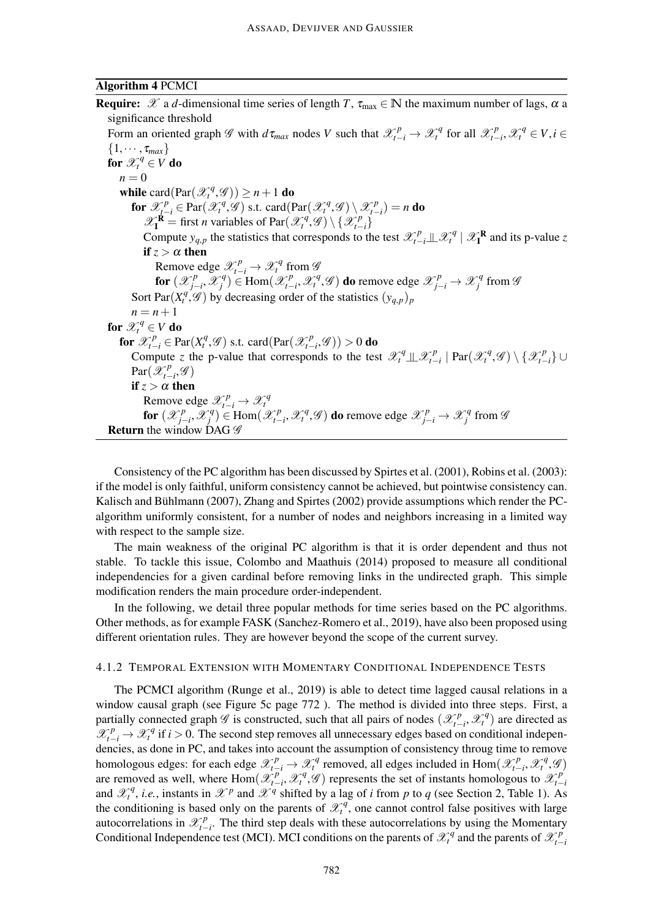**Algorithm 4** PCMCI

---

**Require:** $\mathscr{X}$ a $d$-dimensional time series of length $T$, $\tau_{\max} \in \mathbb{N}$ the maximum number of lags, $\alpha$ a significance threshold

Form an oriented graph $\mathscr{G}$ with $d\tau_{max}$ nodes $V$ such that $\mathscr{X}^p_{t-i} \to \mathscr{X}^q_t$ for all $\mathscr{X}^p_{t-i}, \mathscr{X}^q_t \in V, i \in \{1, \cdots, \tau_{max}\}$

**for** $\mathscr{X}^q_t \in V$ **do**

  $n = 0$

  **while** $\text{card}(\text{Par}(\mathscr{X}^q_t, \mathscr{G})) \geq n+1$ **do**

    **for** $\mathscr{X}^p_{t-i} \in \text{Par}(\mathscr{X}^q_t, \mathscr{G})$ s.t. $\text{card}(\text{Par}(\mathscr{X}^q_t, \mathscr{G}) \setminus \mathscr{X}^p_{t-i}) = n$ **do**

      $\mathscr{X}^{\mathbf{R}}_{\mathbf{I}} =$ first $n$ variables of $\text{Par}(\mathscr{X}^q_t, \mathscr{G}) \setminus \{\mathscr{X}^p_{t-i}\}$

      Compute $y_{q,p}$ the statistics that corresponds to the test $\mathscr{X}^p_{t-i} \perp\!\!\!\perp \mathscr{X}^q_t \mid \mathscr{X}^{\mathbf{R}}_{\mathbf{I}}$ and its p-value $z$

      **if** $z > \alpha$ **then**

        Remove edge $\mathscr{X}^p_{t-i} \to \mathscr{X}^q_t$ from $\mathscr{G}$

        **for** $(\mathscr{X}^p_{j-i}, \mathscr{X}^q_j) \in \text{Hom}(\mathscr{X}^p_{t-i}, \mathscr{X}^q_t, \mathscr{G})$ **do** remove edge $\mathscr{X}^p_{j-i} \to \mathscr{X}^q_j$ from $\mathscr{G}$

    Sort $\text{Par}(X^q_t, \mathscr{G})$ by decreasing order of the statistics $(y_{q,p})_p$

    $n = n+1$

**for** $\mathscr{X}^q_t \in V$ **do**

  **for** $\mathscr{X}^p_{t-i} \in \text{Par}(X^q_t, \mathscr{G})$ s.t. $\text{card}(\text{Par}(\mathscr{X}^p_{t-i}, \mathscr{G})) > 0$ **do**

    Compute $z$ the p-value that corresponds to the test $\mathscr{X}^q_t \perp\!\!\!\perp \mathscr{X}^p_{t-i} \mid \text{Par}(\mathscr{X}^q_t, \mathscr{G}) \setminus \{\mathscr{X}^p_{t-i}\} \cup \text{Par}(\mathscr{X}^p_{t-i}, \mathscr{G})$

    **if** $z > \alpha$ **then**

      Remove edge $\mathscr{X}^p_{t-i} \to \mathscr{X}^q_t$

      **for** $(\mathscr{X}^p_{j-i}, \mathscr{X}^q_j) \in \text{Hom}(\mathscr{X}^p_{t-i}, \mathscr{X}^q_t, \mathscr{G})$ **do** remove edge $\mathscr{X}^p_{j-i} \to \mathscr{X}^q_j$ from $\mathscr{G}$

**Return** the window DAG $\mathscr{G}$

---

Consistency of the PC algorithm has been discussed by Spirtes et al. (2001), Robins et al. (2003): if the model is only faithful, uniform consistency cannot be achieved, but pointwise consistency can. Kalisch and Bühlmann (2007), Zhang and Spirtes (2002) provide assumptions which render the PC-algorithm uniformly consistent, for a number of nodes and neighbors increasing in a limited way with respect to the sample size.

The main weakness of the original PC algorithm is that it is order dependent and thus not stable. To tackle this issue, Colombo and Maathuis (2014) proposed to measure all conditional independencies for a given cardinal before removing links in the undirected graph. This simple modification renders the main procedure order-independent.

In the following, we detail three popular methods for time series based on the PC algorithms. Other methods, as for example FASK (Sanchez-Romero et al., 2019), have also been proposed using different orientation rules. They are however beyond the scope of the current survey.

#### 4.1.2 Temporal Extension with Momentary Conditional Independence Tests

The PCMCI algorithm (Runge et al., 2019) is able to detect time lagged causal relations in a window causal graph (see Figure 5c page 772 ). The method is divided into three steps. First, a partially connected graph $\mathscr{G}$ is constructed, such that all pairs of nodes $(\mathscr{X}^p_{t-i}, \mathscr{X}^q_t)$ are directed as $\mathscr{X}^p_{t-i} \to \mathscr{X}^q_t$ if $i > 0$. The second step removes all unnecessary edges based on conditional independencies, as done in PC, and takes into account the assumption of consistency throug time to remove homologous edges: for each edge $\mathscr{X}^p_{t-i} \to \mathscr{X}^q_t$ removed, all edges included in $\text{Hom}(\mathscr{X}^p_{t-i}, \mathscr{X}^q_t, \mathscr{G})$ are removed as well, where $\text{Hom}(\mathscr{X}^p_{t-i}, \mathscr{X}^q_t, \mathscr{G})$ represents the set of instants homologous to $\mathscr{X}^p_{t-i}$ and $\mathscr{X}^q_t$, *i.e.*, instants in $\mathscr{X}^p$ and $\mathscr{X}^q$ shifted by a lag of $i$ from $p$ to $q$ (see Section 2, Table 1). As the conditioning is based only on the parents of $\mathscr{X}^q_t$, one cannot control false positives with large autocorrelations in $\mathscr{X}^p_{t-i}$. The third step deals with these autocorrelations by using the Momentary Conditional Independence test (MCI). MCI conditions on the parents of $\mathscr{X}^q_t$ and the parents of $\mathscr{X}^p_{t-i}$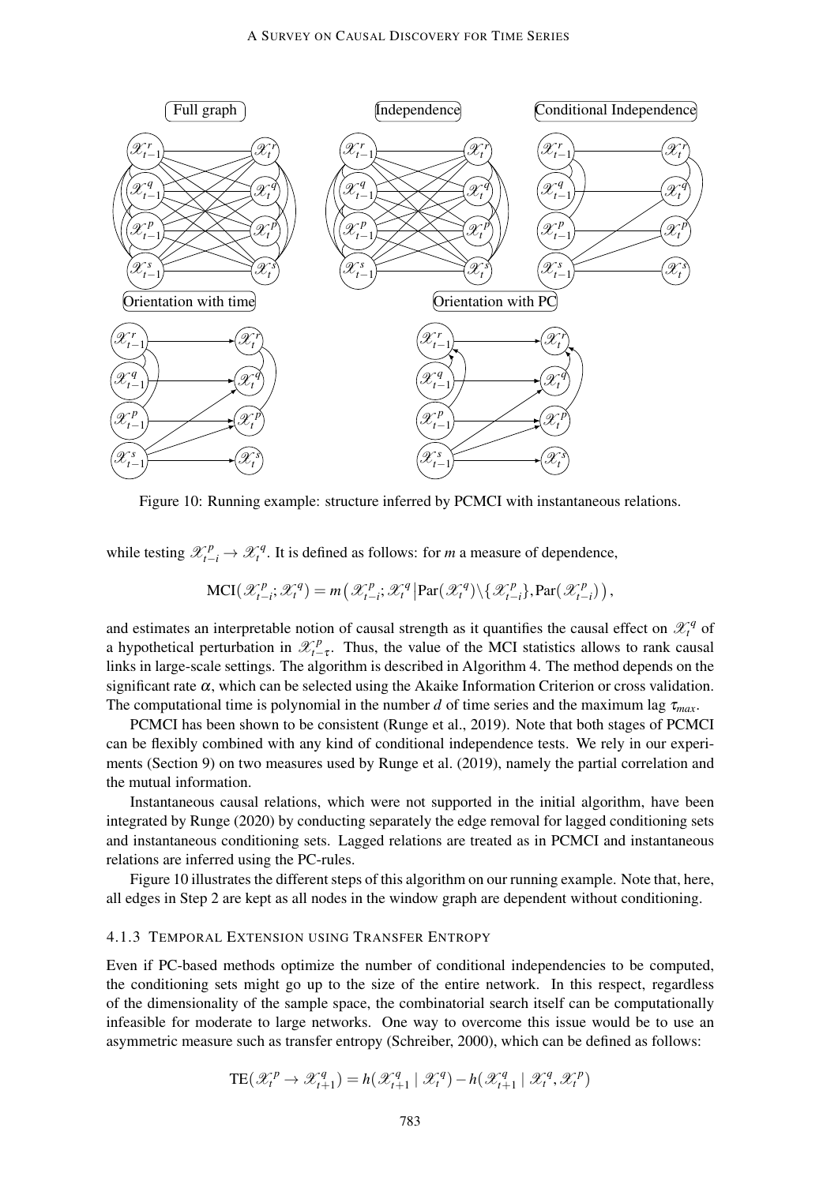Figure 10: Running example: structure inferred by PCMCI with instantaneous relations.

while testing $\mathscr{X}^p_{t-i} \to \mathscr{X}^q_t$. It is defined as follows: for $m$ a measure of dependence,

$$\mathrm{MCI}(\mathscr{X}^p_{t-i}; \mathscr{X}^q_t) = m\left(\mathscr{X}^p_{t-i}; \mathscr{X}^q_t \,\middle|\, \mathrm{Par}(\mathscr{X}^q_t) \setminus \{\mathscr{X}^p_{t-i}\}, \mathrm{Par}(\mathscr{X}^p_{t-i})\right),$$

and estimates an interpretable notion of causal strength as it quantifies the causal effect on $\mathscr{X}^q_t$ of a hypothetical perturbation in $\mathscr{X}^p_{t-\tau}$. Thus, the value of the MCI statistics allows to rank causal links in large-scale settings. The algorithm is described in Algorithm 4. The method depends on the significant rate $\alpha$, which can be selected using the Akaike Information Criterion or cross validation. The computational time is polynomial in the number $d$ of time series and the maximum lag $\tau_{max}$.

PCMCI has been shown to be consistent (Runge et al., 2019). Note that both stages of PCMCI can be flexibly combined with any kind of conditional independence tests. We rely in our experiments (Section 9) on two measures used by Runge et al. (2019), namely the partial correlation and the mutual information.

Instantaneous causal relations, which were not supported in the initial algorithm, have been integrated by Runge (2020) by conducting separately the edge removal for lagged conditioning sets and instantaneous conditioning sets. Lagged relations are treated as in PCMCI and instantaneous relations are inferred using the PC-rules.

Figure 10 illustrates the different steps of this algorithm on our running example. Note that, here, all edges in Step 2 are kept as all nodes in the window graph are dependent without conditioning.

### 4.1.3 Temporal Extension using Transfer Entropy

Even if PC-based methods optimize the number of conditional independencies to be computed, the conditioning sets might go up to the size of the entire network. In this respect, regardless of the dimensionality of the sample space, the combinatorial search itself can be computationally infeasible for moderate to large networks. One way to overcome this issue would be to use an asymmetric measure such as transfer entropy (Schreiber, 2000), which can be defined as follows:

$$\mathrm{TE}(\mathscr{X}^p_t \to \mathscr{X}^q_{t+1}) = h(\mathscr{X}^q_{t+1} \mid \mathscr{X}^q_t) - h(\mathscr{X}^q_{t+1} \mid \mathscr{X}^q_t, \mathscr{X}^p_t)$$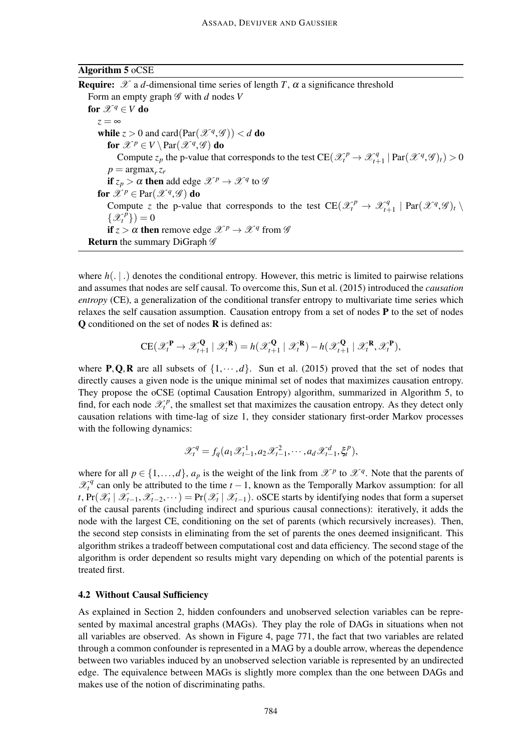**Algorithm 5** oCSE

---

**Require:** $\mathscr{X}$ a $d$-dimensional time series of length $T$, $\alpha$ a significance threshold
  Form an empty graph $\mathscr{G}$ with $d$ nodes $V$
  **for** $\mathscr{X}^q \in V$ **do**
    $z = \infty$
    **while** $z > 0$ and $\text{card}(\text{Par}(\mathscr{X}^q, \mathscr{G})) < d$ **do**
      **for** $\mathscr{X}^p \in V \setminus \text{Par}(\mathscr{X}^q, \mathscr{G})$ **do**
        Compute $z_p$ the p-value that corresponds to the test $\text{CE}(\mathscr{X}^p_t \rightarrow \mathscr{X}^q_{t+1} \mid \text{Par}(\mathscr{X}^q, \mathscr{G})_t) > 0$
      $p = \text{argmax}_r z_r$
      **if** $z_p > \alpha$ **then** add edge $\mathscr{X}^p \rightarrow \mathscr{X}^q$ to $\mathscr{G}$
    **for** $\mathscr{X}^p \in \text{Par}(\mathscr{X}^q, \mathscr{G})$ **do**
      Compute $z$ the p-value that corresponds to the test $\text{CE}(\mathscr{X}^p_t \rightarrow \mathscr{X}^q_{t+1} \mid \text{Par}(\mathscr{X}^q, \mathscr{G})_t \setminus \{\mathscr{X}^p_t\}) = 0$
      **if** $z > \alpha$ **then** remove edge $\mathscr{X}^p \rightarrow \mathscr{X}^q$ from $\mathscr{G}$
  **Return** the summary DiGraph $\mathscr{G}$

---

where $h(.\mid.)$ denotes the conditional entropy. However, this metric is limited to pairwise relations and assumes that nodes are self causal. To overcome this, Sun et al. (2015) introduced the *causation entropy* (CE), a generalization of the conditional transfer entropy to multivariate time series which relaxes the self causation assumption. Causation entropy from a set of nodes $\mathbf{P}$ to the set of nodes $\mathbf{Q}$ conditioned on the set of nodes $\mathbf{R}$ is defined as:

$$\text{CE}(\mathscr{X}^{\mathbf{P}}_t \rightarrow \mathscr{X}^{\mathbf{Q}}_{t+1} \mid \mathscr{X}^{\mathbf{R}}_t) = h(\mathscr{X}^{\mathbf{Q}}_{t+1} \mid \mathscr{X}^{\mathbf{R}}_t) - h(\mathscr{X}^{\mathbf{Q}}_{t+1} \mid \mathscr{X}^{\mathbf{R}}_t, \mathscr{X}^{\mathbf{P}}_t),$$

where $\mathbf{P}, \mathbf{Q}, \mathbf{R}$ are all subsets of $\{1, \cdots, d\}$. Sun et al. (2015) proved that the set of nodes that directly causes a given node is the unique minimal set of nodes that maximizes causation entropy. They propose the oCSE (optimal Causation Entropy) algorithm, summarized in Algorithm 5, to find, for each node $\mathscr{X}^p_t$, the smallest set that maximizes the causation entropy. As they detect only causation relations with time-lag of size 1, they consider stationary first-order Markov processes with the following dynamics:

$$\mathscr{X}^q_t = f_q(a_1 \mathscr{X}^1_{t-1}, a_2 \mathscr{X}^2_{t-1}, \cdots, a_d \mathscr{X}^d_{t-1}, \xi^p_t),$$

where for all $p \in \{1, \ldots, d\}$, $a_p$ is the weight of the link from $\mathscr{X}^p$ to $\mathscr{X}^q$. Note that the parents of $\mathscr{X}^q_t$ can only be attributed to the time $t-1$, known as the Temporally Markov assumption: for all $t$, $\Pr(\mathscr{X}_t \mid \mathscr{X}_{t-1}, \mathscr{X}_{t-2}, \cdots) = \Pr(\mathscr{X}_t \mid \mathscr{X}_{t-1})$. oSCE starts by identifying nodes that form a superset of the causal parents (including indirect and spurious causal connections): iteratively, it adds the node with the largest CE, conditioning on the set of parents (which recursively increases). Then, the second step consists in eliminating from the set of parents the ones deemed insignificant. This algorithm strikes a tradeoff between computational cost and data efficiency. The second stage of the algorithm is order dependent so results might vary depending on which of the potential parents is treated first.

### 4.2 Without Causal Sufficiency

As explained in Section 2, hidden confounders and unobserved selection variables can be represented by maximal ancestral graphs (MAGs). They play the role of DAGs in situations when not all variables are observed. As shown in Figure 4, page 771, the fact that two variables are related through a common confounder is represented in a MAG by a double arrow, whereas the dependence between two variables induced by an unobserved selection variable is represented by an undirected edge. The equivalence between MAGs is slightly more complex than the one between DAGs and makes use of the notion of discriminating paths.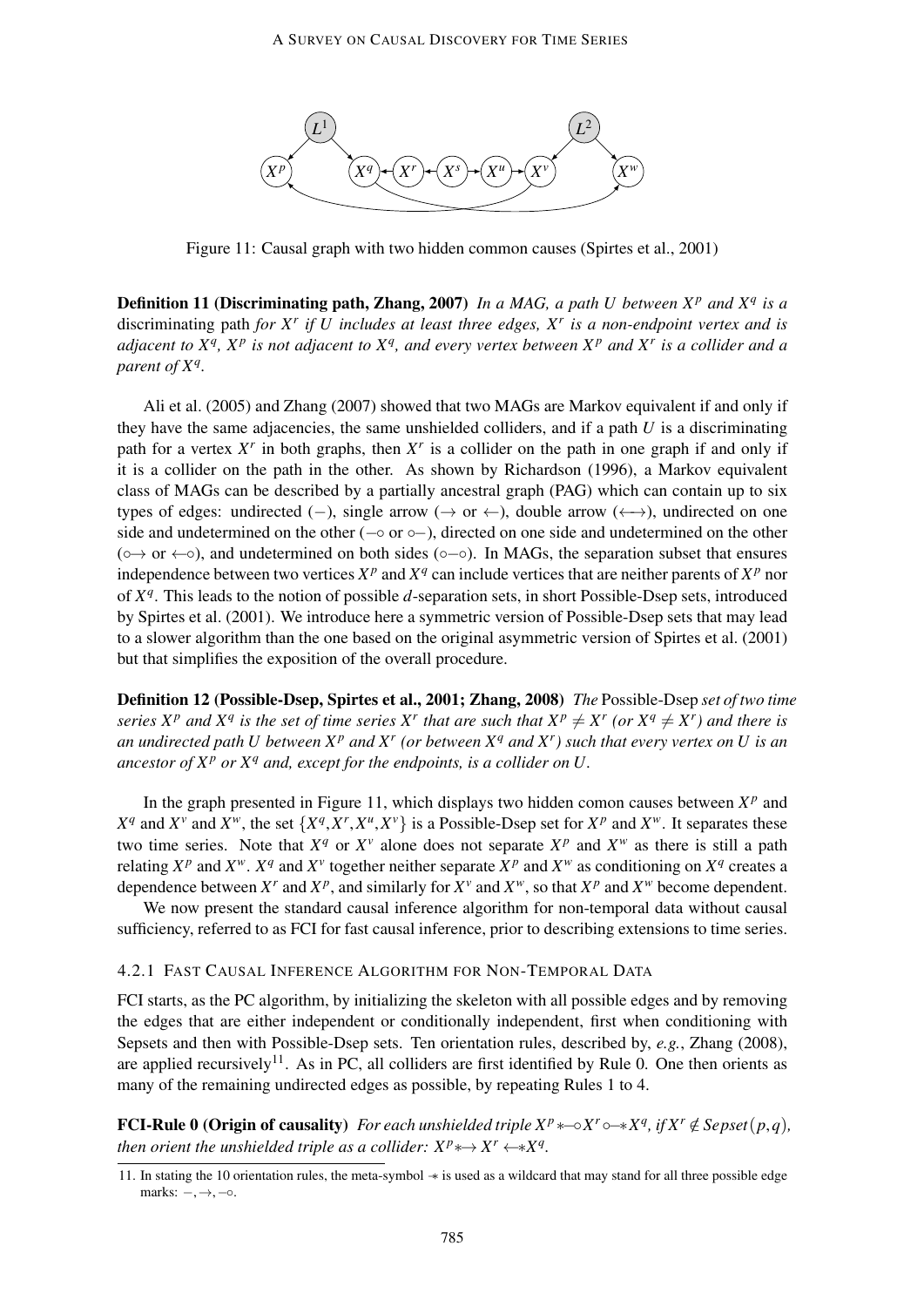Figure 11: Causal graph with two hidden common causes (Spirtes et al., 2001)

**Definition 11 (Discriminating path, Zhang, 2007)** *In a MAG, a path $U$ between $X^p$ and $X^q$ is a* discriminating path *for $X^r$ if $U$ includes at least three edges, $X^r$ is a non-endpoint vertex and is adjacent to $X^q$, $X^p$ is not adjacent to $X^q$, and every vertex between $X^p$ and $X^r$ is a collider and a parent of $X^q$.*

Ali et al. (2005) and Zhang (2007) showed that two MAGs are Markov equivalent if and only if they have the same adjacencies, the same unshielded colliders, and if a path $U$ is a discriminating path for a vertex $X^r$ in both graphs, then $X^r$ is a collider on the path in one graph if and only if it is a collider on the path in the other. As shown by Richardson (1996), a Markov equivalent class of MAGs can be described by a partially ancestral graph (PAG) which can contain up to six types of edges: undirected ($-$), single arrow ($\rightarrow$ or $\leftarrow$), double arrow ($\longleftrightarrow$), undirected on one side and undetermined on the other ($-\circ$ or $\circ-$), directed on one side and undetermined on the other ($\circ\!\!\rightarrow$ or $\leftarrow\!\!\circ$), and undetermined on both sides ($\circ\!-\!\circ$). In MAGs, the separation subset that ensures independence between two vertices $X^p$ and $X^q$ can include vertices that are neither parents of $X^p$ nor of $X^q$. This leads to the notion of possible $d$-separation sets, in short Possible-Dsep sets, introduced by Spirtes et al. (2001). We introduce here a symmetric version of Possible-Dsep sets that may lead to a slower algorithm than the one based on the original asymmetric version of Spirtes et al. (2001) but that simplifies the exposition of the overall procedure.

**Definition 12 (Possible-Dsep, Spirtes et al., 2001; Zhang, 2008)** *The* Possible-Dsep *set of two time series $X^p$ and $X^q$ is the set of time series $X^r$ that are such that $X^p \neq X^r$ (or $X^q \neq X^r$) and there is an undirected path $U$ between $X^p$ and $X^r$ (or between $X^q$ and $X^r$) such that every vertex on $U$ is an ancestor of $X^p$ or $X^q$ and, except for the endpoints, is a collider on $U$.*

In the graph presented in Figure 11, which displays two hidden comon causes between $X^p$ and $X^q$ and $X^v$ and $X^w$, the set $\{X^q, X^r, X^u, X^v\}$ is a Possible-Dsep set for $X^p$ and $X^w$. It separates these two time series. Note that $X^q$ or $X^v$ alone does not separate $X^p$ and $X^w$ as there is still a path relating $X^p$ and $X^w$. $X^q$ and $X^v$ together neither separate $X^p$ and $X^w$ as conditioning on $X^q$ creates a dependence between $X^r$ and $X^p$, and similarly for $X^v$ and $X^w$, so that $X^p$ and $X^w$ become dependent.

We now present the standard causal inference algorithm for non-temporal data without causal sufficiency, referred to as FCI for fast causal inference, prior to describing extensions to time series.

### 4.2.1 Fast Causal Inference Algorithm for Non-Temporal Data

FCI starts, as the PC algorithm, by initializing the skeleton with all possible edges and by removing the edges that are either independent or conditionally independent, first when conditioning with Sepsets and then with Possible-Dsep sets. Ten orientation rules, described by, *e.g.*, Zhang (2008), are applied recursively[11]. As in PC, all colliders are first identified by Rule 0. One then orients as many of the remaining undirected edges as possible, by repeating Rules 1 to 4.

**FCI-Rule 0 (Origin of causality)** *For each unshielded triple $X^p \ast\!\!-\!\!\circ X^r \circ\!\!-\!\!\ast X^q$, if $X^r \notin Sepset(p,q)$, then orient the unshielded triple as a collider: $X^p \ast\!\!\rightarrow X^r \leftarrow\!\!\ast X^q$.*

11. In stating the 10 orientation rules, the meta-symbol $-\!\ast$ is used as a wildcard that may stand for all three possible edge marks: $-, \rightarrow, -\circ$.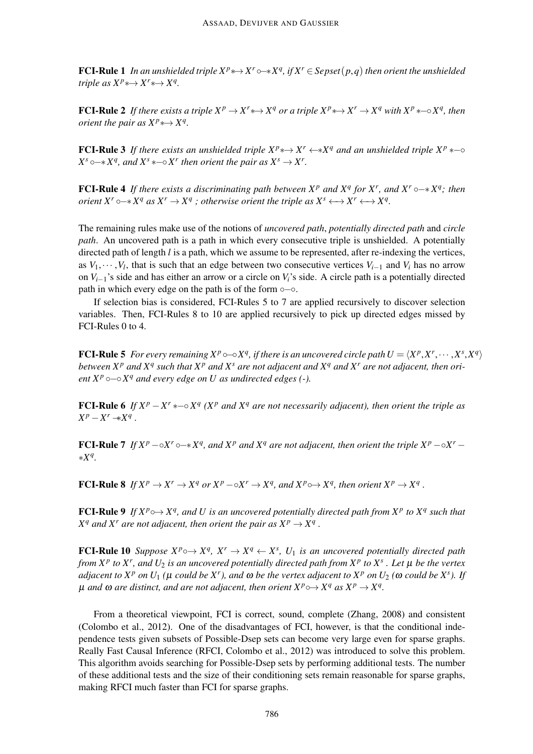**FCI-Rule 1** *In an unshielded triple $X^p {*\!\!\rightarrow} X^r \circ\!\!-\!\!* X^q$, if $X^r \in Sepset(p,q)$ then orient the unshielded triple as $X^p {*\!\!\rightarrow} X^r {*\!\!\rightarrow} X^q$.*

**FCI-Rule 2** *If there exists a triple $X^p \rightarrow X^r {*\!\!\rightarrow} X^q$ or a triple $X^p {*\!\!\rightarrow} X^r \rightarrow X^q$ with $X^p *\!\!-\!\!\circ X^q$, then orient the pair as $X^p {*\!\!\rightarrow} X^q$.*

**FCI-Rule 3** *If there exists an unshielded triple $X^p {*\!\!\rightarrow} X^r \leftarrow\!\!* X^q$ and an unshielded triple $X^p *\!\!-\!\!\circ X^s \circ\!\!-\!\!* X^q$, and $X^s *\!\!-\!\!\circ X^r$ then orient the pair as $X^s \rightarrow X^r$.*

**FCI-Rule 4** *If there exists a discriminating path between $X^p$ and $X^q$ for $X^r$, and $X^r \circ\!\!-\!\!* X^q$; then orient $X^r \circ\!\!-\!\!* X^q$ as $X^r \rightarrow X^q$ ; otherwise orient the triple as $X^s \longleftrightarrow X^r \longleftrightarrow X^q$.*

The remaining rules make use of the notions of *uncovered path*, *potentially directed path* and *circle path*. An uncovered path is a path in which every consecutive triple is unshielded. A potentially directed path of length $l$ is a path, which we assume to be represented, after re-indexing the vertices, as $V_1, \cdots, V_l$, that is such that an edge between two consecutive vertices $V_{i-1}$ and $V_i$ has no arrow on $V_{i-1}$'s side and has either an arrow or a circle on $V_i$'s side. A circle path is a potentially directed path in which every edge on the path is of the form $\circ\!\!-\!\!\circ$.

If selection bias is considered, FCI-Rules 5 to 7 are applied recursively to discover selection variables. Then, FCI-Rules 8 to 10 are applied recursively to pick up directed edges missed by FCI-Rules 0 to 4.

**FCI-Rule 5** *For every remaining $X^p \circ\!\!-\!\!\circ X^q$, if there is an uncovered circle path $U = \langle X^p, X^r, \cdots, X^s, X^q \rangle$ between $X^p$ and $X^q$ such that $X^p$ and $X^s$ are not adjacent and $X^q$ and $X^r$ are not adjacent, then orient $X^p \circ\!\!-\!\!\circ X^q$ and every edge on $U$ as undirected edges (-).*

**FCI-Rule 6** *If $X^p - X^r *\!\!-\!\!\circ X^q$ ($X^p$ and $X^q$ are not necessarily adjacent), then orient the triple as $X^p - X^r -\!\!* X^q$ .*

**FCI-Rule 7** *If $X^p - \circ X^r \circ\!\!-\!\!* X^q$, and $X^p$ and $X^q$ are not adjacent, then orient the triple $X^p - \circ X^r - * X^q$.*

**FCI-Rule 8** *If $X^p \rightarrow X^r \rightarrow X^q$ or $X^p - \circ X^r \rightarrow X^q$, and $X^p \circ\!\!\rightarrow X^q$, then orient $X^p \rightarrow X^q$ .*

**FCI-Rule 9** *If $X^p \circ\!\!\rightarrow X^q$, and $U$ is an uncovered potentially directed path from $X^p$ to $X^q$ such that $X^q$ and $X^r$ are not adjacent, then orient the pair as $X^p \rightarrow X^q$ .*

**FCI-Rule 10** *Suppose $X^p \circ\!\!\rightarrow X^q$, $X^r \rightarrow X^q \leftarrow X^s$, $U_1$ is an uncovered potentially directed path from $X^p$ to $X^r$, and $U_2$ is an uncovered potentially directed path from $X^p$ to $X^s$ . Let $\mu$ be the vertex adjacent to $X^p$ on $U_1$ ($\mu$ could be $X^r$), and $\omega$ be the vertex adjacent to $X^p$ on $U_2$ ($\omega$ could be $X^s$). If $\mu$ and $\omega$ are distinct, and are not adjacent, then orient $X^p \circ\!\!\rightarrow X^q$ as $X^p \rightarrow X^q$.*

From a theoretical viewpoint, FCI is correct, sound, complete (Zhang, 2008) and consistent (Colombo et al., 2012). One of the disadvantages of FCI, however, is that the conditional independence tests given subsets of Possible-Dsep sets can become very large even for sparse graphs. Really Fast Causal Inference (RFCI, Colombo et al., 2012) was introduced to solve this problem. This algorithm avoids searching for Possible-Dsep sets by performing additional tests. The number of these additional tests and the size of their conditioning sets remain reasonable for sparse graphs, making RFCI much faster than FCI for sparse graphs.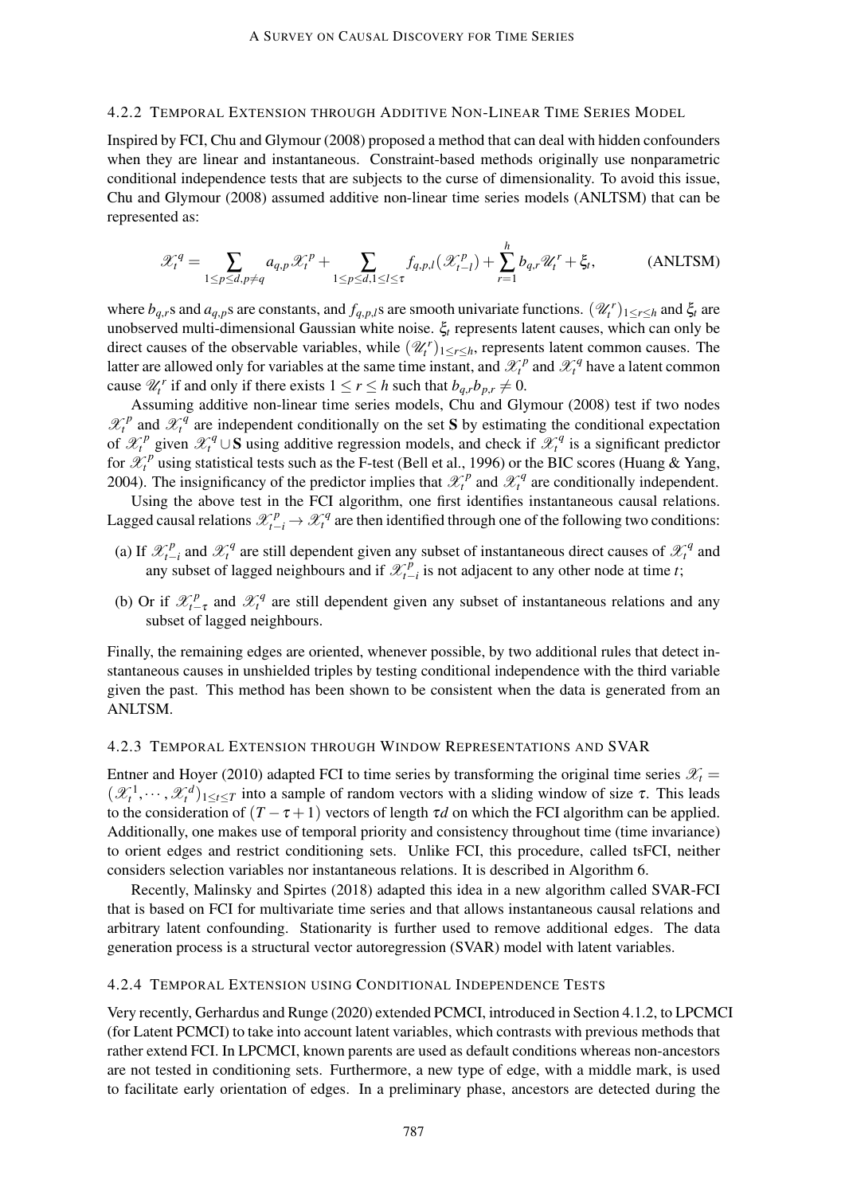#### 4.2.2 Temporal Extension through Additive Non-Linear Time Series Model

Inspired by FCI, Chu and Glymour (2008) proposed a method that can deal with hidden confounders when they are linear and instantaneous. Constraint-based methods originally use nonparametric conditional independence tests that are subjects to the curse of dimensionality. To avoid this issue, Chu and Glymour (2008) assumed additive non-linear time series models (ANLTSM) that can be represented as:

$$\mathscr{X}_t^q = \sum_{1\leq p\leq d, p\neq q} a_{q,p}\mathscr{X}_t^p + \sum_{1\leq p\leq d, 1\leq l\leq \tau} f_{q,p,l}(\mathscr{X}_{t-l}^p) + \sum_{r=1}^{h} b_{q,r}\mathscr{U}_t^r + \xi_t, \qquad \text{(ANLTSM)}$$

where $b_{q,r}$s and $a_{q,p}$s are constants, and $f_{q,p,l}$s are smooth univariate functions. $(\mathscr{U}_t^r)_{1\leq r\leq h}$ and $\xi_t$ are unobserved multi-dimensional Gaussian white noise. $\xi_t$ represents latent causes, which can only be direct causes of the observable variables, while $(\mathscr{U}_t^r)_{1\leq r\leq h}$, represents latent common causes. The latter are allowed only for variables at the same time instant, and $\mathscr{X}_t^p$ and $\mathscr{X}_t^q$ have a latent common cause $\mathscr{U}_t^r$ if and only if there exists $1\leq r\leq h$ such that $b_{q,r}b_{p,r}\neq 0$.

Assuming additive non-linear time series models, Chu and Glymour (2008) test if two nodes $\mathscr{X}_t^p$ and $\mathscr{X}_t^q$ are independent conditionally on the set $\mathbf{S}$ by estimating the conditional expectation of $\mathscr{X}_t^p$ given $\mathscr{X}_t^q \cup \mathbf{S}$ using additive regression models, and check if $\mathscr{X}_t^q$ is a significant predictor for $\mathscr{X}_t^p$ using statistical tests such as the F-test (Bell et al., 1996) or the BIC scores (Huang & Yang, 2004). The insignificancy of the predictor implies that $\mathscr{X}_t^p$ and $\mathscr{X}_t^q$ are conditionally independent.

Using the above test in the FCI algorithm, one first identifies instantaneous causal relations. Lagged causal relations $\mathscr{X}_{t-i}^p \rightarrow \mathscr{X}_t^q$ are then identified through one of the following two conditions:

(a) If $\mathscr{X}_{t-i}^p$ and $\mathscr{X}_t^q$ are still dependent given any subset of instantaneous direct causes of $\mathscr{X}_t^q$ and any subset of lagged neighbours and if $\mathscr{X}_{t-i}^p$ is not adjacent to any other node at time $t$;

(b) Or if $\mathscr{X}_{t-\tau}^p$ and $\mathscr{X}_t^q$ are still dependent given any subset of instantaneous relations and any subset of lagged neighbours.

Finally, the remaining edges are oriented, whenever possible, by two additional rules that detect instantaneous causes in unshielded triples by testing conditional independence with the third variable given the past. This method has been shown to be consistent when the data is generated from an ANLTSM.

#### 4.2.3 Temporal Extension through Window Representations and SVAR

Entner and Hoyer (2010) adapted FCI to time series by transforming the original time series $\mathscr{X}_t = (\mathscr{X}_t^1, \cdots, \mathscr{X}_t^d)_{1\leq t\leq T}$ into a sample of random vectors with a sliding window of size $\tau$. This leads to the consideration of $(T-\tau+1)$ vectors of length $\tau d$ on which the FCI algorithm can be applied. Additionally, one makes use of temporal priority and consistency throughout time (time invariance) to orient edges and restrict conditioning sets. Unlike FCI, this procedure, called tsFCI, neither considers selection variables nor instantaneous relations. It is described in Algorithm 6.

Recently, Malinsky and Spirtes (2018) adapted this idea in a new algorithm called SVAR-FCI that is based on FCI for multivariate time series and that allows instantaneous causal relations and arbitrary latent confounding. Stationarity is further used to remove additional edges. The data generation process is a structural vector autoregression (SVAR) model with latent variables.

#### 4.2.4 Temporal Extension using Conditional Independence Tests

Very recently, Gerhardus and Runge (2020) extended PCMCI, introduced in Section 4.1.2, to LPCMCI (for Latent PCMCI) to take into account latent variables, which contrasts with previous methods that rather extend FCI. In LPCMCI, known parents are used as default conditions whereas non-ancestors are not tested in conditioning sets. Furthermore, a new type of edge, with a middle mark, is used to facilitate early orientation of edges. In a preliminary phase, ancestors are detected during the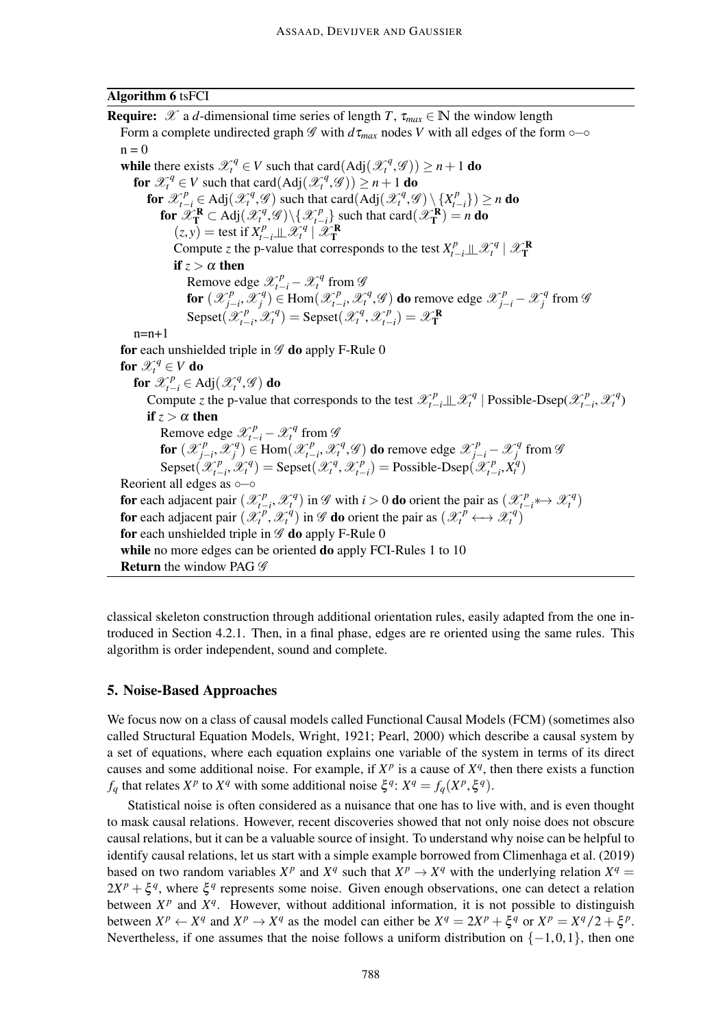**Algorithm 6** tsFCI

**Require:** $\mathscr{X}$ a $d$-dimensional time series of length $T$, $\tau_{max} \in \mathbb{N}$ the window length

Form a complete undirected graph $\mathscr{G}$ with $d\tau_{max}$ nodes $V$ with all edges of the form $\circ\!\!-\!\!\circ$

n = 0

**while** there exists $\mathscr{X}_t^q \in V$ such that $\text{card}(\text{Adj}(\mathscr{X}_t^q, \mathscr{G})) \geq n+1$ **do**

  **for** $\mathscr{X}_t^q \in V$ such that $\text{card}(\text{Adj}(\mathscr{X}_t^q, \mathscr{G})) \geq n+1$ **do**

    **for** $\mathscr{X}_{t-i}^p \in \text{Adj}(\mathscr{X}_t^q, \mathscr{G})$ such that $\text{card}(\text{Adj}(\mathscr{X}_t^q, \mathscr{G}) \setminus \{X_{t-i}^p\}) \geq n$ **do**

      **for** $\mathscr{X}_{\mathbf{T}}^{\mathbf{R}} \subset \text{Adj}(\mathscr{X}_t^q, \mathscr{G}) \setminus \{\mathscr{X}_{t-i}^p\}$ such that $\text{card}(\mathscr{X}_{\mathbf{T}}^{\mathbf{R}}) = n$ **do**

        $(z, y) =$ test if $X_{t-i}^p \perp\!\!\!\perp \mathscr{X}_t^q \mid \mathscr{X}_{\mathbf{T}}^{\mathbf{R}}$

        Compute $z$ the p-value that corresponds to the test $X_{t-i}^p \perp\!\!\!\perp \mathscr{X}_t^q \mid \mathscr{X}_{\mathbf{T}}^{\mathbf{R}}$

        **if** $z > \alpha$ **then**

          Remove edge $\mathscr{X}_{t-i}^p - \mathscr{X}_t^q$ from $\mathscr{G}$

          **for** $(\mathscr{X}_{j-i}^p, \mathscr{X}_j^q) \in \text{Hom}(\mathscr{X}_{t-i}^p, \mathscr{X}_t^q, \mathscr{G})$ **do** remove edge $\mathscr{X}_{j-i}^p - \mathscr{X}_j^q$ from $\mathscr{G}$

          $\text{Sepset}(\mathscr{X}_{t-i}^p, \mathscr{X}_t^q) = \text{Sepset}(\mathscr{X}_t^q, \mathscr{X}_{t-i}^p) = \mathscr{X}_{\mathbf{T}}^{\mathbf{R}}$

  n=n+1

**for** each unshielded triple in $\mathscr{G}$ **do** apply F-Rule 0

**for** $\mathscr{X}_t^q \in V$ **do**

  **for** $\mathscr{X}_{t-i}^p \in \text{Adj}(\mathscr{X}_t^q, \mathscr{G})$ **do**

    Compute $z$ the p-value that corresponds to the test $\mathscr{X}_{t-i}^p \perp\!\!\!\perp \mathscr{X}_t^q \mid \text{Possible-Dsep}(\mathscr{X}_{t-i}^p, \mathscr{X}_t^q)$

    **if** $z > \alpha$ **then**

      Remove edge $\mathscr{X}_{t-i}^p - \mathscr{X}_t^q$ from $\mathscr{G}$

      **for** $(\mathscr{X}_{j-i}^p, \mathscr{X}_j^q) \in \text{Hom}(\mathscr{X}_{t-i}^p, \mathscr{X}_t^q, \mathscr{G})$ **do** remove edge $\mathscr{X}_{j-i}^p - \mathscr{X}_j^q$ from $\mathscr{G}$

      $\text{Sepset}(\mathscr{X}_{t-i}^p, \mathscr{X}_t^q) = \text{Sepset}(\mathscr{X}_t^q, \mathscr{X}_{t-i}^p) = \text{Possible-Dsep}(\mathscr{X}_{t-i}^p, X_t^q)$

Reorient all edges as $\circ\!\!-\!\!\circ$

**for** each adjacent pair $(\mathscr{X}_{t-i}^p, \mathscr{X}_t^q)$ in $\mathscr{G}$ with $i > 0$ **do** orient the pair as $(\mathscr{X}_{t-i}^p \ast\!\!\rightarrow \mathscr{X}_t^q)$

**for** each adjacent pair $(\mathscr{X}_t^p, \mathscr{X}_t^q)$ in $\mathscr{G}$ **do** orient the pair as $(\mathscr{X}_t^p \longleftrightarrow \mathscr{X}_t^q)$

**for** each unshielded triple in $\mathscr{G}$ **do** apply F-Rule 0

**while** no more edges can be oriented **do** apply FCI-Rules 1 to 10

**Return** the window PAG $\mathscr{G}$

classical skeleton construction through additional orientation rules, easily adapted from the one introduced in Section 4.2.1. Then, in a final phase, edges are re oriented using the same rules. This algorithm is order independent, sound and complete.

## 5. Noise-Based Approaches

We focus now on a class of causal models called Functional Causal Models (FCM) (sometimes also called Structural Equation Models, Wright, 1921; Pearl, 2000) which describe a causal system by a set of equations, where each equation explains one variable of the system in terms of its direct causes and some additional noise. For example, if $X^p$ is a cause of $X^q$, then there exists a function $f_q$ that relates $X^p$ to $X^q$ with some additional noise $\xi^q$: $X^q = f_q(X^p, \xi^q)$.

Statistical noise is often considered as a nuisance that one has to live with, and is even thought to mask causal relations. However, recent discoveries showed that not only noise does not obscure causal relations, but it can be a valuable source of insight. To understand why noise can be helpful to identify causal relations, let us start with a simple example borrowed from Climenhaga et al. (2019) based on two random variables $X^p$ and $X^q$ such that $X^p \rightarrow X^q$ with the underlying relation $X^q = 2X^p + \xi^q$, where $\xi^q$ represents some noise. Given enough observations, one can detect a relation between $X^p$ and $X^q$. However, without additional information, it is not possible to distinguish between $X^p \leftarrow X^q$ and $X^p \rightarrow X^q$ as the model can either be $X^q = 2X^p + \xi^q$ or $X^p = X^q/2 + \xi^p$. Nevertheless, if one assumes that the noise follows a uniform distribution on $\{-1, 0, 1\}$, then one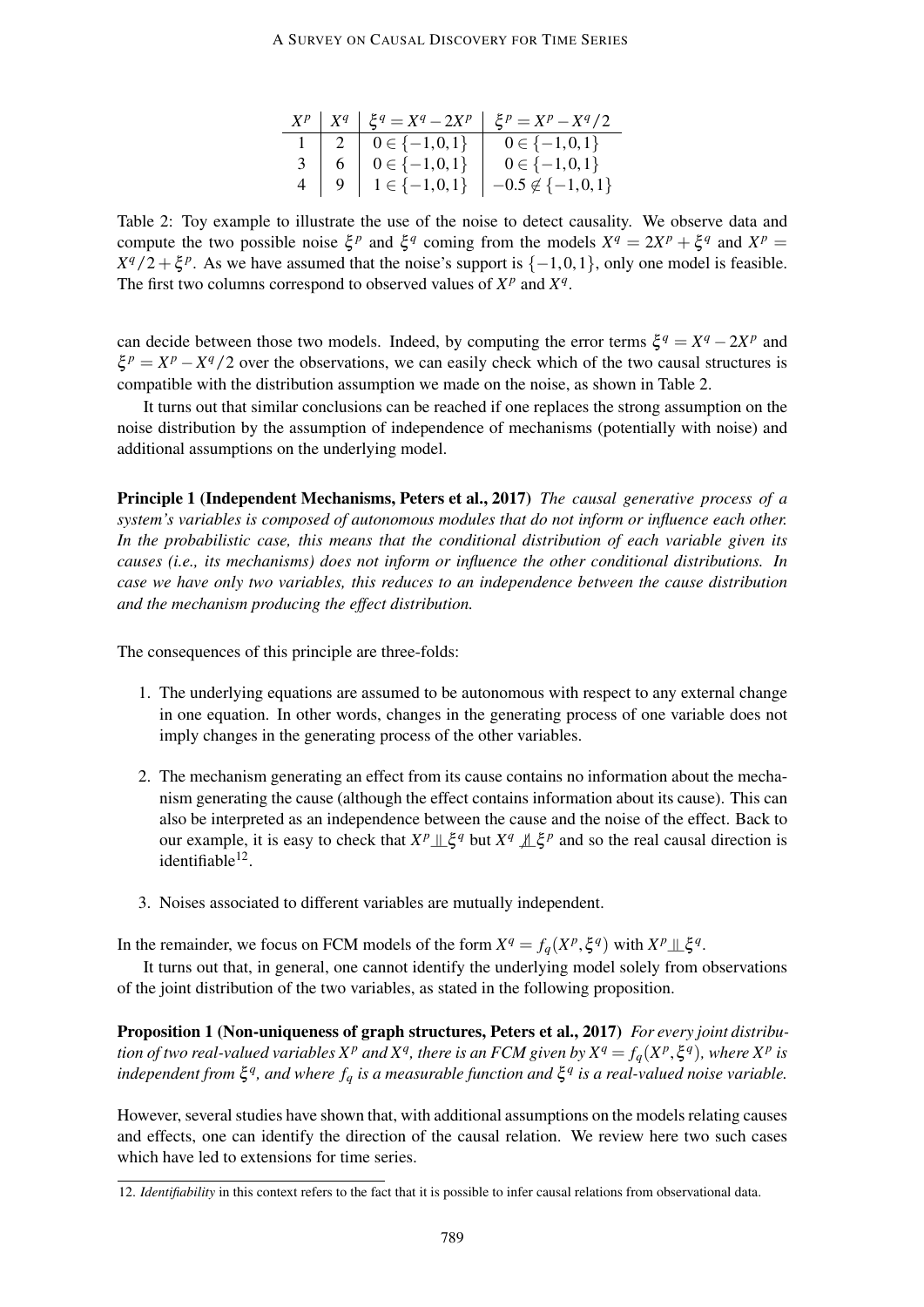| $X^p$ | $X^q$ | $\xi^q = X^q - 2X^p$ | $\xi^p = X^p - X^q/2$ |
|---|---|---|---|
| 1 | 2 | $0 \in \{-1,0,1\}$ | $0 \in \{-1,0,1\}$ |
| 3 | 6 | $0 \in \{-1,0,1\}$ | $0 \in \{-1,0,1\}$ |
| 4 | 9 | $1 \in \{-1,0,1\}$ | $-0.5 \notin \{-1,0,1\}$ |

Table 2: Toy example to illustrate the use of the noise to detect causality. We observe data and compute the two possible noise $\xi^p$ and $\xi^q$ coming from the models $X^q = 2X^p + \xi^q$ and $X^p = X^q/2 + \xi^p$. As we have assumed that the noise's support is $\{-1,0,1\}$, only one model is feasible. The first two columns correspond to observed values of $X^p$ and $X^q$.

can decide between those two models. Indeed, by computing the error terms $\xi^q = X^q - 2X^p$ and $\xi^p = X^p - X^q/2$ over the observations, we can easily check which of the two causal structures is compatible with the distribution assumption we made on the noise, as shown in Table 2.

It turns out that similar conclusions can be reached if one replaces the strong assumption on the noise distribution by the assumption of independence of mechanisms (potentially with noise) and additional assumptions on the underlying model.

**Principle 1 (Independent Mechanisms, Peters et al., 2017)** *The causal generative process of a system's variables is composed of autonomous modules that do not inform or influence each other. In the probabilistic case, this means that the conditional distribution of each variable given its causes (i.e., its mechanisms) does not inform or influence the other conditional distributions. In case we have only two variables, this reduces to an independence between the cause distribution and the mechanism producing the effect distribution.*

The consequences of this principle are three-folds:

1. The underlying equations are assumed to be autonomous with respect to any external change in one equation. In other words, changes in the generating process of one variable does not imply changes in the generating process of the other variables.
2. The mechanism generating an effect from its cause contains no information about the mechanism generating the cause (although the effect contains information about its cause). This can also be interpreted as an independence between the cause and the noise of the effect. Back to our example, it is easy to check that $X^p \perp\!\!\!\perp \xi^q$ but $X^q \not\perp\!\!\!\perp \xi^p$ and so the real causal direction is identifiable[12].
3. Noises associated to different variables are mutually independent.

In the remainder, we focus on FCM models of the form $X^q = f_q(X^p, \xi^q)$ with $X^p \perp\!\!\!\perp \xi^q$.

It turns out that, in general, one cannot identify the underlying model solely from observations of the joint distribution of the two variables, as stated in the following proposition.

**Proposition 1 (Non-uniqueness of graph structures, Peters et al., 2017)** *For every joint distribution of two real-valued variables $X^p$ and $X^q$, there is an FCM given by $X^q = f_q(X^p, \xi^q)$, where $X^p$ is independent from $\xi^q$, and where $f_q$ is a measurable function and $\xi^q$ is a real-valued noise variable.*

However, several studies have shown that, with additional assumptions on the models relating causes and effects, one can identify the direction of the causal relation. We review here two such cases which have led to extensions for time series.

12. *Identifiability* in this context refers to the fact that it is possible to infer causal relations from observational data.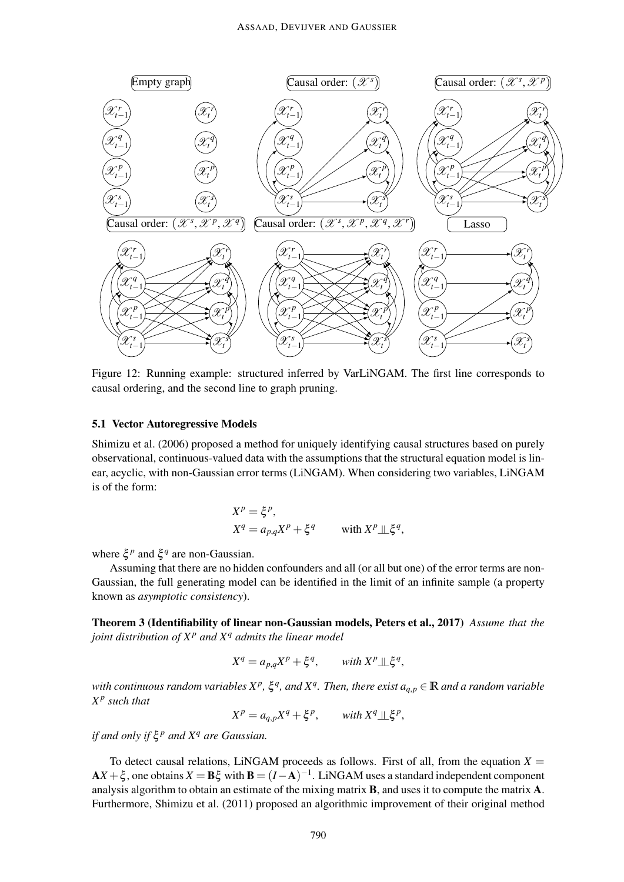Figure 12: Running example: structured inferred by VarLiNGAM. The first line corresponds to causal ordering, and the second line to graph pruning.

### 5.1 Vector Autoregressive Models

Shimizu et al. (2006) proposed a method for uniquely identifying causal structures based on purely observational, continuous-valued data with the assumptions that the structural equation model is linear, acyclic, with non-Gaussian error terms (LiNGAM). When considering two variables, LiNGAM is of the form:

$$X^p = \xi^p,$$
$$X^q = a_{p,q}X^p + \xi^q \qquad \text{with } X^p \perp\!\!\!\perp \xi^q,$$

where $\xi^p$ and $\xi^q$ are non-Gaussian.

Assuming that there are no hidden confounders and all (or all but one) of the error terms are non-Gaussian, the full generating model can be identified in the limit of an infinite sample (a property known as *asymptotic consistency*).

**Theorem 3 (Identifiability of linear non-Gaussian models, Peters et al., 2017)** *Assume that the joint distribution of $X^p$ and $X^q$ admits the linear model*

$$X^q = a_{p,q}X^p + \xi^q, \qquad \text{with } X^p \perp\!\!\!\perp \xi^q,$$

*with continuous random variables $X^p$, $\xi^q$, and $X^q$. Then, there exist $a_{q,p} \in \mathbb{R}$ and a random variable $X^p$ such that*

$$X^p = a_{q,p}X^q + \xi^p, \qquad \text{with } X^q \perp\!\!\!\perp \xi^p,$$

*if and only if $\xi^p$ and $X^q$ are Gaussian.*

To detect causal relations, LiNGAM proceeds as follows. First of all, from the equation $X = \mathbf{A}X + \xi$, one obtains $X = \mathbf{B}\xi$ with $\mathbf{B} = (I - \mathbf{A})^{-1}$. LiNGAM uses a standard independent component analysis algorithm to obtain an estimate of the mixing matrix $\mathbf{B}$, and uses it to compute the matrix $\mathbf{A}$. Furthermore, Shimizu et al. (2011) proposed an algorithmic improvement of their original method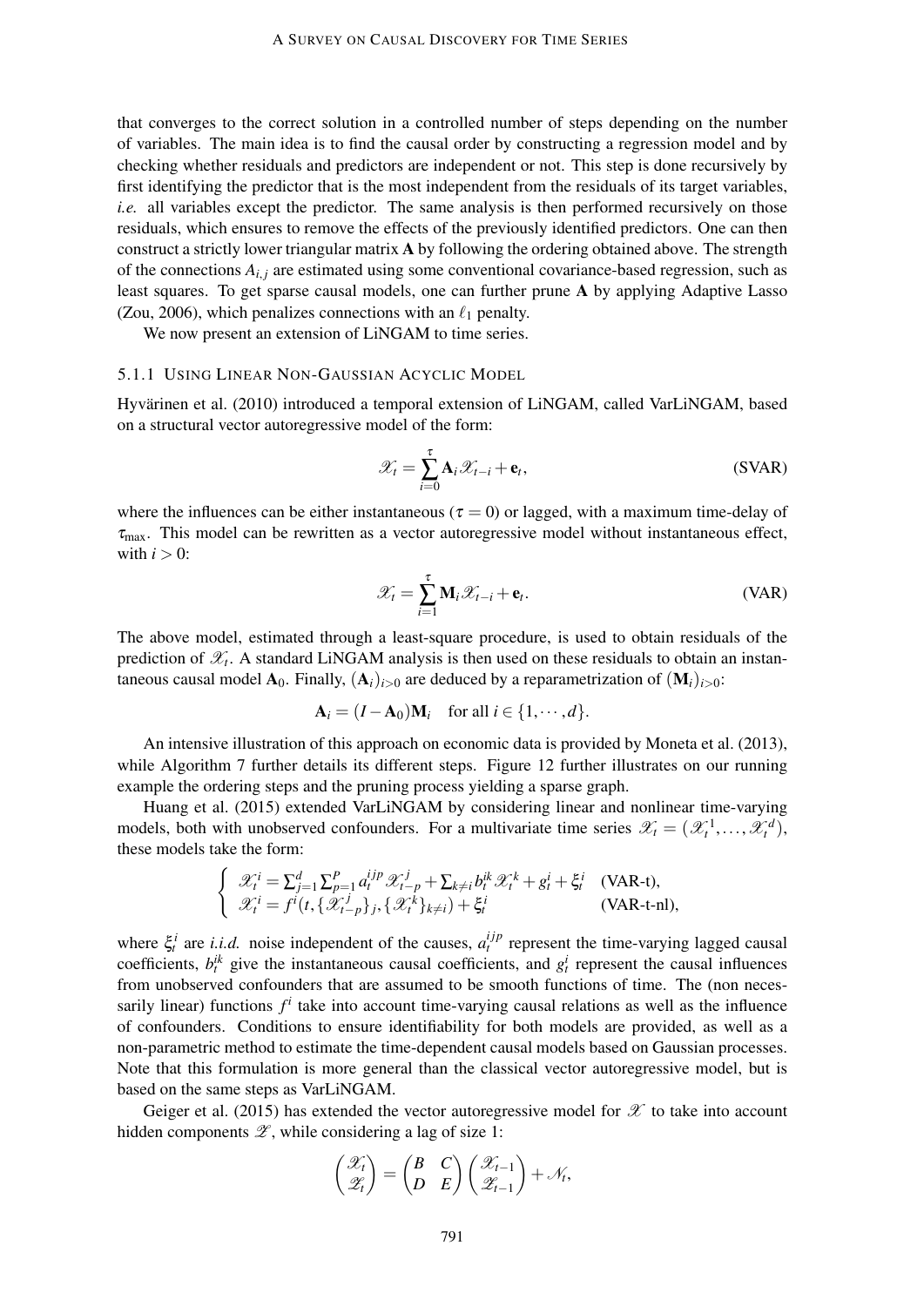that converges to the correct solution in a controlled number of steps depending on the number of variables. The main idea is to find the causal order by constructing a regression model and by checking whether residuals and predictors are independent or not. This step is done recursively by first identifying the predictor that is the most independent from the residuals of its target variables, *i.e.* all variables except the predictor. The same analysis is then performed recursively on those residuals, which ensures to remove the effects of the previously identified predictors. One can then construct a strictly lower triangular matrix $\mathbf{A}$ by following the ordering obtained above. The strength of the connections $A_{i,j}$ are estimated using some conventional covariance-based regression, such as least squares. To get sparse causal models, one can further prune $\mathbf{A}$ by applying Adaptive Lasso (Zou, 2006), which penalizes connections with an $\ell_1$ penalty.

We now present an extension of LiNGAM to time series.

#### 5.1.1 Using Linear Non-Gaussian Acyclic Model

Hyvärinen et al. (2010) introduced a temporal extension of LiNGAM, called VarLiNGAM, based on a structural vector autoregressive model of the form:

$$\mathscr{X}_t = \sum_{i=0}^{\tau} \mathbf{A}_i \mathscr{X}_{t-i} + \mathbf{e}_t, \tag{SVAR}$$

where the influences can be either instantaneous ($\tau = 0$) or lagged, with a maximum time-delay of $\tau_{\max}$. This model can be rewritten as a vector autoregressive model without instantaneous effect, with $i > 0$:

$$\mathscr{X}_t = \sum_{i=1}^{\tau} \mathbf{M}_i \mathscr{X}_{t-i} + \mathbf{e}_t. \tag{VAR}$$

The above model, estimated through a least-square procedure, is used to obtain residuals of the prediction of $\mathscr{X}_t$. A standard LiNGAM analysis is then used on these residuals to obtain an instantaneous causal model $\mathbf{A}_0$. Finally, $(\mathbf{A}_i)_{i>0}$ are deduced by a reparametrization of $(\mathbf{M}_i)_{i>0}$:

$$\mathbf{A}_i = (I - \mathbf{A}_0)\mathbf{M}_i \quad \text{for all } i \in \{1, \cdots, d\}.$$

An intensive illustration of this approach on economic data is provided by Moneta et al. (2013), while Algorithm 7 further details its different steps. Figure 12 further illustrates on our running example the ordering steps and the pruning process yielding a sparse graph.

Huang et al. (2015) extended VarLiNGAM by considering linear and nonlinear time-varying models, both with unobserved confounders. For a multivariate time series $\mathscr{X}_t = (\mathscr{X}_t^1, \ldots, \mathscr{X}_t^d)$, these models take the form:

$$\begin{cases} \mathscr{X}_t^i = \sum_{j=1}^{d} \sum_{p=1}^{P} a_t^{ijp} \mathscr{X}_{t-p}^j + \sum_{k \neq i} b_t^{ik} \mathscr{X}_t^k + g_t^i + \xi_t^i & \text{(VAR-t)}, \\ \mathscr{X}_t^i = f^i(t, \{\mathscr{X}_{t-p}^j\}_j, \{\mathscr{X}_t^k\}_{k \neq i}) + \xi_t^i & \text{(VAR-t-nl)}, \end{cases}$$

where $\xi_t^i$ are *i.i.d.* noise independent of the causes, $a_t^{ijp}$ represent the time-varying lagged causal coefficients, $b_t^{ik}$ give the instantaneous causal coefficients, and $g_t^i$ represent the causal influences from unobserved confounders that are assumed to be smooth functions of time. The (non necessarily linear) functions $f^i$ take into account time-varying causal relations as well as the influence of confounders. Conditions to ensure identifiability for both models are provided, as well as a non-parametric method to estimate the time-dependent causal models based on Gaussian processes. Note that this formulation is more general than the classical vector autoregressive model, but is based on the same steps as VarLiNGAM.

Geiger et al. (2015) has extended the vector autoregressive model for $\mathscr{X}$ to take into account hidden components $\mathscr{Z}$, while considering a lag of size 1:

$$\begin{pmatrix} \mathscr{X}_t \\ \mathscr{Z}_t \end{pmatrix} = \begin{pmatrix} B & C \\ D & E \end{pmatrix} \begin{pmatrix} \mathscr{X}_{t-1} \\ \mathscr{Z}_{t-1} \end{pmatrix} + \mathscr{N}_t,$$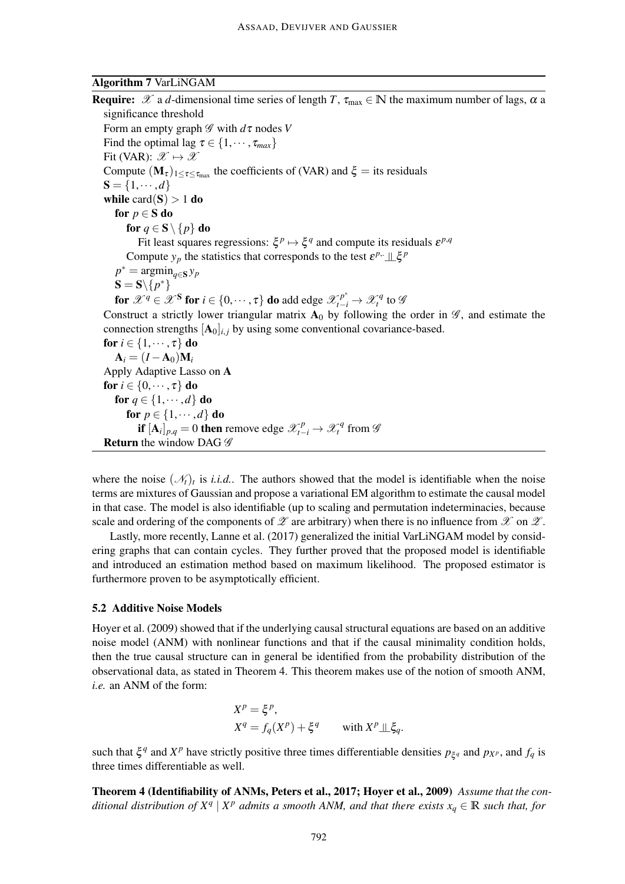**Algorithm 7** VarLiNGAM

```
Require: 𝒳 a d-dimensional time series of length T, τ_max ∈ ℕ the maximum number of lags, α a
   significance threshold
   Form an empty graph 𝒢 with dτ nodes V
   Find the optimal lag τ ∈ {1, ···, τ_max}
   Fit (VAR): 𝒳 ↦ 𝒳
   Compute (M_τ)_{1≤τ≤τ_max} the coefficients of (VAR) and ξ = its residuals
   S = {1, ···, d}
   while card(S) > 1 do
      for p ∈ S do
         for q ∈ S \ {p} do
            Fit least squares regressions: ξ^p ↦ ξ^q and compute its residuals ε^{p,q}
         Compute y_p the statistics that corresponds to the test ε^{p,·} ⫫ ξ^p
      p* = argmin_{q∈S} y_p
      S = S\{p*}
      for 𝒳^q ∈ 𝒳^S for i ∈ {0, ···, τ} do add edge 𝒳^{p*}_{t−i} → 𝒳^q_t to 𝒢
   Construct a strictly lower triangular matrix A_0 by following the order in 𝒢, and estimate the
   connection strengths [A_0]_{i,j} by using some conventional covariance-based.
   for i ∈ {1, ···, τ} do
      A_i = (I − A_0)M_i
   Apply Adaptive Lasso on A
   for i ∈ {0, ···, τ} do
      for q ∈ {1, ···, d} do
         for p ∈ {1, ···, d} do
            if [A_i]_{p,q} = 0 then remove edge 𝒳^p_{t−i} → 𝒳^q_t from 𝒢
   Return the window DAG 𝒢
```

where the noise $(\mathcal{N}_t)_t$ is *i.i.d.*. The authors showed that the model is identifiable when the noise terms are mixtures of Gaussian and propose a variational EM algorithm to estimate the causal model in that case. The model is also identifiable (up to scaling and permutation indeterminacies, because scale and ordering of the components of $\mathcal{Z}$ are arbitrary) when there is no influence from $\mathcal{X}$ on $\mathcal{Z}$.

Lastly, more recently, Lanne et al. (2017) generalized the initial VarLiNGAM model by considering graphs that can contain cycles. They further proved that the proposed model is identifiable and introduced an estimation method based on maximum likelihood. The proposed estimator is furthermore proven to be asymptotically efficient.

### 5.2 Additive Noise Models

Hoyer et al. (2009) showed that if the underlying causal structural equations are based on an additive noise model (ANM) with nonlinear functions and that if the causal minimality condition holds, then the true causal structure can in general be identified from the probability distribution of the observational data, as stated in Theorem 4. This theorem makes use of the notion of smooth ANM, *i.e.* an ANM of the form:

$$
\begin{aligned}
X^p &= \xi^p, \\
X^q &= f_q(X^p) + \xi^q \qquad \text{with } X^p \perp\!\!\!\perp \xi_q.
\end{aligned}
$$

such that $\xi^q$ and $X^p$ have strictly positive three times differentiable densities $p_{\xi^q}$ and $p_{X^p}$, and $f_q$ is three times differentiable as well.

**Theorem 4 (Identifiability of ANMs, Peters et al., 2017; Hoyer et al., 2009)** *Assume that the conditional distribution of $X^q \mid X^p$ admits a smooth ANM, and that there exists $x_q \in \mathbb{R}$ such that, for*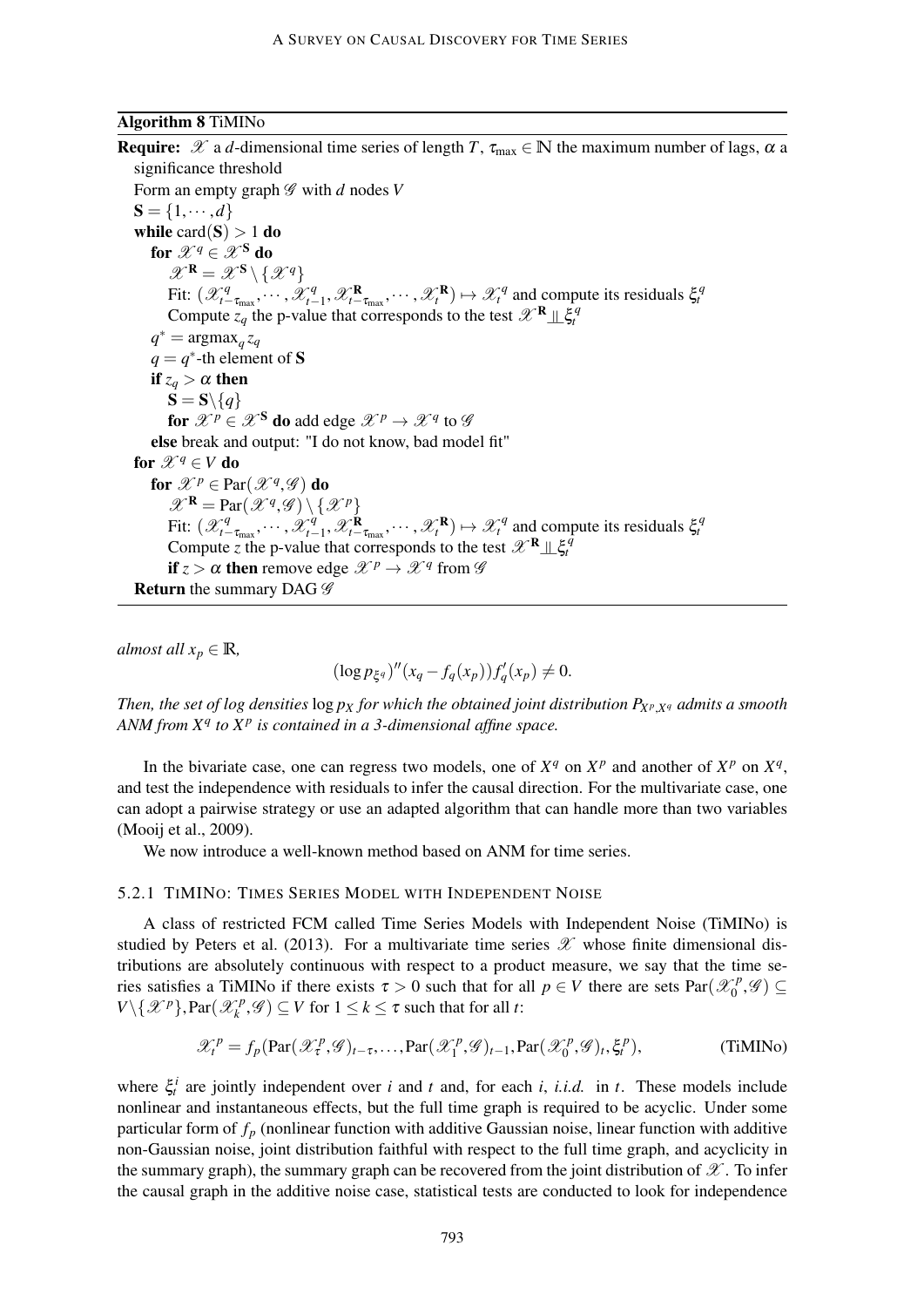**Algorithm 8** TiMINo

```
Require: 𝒳 a d-dimensional time series of length T, τ_max ∈ ℕ the maximum number of lags, α a significance threshold
  Form an empty graph 𝒢 with d nodes V
  S = {1, ···, d}
  while card(S) > 1 do
    for 𝒳^q ∈ 𝒳^S do
      𝒳^R = 𝒳^S \ {𝒳^q}
      Fit: (𝒳^q_{t−τ_max}, ···, 𝒳^q_{t−1}, 𝒳^R_{t−τ_max}, ···, 𝒳^R_t) ↦ 𝒳^q_t and compute its residuals ξ^q_t
      Compute z_q the p-value that corresponds to the test 𝒳^R ⫫ ξ^q_t
    q* = argmax_q z_q
    q = q*-th element of S
    if z_q > α then
      S = S\{q}
      for 𝒳^p ∈ 𝒳^S do add edge 𝒳^p → 𝒳^q to 𝒢
    else break and output: "I do not know, bad model fit"
  for 𝒳^q ∈ V do
    for 𝒳^p ∈ Par(𝒳^q, 𝒢) do
      𝒳^R = Par(𝒳^q, 𝒢) \ {𝒳^p}
      Fit: (𝒳^q_{t−τ_max}, ···, 𝒳^q_{t−1}, 𝒳^R_{t−τ_max}, ···, 𝒳^R_t) ↦ 𝒳^q_t and compute its residuals ξ^q_t
      Compute z the p-value that corresponds to the test 𝒳^R ⫫ ξ^q_t
      if z > α then remove edge 𝒳^p → 𝒳^q from 𝒢
  Return the summary DAG 𝒢
```

*almost all $x_p \in \mathbb{R}$,*

$$(\log p_{\xi^q})''(x_q - f_q(x_p))f_q'(x_p) \neq 0.$$

*Then, the set of log densities $\log p_X$ for which the obtained joint distribution $P_{X^p,X^q}$ admits a smooth ANM from $X^q$ to $X^p$ is contained in a 3-dimensional affine space.*

In the bivariate case, one can regress two models, one of $X^q$ on $X^p$ and another of $X^p$ on $X^q$, and test the independence with residuals to infer the causal direction. For the multivariate case, one can adopt a pairwise strategy or use an adapted algorithm that can handle more than two variables (Mooij et al., 2009).

We now introduce a well-known method based on ANM for time series.

### 5.2.1 TiMINo: Times Series Model with Independent Noise

A class of restricted FCM called Time Series Models with Independent Noise (TiMINo) is studied by Peters et al. (2013). For a multivariate time series $\mathscr{X}$ whose finite dimensional distributions are absolutely continuous with respect to a product measure, we say that the time series satisfies a TiMINo if there exists $\tau > 0$ such that for all $p \in V$ there are sets $\text{Par}(\mathscr{X}^p_0, \mathscr{G}) \subseteq V \setminus \{\mathscr{X}^p\}, \text{Par}(\mathscr{X}^p_k, \mathscr{G}) \subseteq V$ for $1 \leq k \leq \tau$ such that for all $t$:

$$\mathscr{X}^p_t = f_p(\text{Par}(\mathscr{X}^p_\tau, \mathscr{G})_{t-\tau}, \ldots, \text{Par}(\mathscr{X}^p_1, \mathscr{G})_{t-1}, \text{Par}(\mathscr{X}^p_0, \mathscr{G})_t, \xi^p_t), \qquad \text{(TiMINo)}$$

where $\xi^i_t$ are jointly independent over $i$ and $t$ and, for each $i$, *i.i.d.* in $t$. These models include nonlinear and instantaneous effects, but the full time graph is required to be acyclic. Under some particular form of $f_p$ (nonlinear function with additive Gaussian noise, linear function with additive non-Gaussian noise, joint distribution faithful with respect to the full time graph, and acyclicity in the summary graph), the summary graph can be recovered from the joint distribution of $\mathscr{X}$. To infer the causal graph in the additive noise case, statistical tests are conducted to look for independence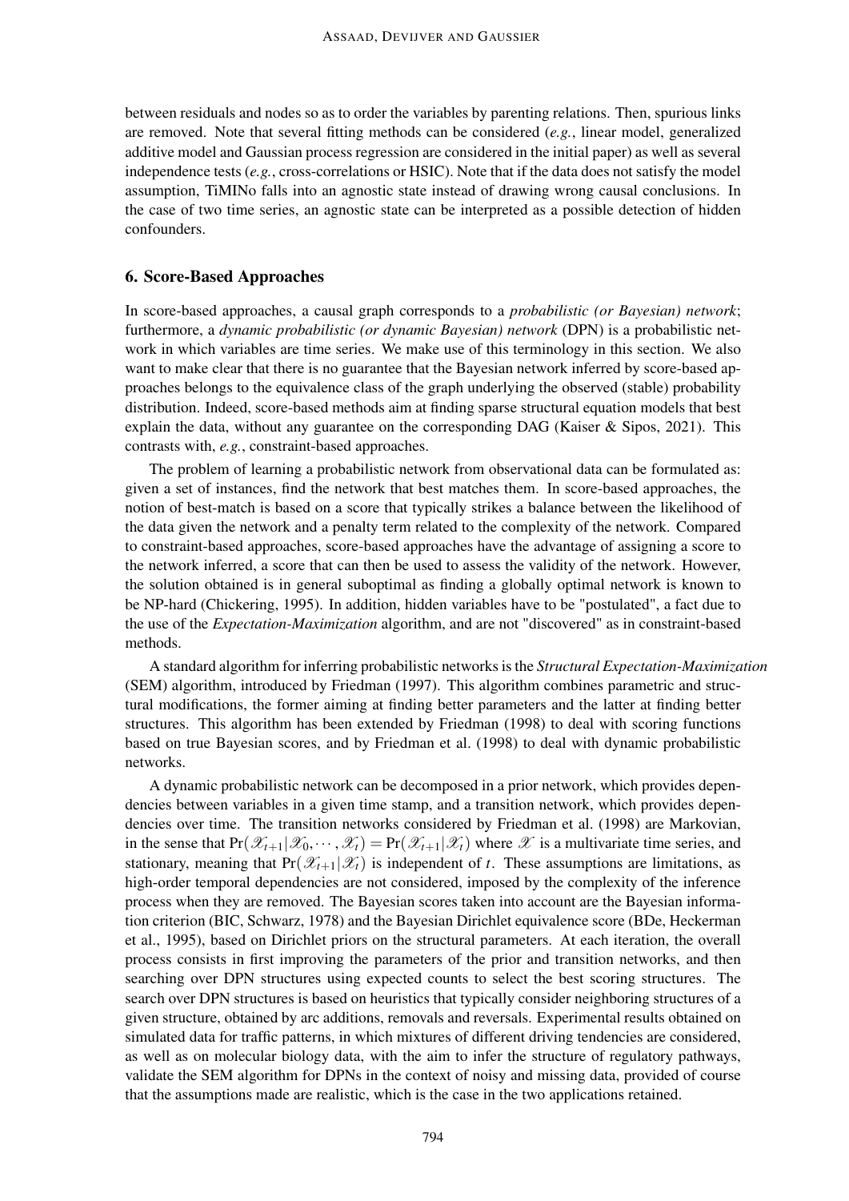between residuals and nodes so as to order the variables by parenting relations. Then, spurious links are removed. Note that several fitting methods can be considered (*e.g.*, linear model, generalized additive model and Gaussian process regression are considered in the initial paper) as well as several independence tests (*e.g.*, cross-correlations or HSIC). Note that if the data does not satisfy the model assumption, TiMINo falls into an agnostic state instead of drawing wrong causal conclusions. In the case of two time series, an agnostic state can be interpreted as a possible detection of hidden confounders.

## 6. Score-Based Approaches

In score-based approaches, a causal graph corresponds to a *probabilistic (or Bayesian) network*; furthermore, a *dynamic probabilistic (or dynamic Bayesian) network* (DPN) is a probabilistic network in which variables are time series. We make use of this terminology in this section. We also want to make clear that there is no guarantee that the Bayesian network inferred by score-based approaches belongs to the equivalence class of the graph underlying the observed (stable) probability distribution. Indeed, score-based methods aim at finding sparse structural equation models that best explain the data, without any guarantee on the corresponding DAG (Kaiser & Sipos, 2021). This contrasts with, *e.g.*, constraint-based approaches.

The problem of learning a probabilistic network from observational data can be formulated as: given a set of instances, find the network that best matches them. In score-based approaches, the notion of best-match is based on a score that typically strikes a balance between the likelihood of the data given the network and a penalty term related to the complexity of the network. Compared to constraint-based approaches, score-based approaches have the advantage of assigning a score to the network inferred, a score that can then be used to assess the validity of the network. However, the solution obtained is in general suboptimal as finding a globally optimal network is known to be NP-hard (Chickering, 1995). In addition, hidden variables have to be "postulated", a fact due to the use of the *Expectation-Maximization* algorithm, and are not "discovered" as in constraint-based methods.

A standard algorithm for inferring probabilistic networks is the *Structural Expectation-Maximization* (SEM) algorithm, introduced by Friedman (1997). This algorithm combines parametric and structural modifications, the former aiming at finding better parameters and the latter at finding better structures. This algorithm has been extended by Friedman (1998) to deal with scoring functions based on true Bayesian scores, and by Friedman et al. (1998) to deal with dynamic probabilistic networks.

A dynamic probabilistic network can be decomposed in a prior network, which provides dependencies between variables in a given time stamp, and a transition network, which provides dependencies over time. The transition networks considered by Friedman et al. (1998) are Markovian, in the sense that $\Pr(\mathscr{X}_{t+1}|\mathscr{X}_0, \cdots, \mathscr{X}_t) = \Pr(\mathscr{X}_{t+1}|\mathscr{X}_t)$ where $\mathscr{X}$ is a multivariate time series, and stationary, meaning that $\Pr(\mathscr{X}_{t+1}|\mathscr{X}_t)$ is independent of $t$. These assumptions are limitations, as high-order temporal dependencies are not considered, imposed by the complexity of the inference process when they are removed. The Bayesian scores taken into account are the Bayesian information criterion (BIC, Schwarz, 1978) and the Bayesian Dirichlet equivalence score (BDe, Heckerman et al., 1995), based on Dirichlet priors on the structural parameters. At each iteration, the overall process consists in first improving the parameters of the prior and transition networks, and then searching over DPN structures using expected counts to select the best scoring structures. The search over DPN structures is based on heuristics that typically consider neighboring structures of a given structure, obtained by arc additions, removals and reversals. Experimental results obtained on simulated data for traffic patterns, in which mixtures of different driving tendencies are considered, as well as on molecular biology data, with the aim to infer the structure of regulatory pathways, validate the SEM algorithm for DPNs in the context of noisy and missing data, provided of course that the assumptions made are realistic, which is the case in the two applications retained.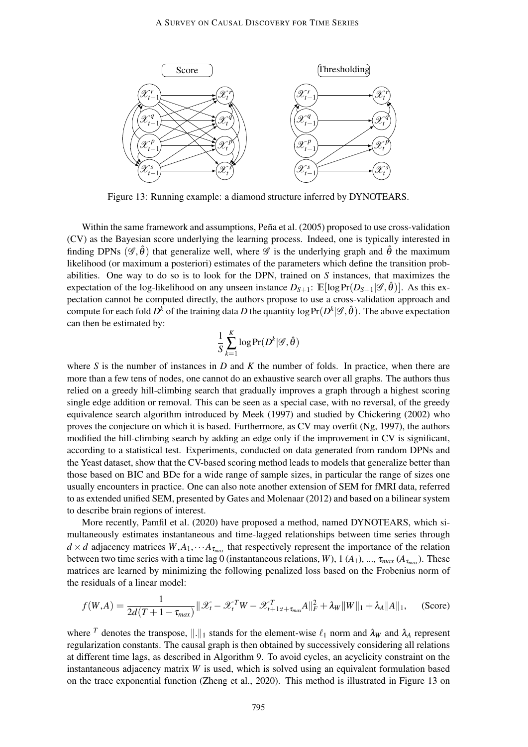Score

Thresholding

Figure 13: Running example: a diamond structure inferred by DYNOTEARS.

Within the same framework and assumptions, Peña et al. (2005) proposed to use cross-validation (CV) as the Bayesian score underlying the learning process. Indeed, one is typically interested in finding DPNs $(\mathscr{G}, \hat{\theta})$ that generalize well, where $\mathscr{G}$ is the underlying graph and $\hat{\theta}$ the maximum likelihood (or maximum a posteriori) estimates of the parameters which define the transition probabilities. One way to do so is to look for the DPN, trained on $S$ instances, that maximizes the expectation of the log-likelihood on any unseen instance $D_{S+1}$: $\mathbb{E}[\log \Pr(D_{S+1}|\mathscr{G}, \hat{\theta})]$. As this expectation cannot be computed directly, the authors propose to use a cross-validation approach and compute for each fold $D^k$ of the training data $D$ the quantity $\log \Pr(D^k|\mathscr{G}, \hat{\theta})$. The above expectation can then be estimated by:

$$\frac{1}{S}\sum_{k=1}^{K} \log \Pr(D^k|\mathscr{G}, \hat{\theta})$$

where $S$ is the number of instances in $D$ and $K$ the number of folds. In practice, when there are more than a few tens of nodes, one cannot do an exhaustive search over all graphs. The authors thus relied on a greedy hill-climbing search that gradually improves a graph through a highest scoring single edge addition or removal. This can be seen as a special case, with no reversal, of the greedy equivalence search algorithm introduced by Meek (1997) and studied by Chickering (2002) who proves the conjecture on which it is based. Furthermore, as CV may overfit (Ng, 1997), the authors modified the hill-climbing search by adding an edge only if the improvement in CV is significant, according to a statistical test. Experiments, conducted on data generated from random DPNs and the Yeast dataset, show that the CV-based scoring method leads to models that generalize better than those based on BIC and BDe for a wide range of sample sizes, in particular the range of sizes one usually encounters in practice. One can also note another extension of SEM for fMRI data, referred to as extended unified SEM, presented by Gates and Molenaar (2012) and based on a bilinear system to describe brain regions of interest.

More recently, Pamfil et al. (2020) have proposed a method, named DYNOTEARS, which simultaneously estimates instantaneous and time-lagged relationships between time series through $d \times d$ adjacency matrices $W, A_1, \cdots A_{\tau_{max}}$ that respectively represent the importance of the relation between two time series with a time lag 0 (instantaneous relations, $W$), 1 ($A_1$), ..., $\tau_{max}$ ($A_{\tau_{max}}$). These matrices are learned by minimizing the following penalized loss based on the Frobenius norm of the residuals of a linear model:

$$f(W,A) = \frac{1}{2d(T+1-\tau_{max})}\|\mathscr{X}_t - \mathscr{X}_t^T W - \mathscr{X}_{t+1:t+\tau_{max}}^T A\|_F^2 + \lambda_W\|W\|_1 + \lambda_A\|A\|_1, \quad \text{(Score)}$$

where $^T$ denotes the transpose, $\|.\|_1$ stands for the element-wise $\ell_1$ norm and $\lambda_W$ and $\lambda_A$ represent regularization constants. The causal graph is then obtained by successively considering all relations at different time lags, as described in Algorithm 9. To avoid cycles, an acyclicity constraint on the instantaneous adjacency matrix $W$ is used, which is solved using an equivalent formulation based on the trace exponential function (Zheng et al., 2020). This method is illustrated in Figure 13 on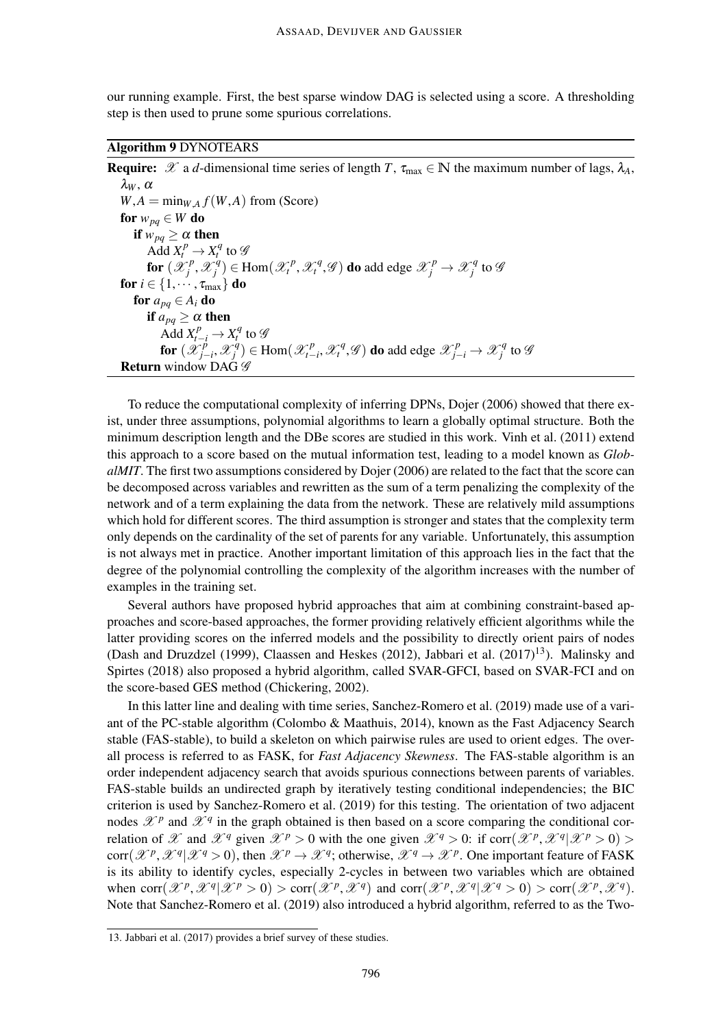our running example. First, the best sparse window DAG is selected using a score. A thresholding step is then used to prune some spurious correlations.

**Algorithm 9** DYNOTEARS

**Require:** $\mathscr{X}$ a $d$-dimensional time series of length $T$, $\tau_{\max} \in \mathbb{N}$ the maximum number of lags, $\lambda_A$, $\lambda_W$, $\alpha$

  $W, A = \min_{W,A} f(W,A)$ from (Score)
  **for** $w_{pq} \in W$ **do**
    **if** $w_{pq} \geq \alpha$ **then**
      Add $X_t^p \to X_t^q$ to $\mathscr{G}$
      **for** $(\mathscr{X}_j^p, \mathscr{X}_j^q) \in \mathrm{Hom}(\mathscr{X}_t^p, \mathscr{X}_t^q, \mathscr{G})$ **do** add edge $\mathscr{X}_j^p \to \mathscr{X}_j^q$ to $\mathscr{G}$
  **for** $i \in \{1, \cdots, \tau_{\max}\}$ **do**
    **for** $a_{pq} \in A_i$ **do**
      **if** $a_{pq} \geq \alpha$ **then**
        Add $X_{t-i}^p \to X_t^q$ to $\mathscr{G}$
        **for** $(\mathscr{X}_{j-i}^p, \mathscr{X}_j^q) \in \mathrm{Hom}(\mathscr{X}_{t-i}^p, \mathscr{X}_t^q, \mathscr{G})$ **do** add edge $\mathscr{X}_{j-i}^p \to \mathscr{X}_j^q$ to $\mathscr{G}$
  **Return** window DAG $\mathscr{G}$

To reduce the computational complexity of inferring DPNs, Dojer (2006) showed that there exist, under three assumptions, polynomial algorithms to learn a globally optimal structure. Both the minimum description length and the DBe scores are studied in this work. Vinh et al. (2011) extend this approach to a score based on the mutual information test, leading to a model known as *GlobalMIT*. The first two assumptions considered by Dojer (2006) are related to the fact that the score can be decomposed across variables and rewritten as the sum of a term penalizing the complexity of the network and of a term explaining the data from the network. These are relatively mild assumptions which hold for different scores. The third assumption is stronger and states that the complexity term only depends on the cardinality of the set of parents for any variable. Unfortunately, this assumption is not always met in practice. Another important limitation of this approach lies in the fact that the degree of the polynomial controlling the complexity of the algorithm increases with the number of examples in the training set.

Several authors have proposed hybrid approaches that aim at combining constraint-based approaches and score-based approaches, the former providing relatively efficient algorithms while the latter providing scores on the inferred models and the possibility to directly orient pairs of nodes (Dash and Druzdzel (1999), Claassen and Heskes (2012), Jabbari et al. (2017)[13]). Malinsky and Spirtes (2018) also proposed a hybrid algorithm, called SVAR-GFCI, based on SVAR-FCI and on the score-based GES method (Chickering, 2002).

In this latter line and dealing with time series, Sanchez-Romero et al. (2019) made use of a variant of the PC-stable algorithm (Colombo & Maathuis, 2014), known as the Fast Adjacency Search stable (FAS-stable), to build a skeleton on which pairwise rules are used to orient edges. The overall process is referred to as FASK, for *Fast Adjacency Skewness*. The FAS-stable algorithm is an order independent adjacency search that avoids spurious connections between parents of variables. FAS-stable builds an undirected graph by iteratively testing conditional independencies; the BIC criterion is used by Sanchez-Romero et al. (2019) for this testing. The orientation of two adjacent nodes $\mathscr{X}^p$ and $\mathscr{X}^q$ in the graph obtained is then based on a score comparing the conditional correlation of $\mathscr{X}$ and $\mathscr{X}^q$ given $\mathscr{X}^p > 0$ with the one given $\mathscr{X}^q > 0$: if $\mathrm{corr}(\mathscr{X}^p, \mathscr{X}^q | \mathscr{X}^p > 0) > \mathrm{corr}(\mathscr{X}^p, \mathscr{X}^q | \mathscr{X}^q > 0)$, then $\mathscr{X}^p \to \mathscr{X}^q$; otherwise, $\mathscr{X}^q \to \mathscr{X}^p$. One important feature of FASK is its ability to identify cycles, especially 2-cycles in between two variables which are obtained when $\mathrm{corr}(\mathscr{X}^p, \mathscr{X}^q | \mathscr{X}^p > 0) > \mathrm{corr}(\mathscr{X}^p, \mathscr{X}^q)$ and $\mathrm{corr}(\mathscr{X}^p, \mathscr{X}^q | \mathscr{X}^q > 0) > \mathrm{corr}(\mathscr{X}^p, \mathscr{X}^q)$. Note that Sanchez-Romero et al. (2019) also introduced a hybrid algorithm, referred to as the Two-

13. Jabbari et al. (2017) provides a brief survey of these studies.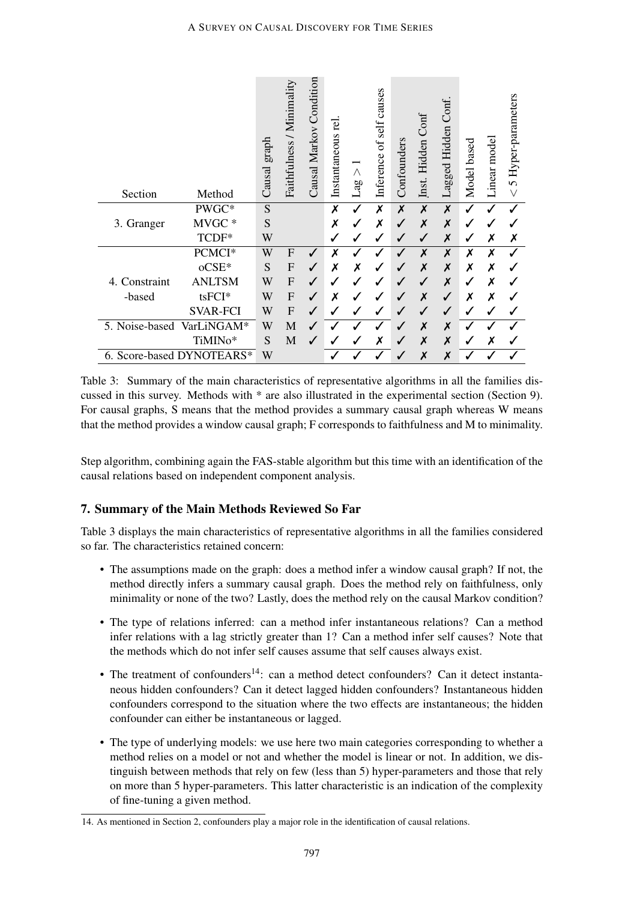| Section | Method | Causal graph | Faithfulness / Minimality | Causal Markov Condition | Instantaneous rel. | Lag $> 1$ | Inference of self causes | Confounders | Inst. Hidden Conf | Lagged Hidden Conf. | Model based | Linear model | $< 5$ Hyper-parameters |
|---|---|---|---|---|---|---|---|---|---|---|---|---|---|
| 3. Granger | PWGC* | S | | | ✗ | ✓ | ✗ | ✗ | ✗ | ✗ | ✓ | ✓ | ✓ |
| | MVGC * | S | | | ✗ | ✓ | ✗ | ✓ | ✗ | ✗ | ✓ | ✓ | ✓ |
| | TCDF* | W | | | ✓ | ✓ | ✓ | ✓ | ✓ | ✗ | ✓ | ✗ | ✗ |
| 4. Constraint -based | PCMCI* | W | F | ✓ | ✗ | ✓ | ✓ | ✓ | ✗ | ✗ | ✗ | ✗ | ✓ |
| | oCSE* | S | F | ✓ | ✗ | ✗ | ✓ | ✓ | ✗ | ✗ | ✗ | ✗ | ✓ |
| | ANLTSM | W | F | ✓ | ✓ | ✓ | ✓ | ✓ | ✓ | ✗ | ✓ | ✗ | ✓ |
| | tsFCI* | W | F | ✓ | ✗ | ✓ | ✓ | ✓ | ✗ | ✓ | ✗ | ✗ | ✓ |
| | SVAR-FCI | W | F | ✓ | ✓ | ✓ | ✓ | ✓ | ✓ | ✓ | ✓ | ✓ | ✓ |
| 5. Noise-based | VarLiNGAM* | W | M | ✓ | ✓ | ✓ | ✓ | ✓ | ✗ | ✗ | ✓ | ✓ | ✓ |
| | TiMINo* | S | M | ✓ | ✓ | ✓ | ✗ | ✓ | ✗ | ✗ | ✓ | ✗ | ✓ |
| 6. Score-based | DYNOTEARS* | W | | | ✓ | ✓ | ✓ | ✓ | ✗ | ✗ | ✓ | ✓ | ✓ |

Table 3: Summary of the main characteristics of representative algorithms in all the families discussed in this survey. Methods with * are also illustrated in the experimental section (Section 9). For causal graphs, S means that the method provides a summary causal graph whereas W means that the method provides a window causal graph; F corresponds to faithfulness and M to minimality.

Step algorithm, combining again the FAS-stable algorithm but this time with an identification of the causal relations based on independent component analysis.

## 7. Summary of the Main Methods Reviewed So Far

Table 3 displays the main characteristics of representative algorithms in all the families considered so far. The characteristics retained concern:

- The assumptions made on the graph: does a method infer a window causal graph? If not, the method directly infers a summary causal graph. Does the method rely on faithfulness, only minimality or none of the two? Lastly, does the method rely on the causal Markov condition?
- The type of relations inferred: can a method infer instantaneous relations? Can a method infer relations with a lag strictly greater than 1? Can a method infer self causes? Note that the methods which do not infer self causes assume that self causes always exist.
- The treatment of confounders[14]: can a method detect confounders? Can it detect instantaneous hidden confounders? Can it detect lagged hidden confounders? Instantaneous hidden confounders correspond to the situation where the two effects are instantaneous; the hidden confounder can either be instantaneous or lagged.
- The type of underlying models: we use here two main categories corresponding to whether a method relies on a model or not and whether the model is linear or not. In addition, we distinguish between methods that rely on few (less than 5) hyper-parameters and those that rely on more than 5 hyper-parameters. This latter characteristic is an indication of the complexity of fine-tuning a given method.

14. As mentioned in Section 2, confounders play a major role in the identification of causal relations.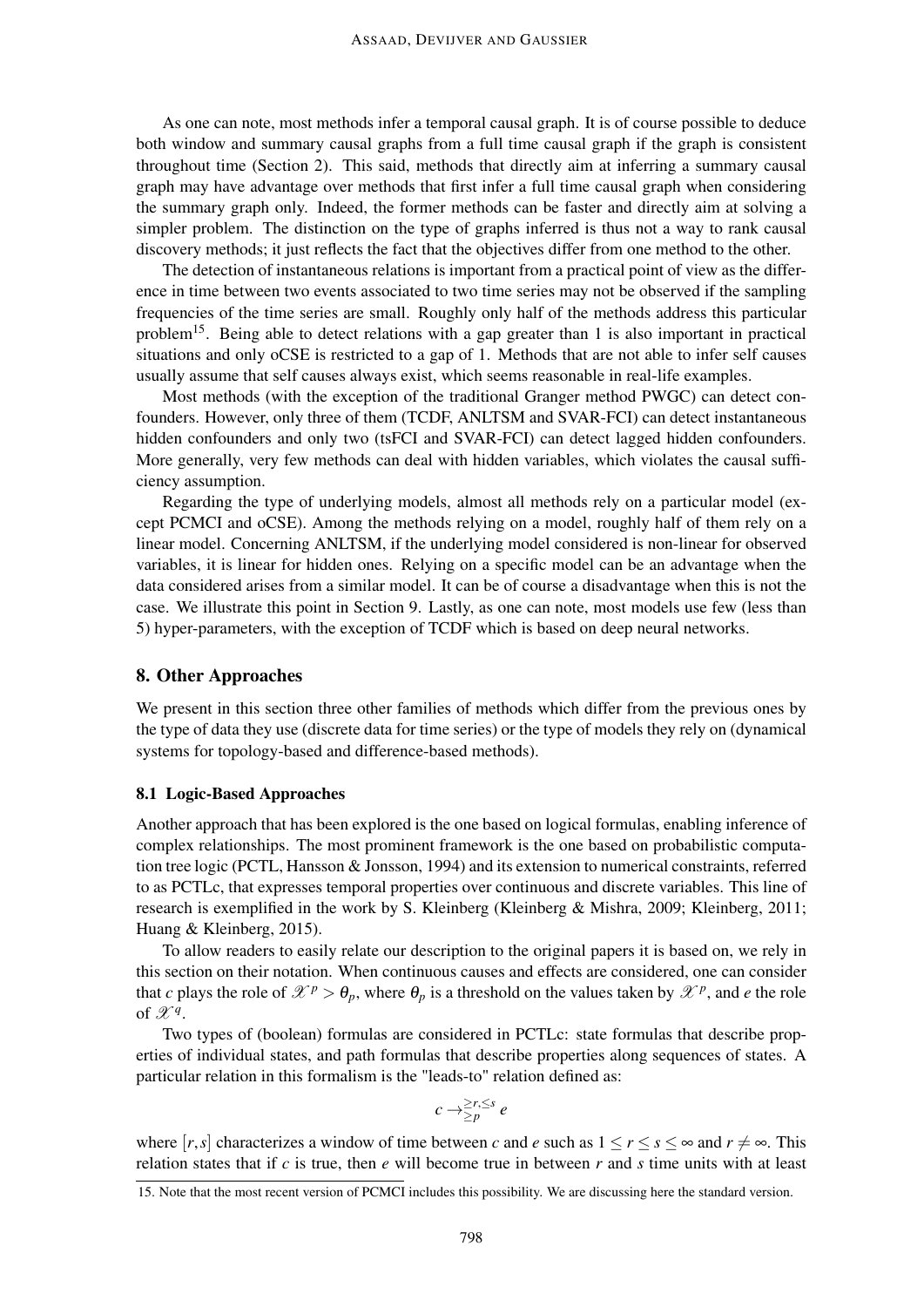As one can note, most methods infer a temporal causal graph. It is of course possible to deduce both window and summary causal graphs from a full time causal graph if the graph is consistent throughout time (Section 2). This said, methods that directly aim at inferring a summary causal graph may have advantage over methods that first infer a full time causal graph when considering the summary graph only. Indeed, the former methods can be faster and directly aim at solving a simpler problem. The distinction on the type of graphs inferred is thus not a way to rank causal discovery methods; it just reflects the fact that the objectives differ from one method to the other.

The detection of instantaneous relations is important from a practical point of view as the difference in time between two events associated to two time series may not be observed if the sampling frequencies of the time series are small. Roughly only half of the methods address this particular problem[15]. Being able to detect relations with a gap greater than 1 is also important in practical situations and only oCSE is restricted to a gap of 1. Methods that are not able to infer self causes usually assume that self causes always exist, which seems reasonable in real-life examples.

Most methods (with the exception of the traditional Granger method PWGC) can detect confounders. However, only three of them (TCDF, ANLTSM and SVAR-FCI) can detect instantaneous hidden confounders and only two (tsFCI and SVAR-FCI) can detect lagged hidden confounders. More generally, very few methods can deal with hidden variables, which violates the causal sufficiency assumption.

Regarding the type of underlying models, almost all methods rely on a particular model (except PCMCI and oCSE). Among the methods relying on a model, roughly half of them rely on a linear model. Concerning ANLTSM, if the underlying model considered is non-linear for observed variables, it is linear for hidden ones. Relying on a specific model can be an advantage when the data considered arises from a similar model. It can be of course a disadvantage when this is not the case. We illustrate this point in Section 9. Lastly, as one can note, most models use few (less than 5) hyper-parameters, with the exception of TCDF which is based on deep neural networks.

## 8. Other Approaches

We present in this section three other families of methods which differ from the previous ones by the type of data they use (discrete data for time series) or the type of models they rely on (dynamical systems for topology-based and difference-based methods).

### 8.1 Logic-Based Approaches

Another approach that has been explored is the one based on logical formulas, enabling inference of complex relationships. The most prominent framework is the one based on probabilistic computation tree logic (PCTL, Hansson & Jonsson, 1994) and its extension to numerical constraints, referred to as PCTLc, that expresses temporal properties over continuous and discrete variables. This line of research is exemplified in the work by S. Kleinberg (Kleinberg & Mishra, 2009; Kleinberg, 2011; Huang & Kleinberg, 2015).

To allow readers to easily relate our description to the original papers it is based on, we rely in this section on their notation. When continuous causes and effects are considered, one can consider that $c$ plays the role of $\mathscr{X}^p > \theta_p$, where $\theta_p$ is a threshold on the values taken by $\mathscr{X}^p$, and $e$ the role of $\mathscr{X}^q$.

Two types of (boolean) formulas are considered in PCTLc: state formulas that describe properties of individual states, and path formulas that describe properties along sequences of states. A particular relation in this formalism is the "leads-to" relation defined as:

$$c \rightarrow^{\geq r, \leq s}_{\geq p} e$$

where $[r,s]$ characterizes a window of time between $c$ and $e$ such as $1 \leq r \leq s \leq \infty$ and $r \neq \infty$. This relation states that if $c$ is true, then $e$ will become true in between $r$ and $s$ time units with at least

15. Note that the most recent version of PCMCI includes this possibility. We are discussing here the standard version.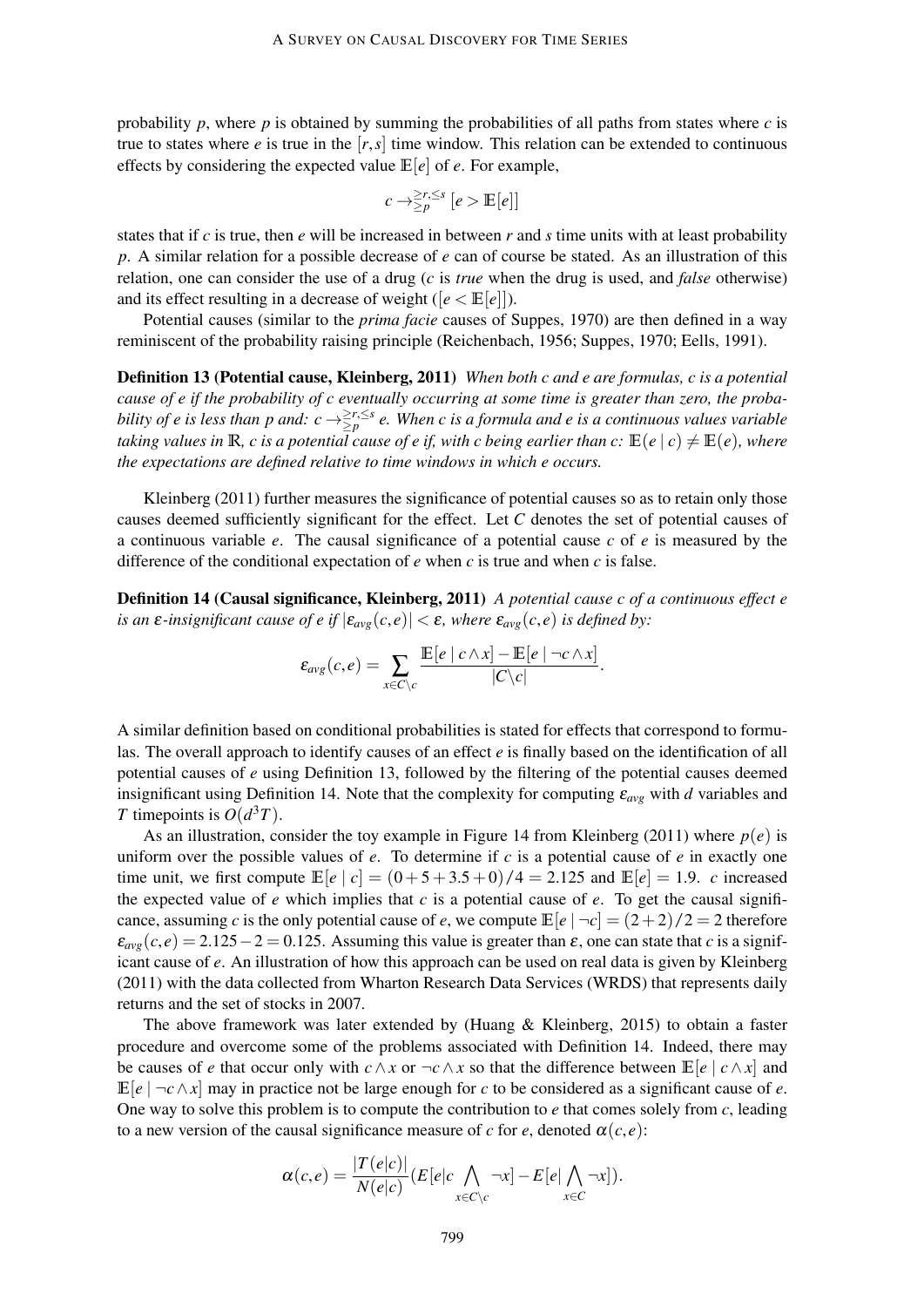probability $p$, where $p$ is obtained by summing the probabilities of all paths from states where $c$ is true to states where $e$ is true in the $[r,s]$ time window. This relation can be extended to continuous effects by considering the expected value $\mathbb{E}[e]$ of $e$. For example,

$$c \rightarrow^{\geq r, \leq s}_{\geq p} [e > \mathbb{E}[e]]$$

states that if $c$ is true, then $e$ will be increased in between $r$ and $s$ time units with at least probability $p$. A similar relation for a possible decrease of $e$ can of course be stated. As an illustration of this relation, one can consider the use of a drug ($c$ is *true* when the drug is used, and *false* otherwise) and its effect resulting in a decrease of weight ($[e < \mathbb{E}[e]]$).

Potential causes (similar to the *prima facie* causes of Suppes, 1970) are then defined in a way reminiscent of the probability raising principle (Reichenbach, 1956; Suppes, 1970; Eells, 1991).

**Definition 13 (Potential cause, Kleinberg, 2011)** *When both c and e are formulas, c is a potential cause of e if the probability of c eventually occurring at some time is greater than zero, the probability of e is less than p and:* $c \rightarrow^{\geq r, \leq s}_{\geq p} e$*. When c is a formula and e is a continuous values variable taking values in* $\mathbb{R}$*, c is a potential cause of e if, with c being earlier than c:* $\mathbb{E}(e \mid c) \neq \mathbb{E}(e)$*, where the expectations are defined relative to time windows in which e occurs.*

Kleinberg (2011) further measures the significance of potential causes so as to retain only those causes deemed sufficiently significant for the effect. Let $C$ denotes the set of potential causes of a continuous variable $e$. The causal significance of a potential cause $c$ of $e$ is measured by the difference of the conditional expectation of $e$ when $c$ is true and when $c$ is false.

**Definition 14 (Causal significance, Kleinberg, 2011)** *A potential cause c of a continuous effect e is an* $\varepsilon$*-insignificant cause of e if* $|\varepsilon_{avg}(c,e)| < \varepsilon$*, where* $\varepsilon_{avg}(c,e)$ *is defined by:*

$$\varepsilon_{avg}(c,e) = \sum_{x \in C \backslash c} \frac{\mathbb{E}[e \mid c \wedge x] - \mathbb{E}[e \mid \neg c \wedge x]}{|C \backslash c|}.$$

A similar definition based on conditional probabilities is stated for effects that correspond to formulas. The overall approach to identify causes of an effect $e$ is finally based on the identification of all potential causes of $e$ using Definition 13, followed by the filtering of the potential causes deemed insignificant using Definition 14. Note that the complexity for computing $\varepsilon_{avg}$ with $d$ variables and $T$ timepoints is $O(d^3T)$.

As an illustration, consider the toy example in Figure 14 from Kleinberg (2011) where $p(e)$ is uniform over the possible values of $e$. To determine if $c$ is a potential cause of $e$ in exactly one time unit, we first compute $\mathbb{E}[e \mid c] = (0+5+3.5+0)/4 = 2.125$ and $\mathbb{E}[e] = 1.9$. $c$ increased the expected value of $e$ which implies that $c$ is a potential cause of $e$. To get the causal significance, assuming $c$ is the only potential cause of $e$, we compute $\mathbb{E}[e \mid \neg c] = (2+2)/2 = 2$ therefore $\varepsilon_{avg}(c,e) = 2.125 - 2 = 0.125$. Assuming this value is greater than $\varepsilon$, one can state that $c$ is a significant cause of $e$. An illustration of how this approach can be used on real data is given by Kleinberg (2011) with the data collected from Wharton Research Data Services (WRDS) that represents daily returns and the set of stocks in 2007.

The above framework was later extended by (Huang & Kleinberg, 2015) to obtain a faster procedure and overcome some of the problems associated with Definition 14. Indeed, there may be causes of $e$ that occur only with $c \wedge x$ or $\neg c \wedge x$ so that the difference between $\mathbb{E}[e \mid c \wedge x]$ and $\mathbb{E}[e \mid \neg c \wedge x]$ may in practice not be large enough for $c$ to be considered as a significant cause of $e$. One way to solve this problem is to compute the contribution to $e$ that comes solely from $c$, leading to a new version of the causal significance measure of $c$ for $e$, denoted $\alpha(c,e)$:

$$\alpha(c,e) = \frac{|T(e|c)|}{N(e|c)} (E[e|c \bigwedge_{x \in C \backslash c} \neg x] - E[e| \bigwedge_{x \in C} \neg x]).$$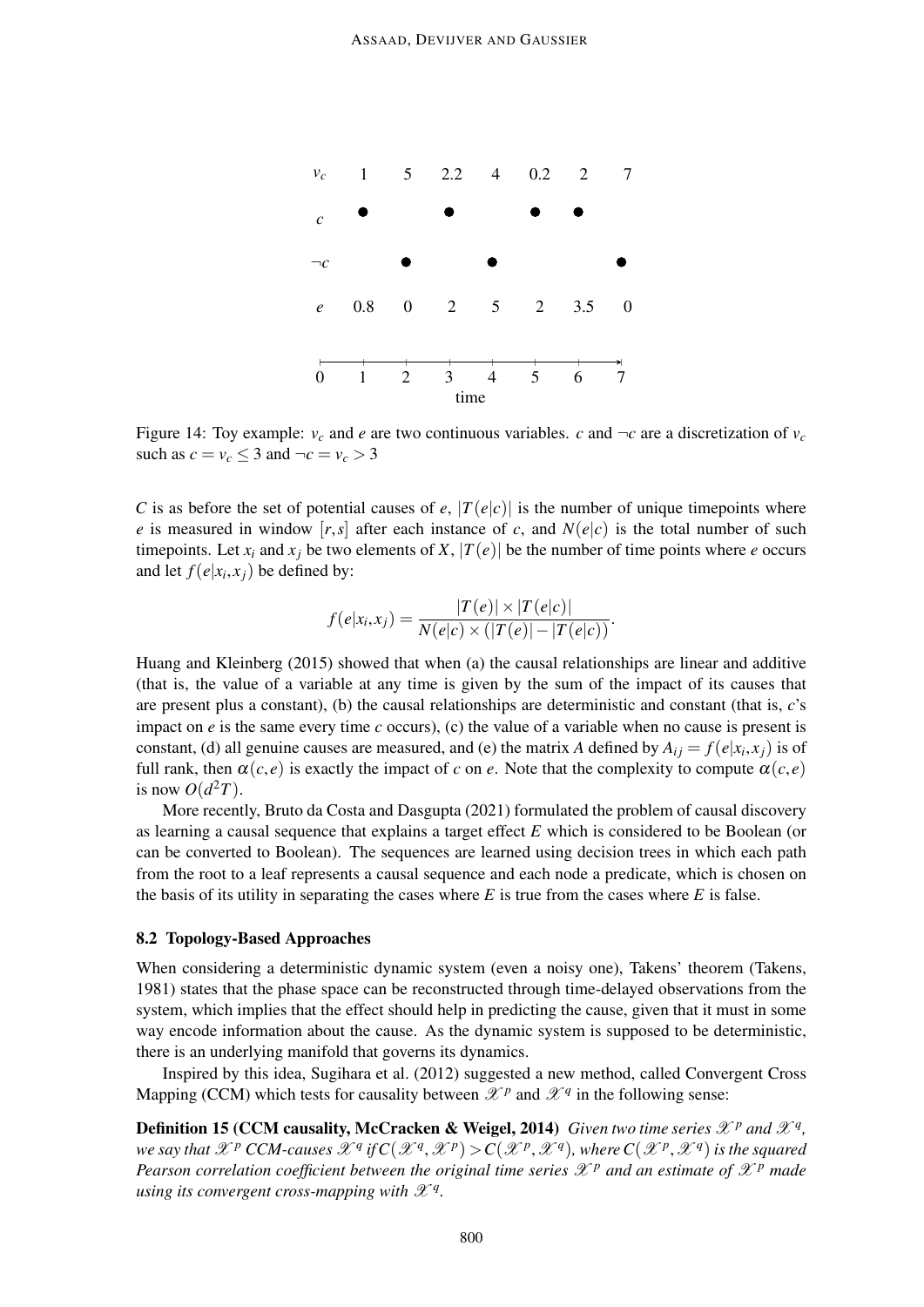| $v_c$ | 1 | 5 | 2.2 | 4 | 0.2 | 2 | 7 |
|---|---|---|---|---|---|---|---|
| $c$ | ● | | ● | | ● | ● | |
| $\neg c$ | | ● | | ● | | | ● |
| $e$ | 0.8 | 0 | 2 | 5 | 2 | 3.5 | 0 |
| time | 1 | 2 | 3 | 4 | 5 | 6 | 7 |

Figure 14: Toy example: $v_c$ and $e$ are two continuous variables. $c$ and $\neg c$ are a discretization of $v_c$ such as $c = v_c \leq 3$ and $\neg c = v_c > 3$

$C$ is as before the set of potential causes of $e$, $|T(e|c)|$ is the number of unique timepoints where $e$ is measured in window $[r,s]$ after each instance of $c$, and $N(e|c)$ is the total number of such timepoints. Let $x_i$ and $x_j$ be two elements of $X$, $|T(e)|$ be the number of time points where $e$ occurs and let $f(e|x_i,x_j)$ be defined by:

$$f(e|x_i,x_j) = \frac{|T(e)| \times |T(e|c)|}{N(e|c) \times (|T(e)| - |T(e|c)|)}.$$

Huang and Kleinberg (2015) showed that when (a) the causal relationships are linear and additive (that is, the value of a variable at any time is given by the sum of the impact of its causes that are present plus a constant), (b) the causal relationships are deterministic and constant (that is, $c$'s impact on $e$ is the same every time $c$ occurs), (c) the value of a variable when no cause is present is constant, (d) all genuine causes are measured, and (e) the matrix $A$ defined by $A_{ij} = f(e|x_i,x_j)$ is of full rank, then $\alpha(c,e)$ is exactly the impact of $c$ on $e$. Note that the complexity to compute $\alpha(c,e)$ is now $O(d^2T)$.

More recently, Bruto da Costa and Dasgupta (2021) formulated the problem of causal discovery as learning a causal sequence that explains a target effect $E$ which is considered to be Boolean (or can be converted to Boolean). The sequences are learned using decision trees in which each path from the root to a leaf represents a causal sequence and each node a predicate, which is chosen on the basis of its utility in separating the cases where $E$ is true from the cases where $E$ is false.

### 8.2 Topology-Based Approaches

When considering a deterministic dynamic system (even a noisy one), Takens' theorem (Takens, 1981) states that the phase space can be reconstructed through time-delayed observations from the system, which implies that the effect should help in predicting the cause, given that it must in some way encode information about the cause. As the dynamic system is supposed to be deterministic, there is an underlying manifold that governs its dynamics.

Inspired by this idea, Sugihara et al. (2012) suggested a new method, called Convergent Cross Mapping (CCM) which tests for causality between $\mathcal{X}^p$ and $\mathcal{X}^q$ in the following sense:

**Definition 15 (CCM causality, McCracken & Weigel, 2014)** *Given two time series $\mathcal{X}^p$ and $\mathcal{X}^q$, we say that $\mathcal{X}^p$ CCM-causes $\mathcal{X}^q$ if $C(\mathcal{X}^q,\mathcal{X}^p) > C(\mathcal{X}^p,\mathcal{X}^q)$, where $C(\mathcal{X}^p,\mathcal{X}^q)$ is the squared Pearson correlation coefficient between the original time series $\mathcal{X}^p$ and an estimate of $\mathcal{X}^p$ made using its convergent cross-mapping with $\mathcal{X}^q$.*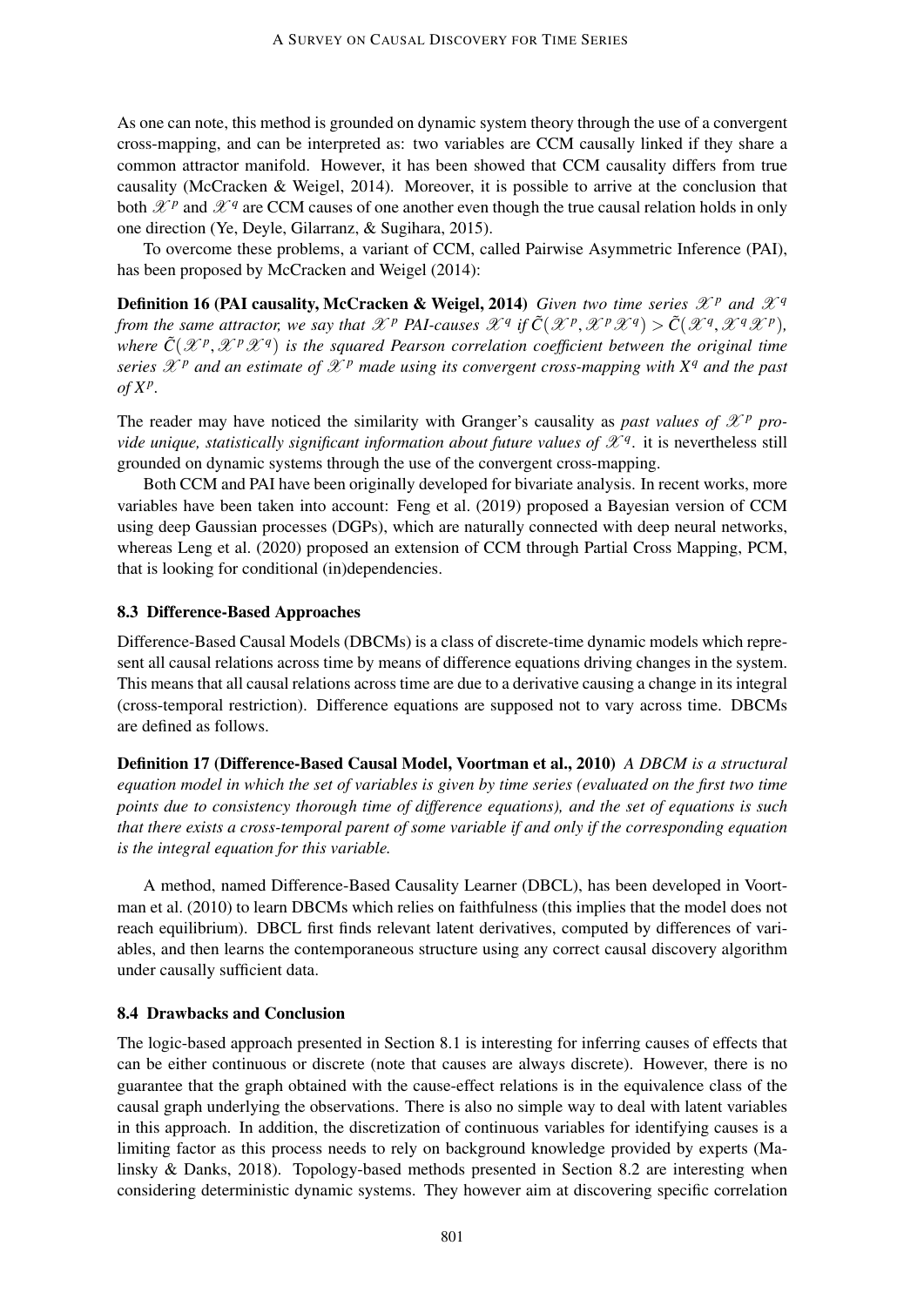As one can note, this method is grounded on dynamic system theory through the use of a convergent cross-mapping, and can be interpreted as: two variables are CCM causally linked if they share a common attractor manifold. However, it has been showed that CCM causality differs from true causality (McCracken & Weigel, 2014). Moreover, it is possible to arrive at the conclusion that both $\mathscr{X}^p$ and $\mathscr{X}^q$ are CCM causes of one another even though the true causal relation holds in only one direction (Ye, Deyle, Gilarranz, & Sugihara, 2015).

To overcome these problems, a variant of CCM, called Pairwise Asymmetric Inference (PAI), has been proposed by McCracken and Weigel (2014):

**Definition 16 (PAI causality, McCracken & Weigel, 2014)** *Given two time series $\mathscr{X}^p$ and $\mathscr{X}^q$ from the same attractor, we say that $\mathscr{X}^p$ PAI-causes $\mathscr{X}^q$ if $\tilde{C}(\mathscr{X}^p, \mathscr{X}^p\mathscr{X}^q) > \tilde{C}(\mathscr{X}^q, \mathscr{X}^q\mathscr{X}^p)$, where $\tilde{C}(\mathscr{X}^p, \mathscr{X}^p\mathscr{X}^q)$ is the squared Pearson correlation coefficient between the original time series $\mathscr{X}^p$ and an estimate of $\mathscr{X}^p$ made using its convergent cross-mapping with $X^q$ and the past of $X^p$.*

The reader may have noticed the similarity with Granger's causality as *past values of $\mathscr{X}^p$ provide unique, statistically significant information about future values of $\mathscr{X}^q$*. it is nevertheless still grounded on dynamic systems through the use of the convergent cross-mapping.

Both CCM and PAI have been originally developed for bivariate analysis. In recent works, more variables have been taken into account: Feng et al. (2019) proposed a Bayesian version of CCM using deep Gaussian processes (DGPs), which are naturally connected with deep neural networks, whereas Leng et al. (2020) proposed an extension of CCM through Partial Cross Mapping, PCM, that is looking for conditional (in)dependencies.

### 8.3 Difference-Based Approaches

Difference-Based Causal Models (DBCMs) is a class of discrete-time dynamic models which represent all causal relations across time by means of difference equations driving changes in the system. This means that all causal relations across time are due to a derivative causing a change in its integral (cross-temporal restriction). Difference equations are supposed not to vary across time. DBCMs are defined as follows.

**Definition 17 (Difference-Based Causal Model, Voortman et al., 2010)** *A DBCM is a structural equation model in which the set of variables is given by time series (evaluated on the first two time points due to consistency thorough time of difference equations), and the set of equations is such that there exists a cross-temporal parent of some variable if and only if the corresponding equation is the integral equation for this variable.*

A method, named Difference-Based Causality Learner (DBCL), has been developed in Voortman et al. (2010) to learn DBCMs which relies on faithfulness (this implies that the model does not reach equilibrium). DBCL first finds relevant latent derivatives, computed by differences of variables, and then learns the contemporaneous structure using any correct causal discovery algorithm under causally sufficient data.

### 8.4 Drawbacks and Conclusion

The logic-based approach presented in Section 8.1 is interesting for inferring causes of effects that can be either continuous or discrete (note that causes are always discrete). However, there is no guarantee that the graph obtained with the cause-effect relations is in the equivalence class of the causal graph underlying the observations. There is also no simple way to deal with latent variables in this approach. In addition, the discretization of continuous variables for identifying causes is a limiting factor as this process needs to rely on background knowledge provided by experts (Malinsky & Danks, 2018). Topology-based methods presented in Section 8.2 are interesting when considering deterministic dynamic systems. They however aim at discovering specific correlation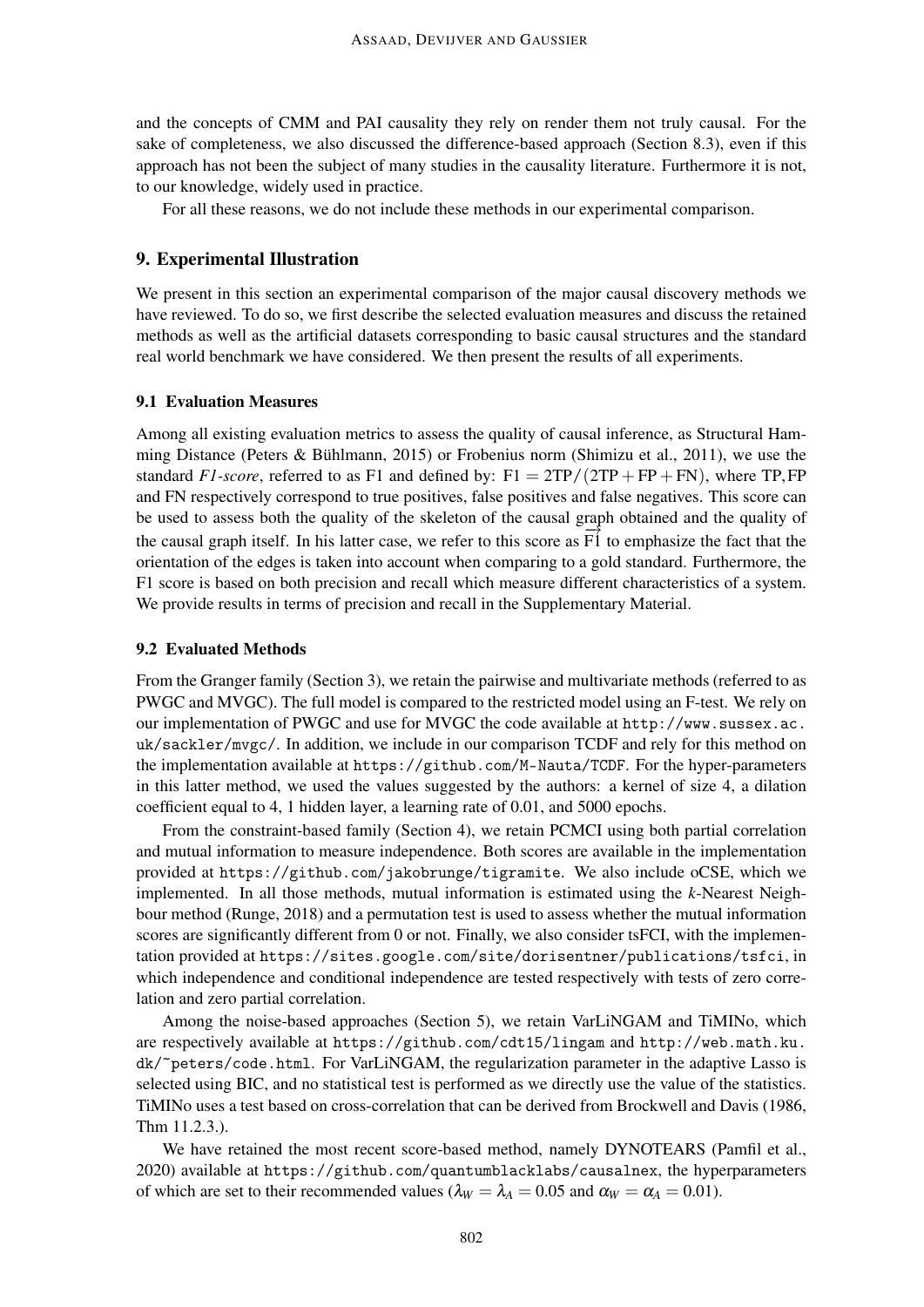and the concepts of CMM and PAI causality they rely on render them not truly causal. For the sake of completeness, we also discussed the difference-based approach (Section 8.3), even if this approach has not been the subject of many studies in the causality literature. Furthermore it is not, to our knowledge, widely used in practice.

For all these reasons, we do not include these methods in our experimental comparison.

## 9. Experimental Illustration

We present in this section an experimental comparison of the major causal discovery methods we have reviewed. To do so, we first describe the selected evaluation measures and discuss the retained methods as well as the artificial datasets corresponding to basic causal structures and the standard real world benchmark we have considered. We then present the results of all experiments.

### 9.1 Evaluation Measures

Among all existing evaluation metrics to assess the quality of causal inference, as Structural Hamming Distance (Peters & Bühlmann, 2015) or Frobenius norm (Shimizu et al., 2011), we use the standard *F1-score*, referred to as F1 and defined by: $\text{F1} = 2\text{TP}/(2\text{TP}+\text{FP}+\text{FN})$, where TP, FP and FN respectively correspond to true positives, false positives and false negatives. This score can be used to assess both the quality of the skeleton of the causal graph obtained and the quality of the causal graph itself. In his latter case, we refer to this score as $\overrightarrow{\text{F1}}$ to emphasize the fact that the orientation of the edges is taken into account when comparing to a gold standard. Furthermore, the F1 score is based on both precision and recall which measure different characteristics of a system. We provide results in terms of precision and recall in the Supplementary Material.

### 9.2 Evaluated Methods

From the Granger family (Section 3), we retain the pairwise and multivariate methods (referred to as PWGC and MVGC). The full model is compared to the restricted model using an F-test. We rely on our implementation of PWGC and use for MVGC the code available at `http://www.sussex.ac.uk/sackler/mvgc/`. In addition, we include in our comparison TCDF and rely for this method on the implementation available at `https://github.com/M-Nauta/TCDF`. For the hyper-parameters in this latter method, we used the values suggested by the authors: a kernel of size 4, a dilation coefficient equal to 4, 1 hidden layer, a learning rate of 0.01, and 5000 epochs.

From the constraint-based family (Section 4), we retain PCMCI using both partial correlation and mutual information to measure independence. Both scores are available in the implementation provided at `https://github.com/jakobrunge/tigramite`. We also include oCSE, which we implemented. In all those methods, mutual information is estimated using the $k$-Nearest Neighbour method (Runge, 2018) and a permutation test is used to assess whether the mutual information scores are significantly different from 0 or not. Finally, we also consider tsFCI, with the implementation provided at `https://sites.google.com/site/dorisentner/publications/tsfci`, in which independence and conditional independence are tested respectively with tests of zero correlation and zero partial correlation.

Among the noise-based approaches (Section 5), we retain VarLiNGAM and TiMINo, which are respectively available at `https://github.com/cdt15/lingam` and `http://web.math.ku.dk/~peters/code.html`. For VarLiNGAM, the regularization parameter in the adaptive Lasso is selected using BIC, and no statistical test is performed as we directly use the value of the statistics. TiMINo uses a test based on cross-correlation that can be derived from Brockwell and Davis (1986, Thm 11.2.3.).

We have retained the most recent score-based method, namely DYNOTEARS (Pamfil et al., 2020) available at `https://github.com/quantumblacklabs/causalnex`, the hyperparameters of which are set to their recommended values ($\lambda_W = \lambda_A = 0.05$ and $\alpha_W = \alpha_A = 0.01$).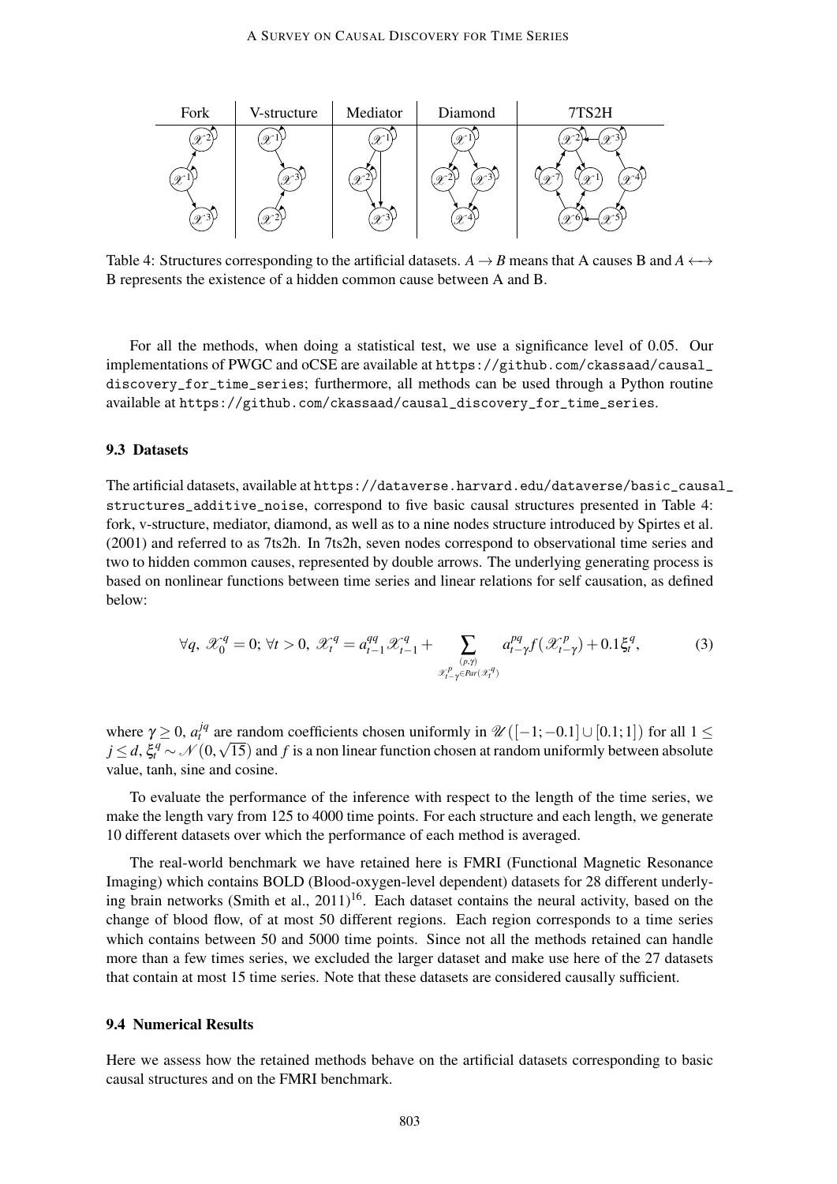| Fork | V-structure | Mediator | Diamond | 7TS2H |
| --- | --- | --- | --- | --- |
|  |  |  |  |  |

Table 4: Structures corresponding to the artificial datasets. $A \rightarrow B$ means that A causes B and $A \longleftrightarrow B$ represents the existence of a hidden common cause between A and B.

For all the methods, when doing a statistical test, we use a significance level of 0.05. Our implementations of PWGC and oCSE are available at https://github.com/ckassaad/causal_discovery_for_time_series; furthermore, all methods can be used through a Python routine available at https://github.com/ckassaad/causal_discovery_for_time_series.

### 9.3 Datasets

The artificial datasets, available at https://dataverse.harvard.edu/dataverse/basic_causal_structures_additive_noise, correspond to five basic causal structures presented in Table 4: fork, v-structure, mediator, diamond, as well as to a nine nodes structure introduced by Spirtes et al. (2001) and referred to as 7ts2h. In 7ts2h, seven nodes correspond to observational time series and two to hidden common causes, represented by double arrows. The underlying generating process is based on nonlinear functions between time series and linear relations for self causation, as defined below:

$$\forall q,\ \mathscr{X}^q_0 = 0;\ \forall t > 0,\ \mathscr{X}^q_t = a^{qq}_{t-1}\mathscr{X}^q_{t-1} + \sum_{\substack{(p,\gamma) \\ \mathscr{X}^p_{t-\gamma} \in Par(\mathscr{X}^q_t)}} a^{pq}_{t-\gamma} f(\mathscr{X}^p_{t-\gamma}) + 0.1\xi^q_t, \tag{3}$$

where $\gamma \geq 0$, $a^{jq}_t$ are random coefficients chosen uniformly in $\mathscr{U}([-1;-0.1] \cup [0.1;1])$ for all $1 \leq j \leq d$, $\xi^q_t \sim \mathscr{N}(0, \sqrt{15})$ and $f$ is a non linear function chosen at random uniformly between absolute value, tanh, sine and cosine.

To evaluate the performance of the inference with respect to the length of the time series, we make the length vary from 125 to 4000 time points. For each structure and each length, we generate 10 different datasets over which the performance of each method is averaged.

The real-world benchmark we have retained here is FMRI (Functional Magnetic Resonance Imaging) which contains BOLD (Blood-oxygen-level dependent) datasets for 28 different underlying brain networks (Smith et al., 2011)[16]. Each dataset contains the neural activity, based on the change of blood flow, of at most 50 different regions. Each region corresponds to a time series which contains between 50 and 5000 time points. Since not all the methods retained can handle more than a few times series, we excluded the larger dataset and make use here of the 27 datasets that contain at most 15 time series. Note that these datasets are considered causally sufficient.

### 9.4 Numerical Results

Here we assess how the retained methods behave on the artificial datasets corresponding to basic causal structures and on the FMRI benchmark.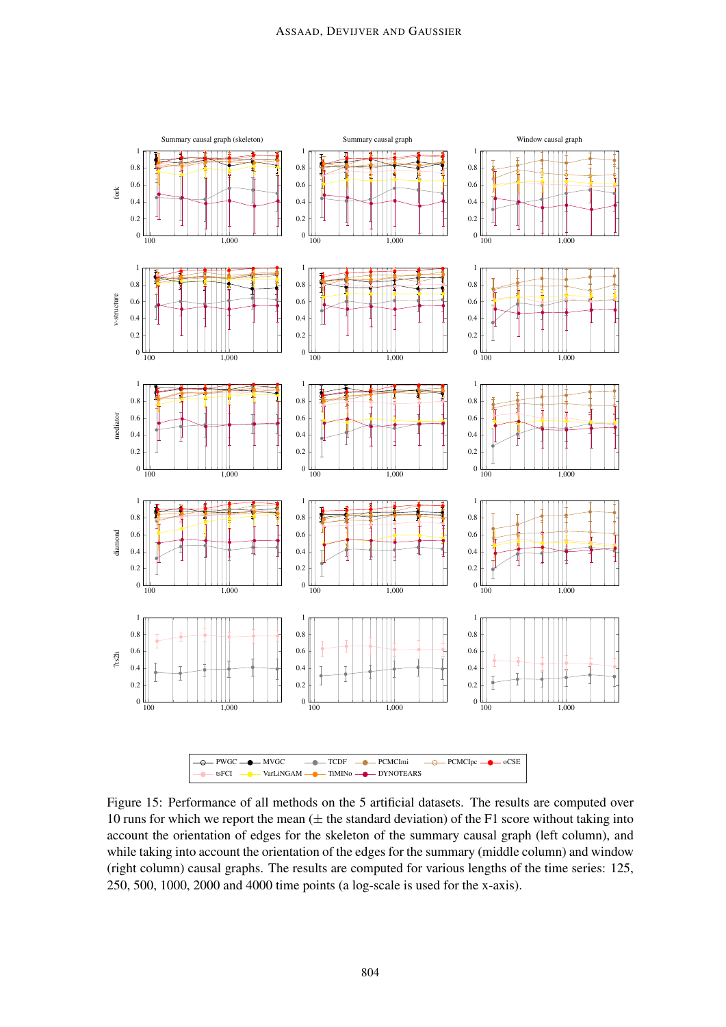Figure 15: Performance of all methods on the 5 artificial datasets. The results are computed over 10 runs for which we report the mean (± the standard deviation) of the F1 score without taking into account the orientation of edges for the skeleton of the summary causal graph (left column), and while taking into account the orientation of the edges for the summary (middle column) and window (right column) causal graphs. The results are computed for various lengths of the time series: 125, 250, 500, 1000, 2000 and 4000 time points (a log-scale is used for the x-axis).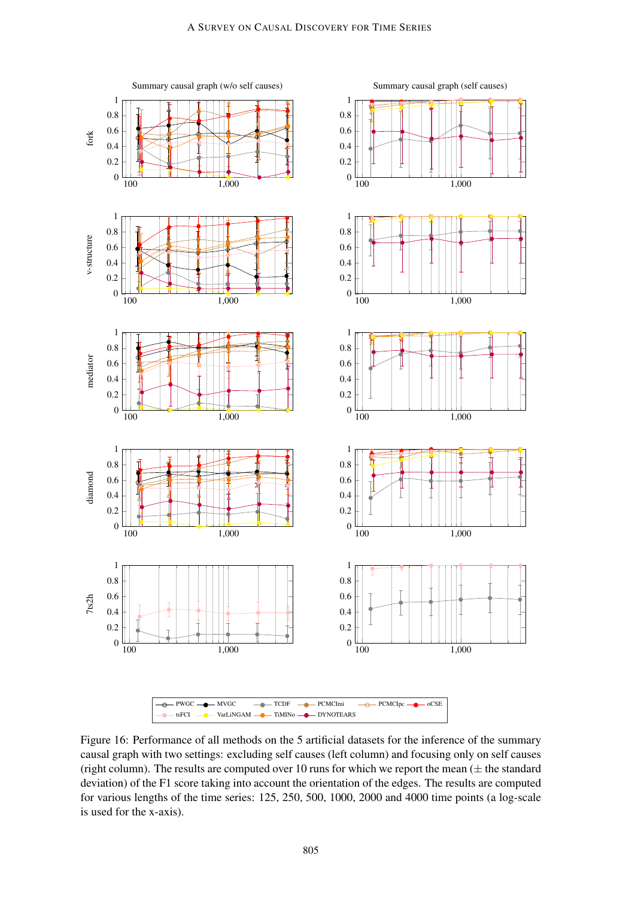Figure 16: Performance of all methods on the 5 artificial datasets for the inference of the summary causal graph with two settings: excluding self causes (left column) and focusing only on self causes (right column). The results are computed over 10 runs for which we report the mean (± the standard deviation) of the F1 score taking into account the orientation of the edges. The results are computed for various lengths of the time series: 125, 250, 500, 1000, 2000 and 4000 time points (a log-scale is used for the x-axis).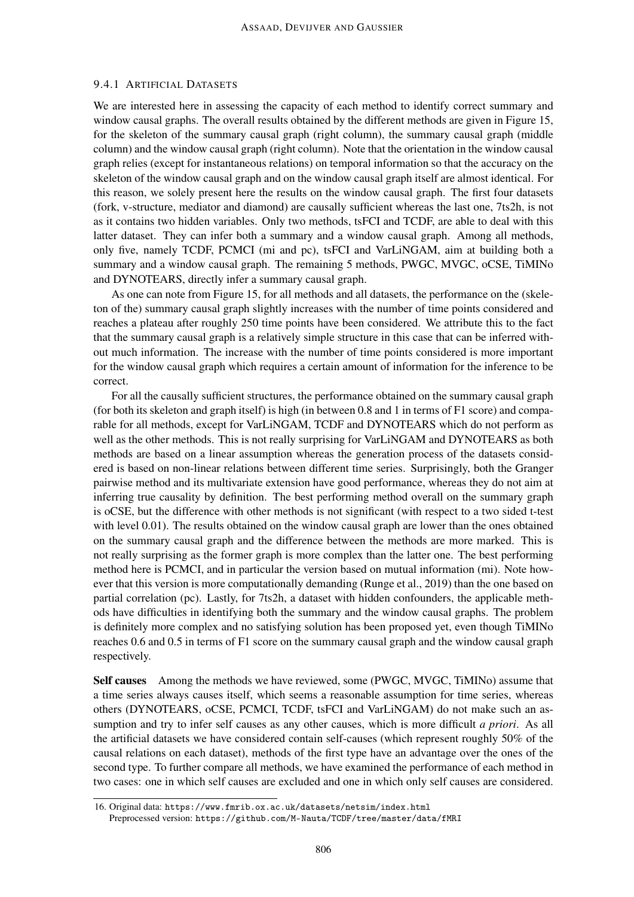### 9.4.1 Artificial Datasets

We are interested here in assessing the capacity of each method to identify correct summary and window causal graphs. The overall results obtained by the different methods are given in Figure 15, for the skeleton of the summary causal graph (right column), the summary causal graph (middle column) and the window causal graph (right column). Note that the orientation in the window causal graph relies (except for instantaneous relations) on temporal information so that the accuracy on the skeleton of the window causal graph and on the window causal graph itself are almost identical. For this reason, we solely present here the results on the window causal graph. The first four datasets (fork, v-structure, mediator and diamond) are causally sufficient whereas the last one, 7ts2h, is not as it contains two hidden variables. Only two methods, tsFCI and TCDF, are able to deal with this latter dataset. They can infer both a summary and a window causal graph. Among all methods, only five, namely TCDF, PCMCI (mi and pc), tsFCI and VarLiNGAM, aim at building both a summary and a window causal graph. The remaining 5 methods, PWGC, MVGC, oCSE, TiMINo and DYNOTEARS, directly infer a summary causal graph.

As one can note from Figure 15, for all methods and all datasets, the performance on the (skeleton of the) summary causal graph slightly increases with the number of time points considered and reaches a plateau after roughly 250 time points have been considered. We attribute this to the fact that the summary causal graph is a relatively simple structure in this case that can be inferred without much information. The increase with the number of time points considered is more important for the window causal graph which requires a certain amount of information for the inference to be correct.

For all the causally sufficient structures, the performance obtained on the summary causal graph (for both its skeleton and graph itself) is high (in between 0.8 and 1 in terms of F1 score) and comparable for all methods, except for VarLiNGAM, TCDF and DYNOTEARS which do not perform as well as the other methods. This is not really surprising for VarLiNGAM and DYNOTEARS as both methods are based on a linear assumption whereas the generation process of the datasets considered is based on non-linear relations between different time series. Surprisingly, both the Granger pairwise method and its multivariate extension have good performance, whereas they do not aim at inferring true causality by definition. The best performing method overall on the summary graph is oCSE, but the difference with other methods is not significant (with respect to a two sided t-test with level 0.01). The results obtained on the window causal graph are lower than the ones obtained on the summary causal graph and the difference between the methods are more marked. This is not really surprising as the former graph is more complex than the latter one. The best performing method here is PCMCI, and in particular the version based on mutual information (mi). Note however that this version is more computationally demanding (Runge et al., 2019) than the one based on partial correlation (pc). Lastly, for 7ts2h, a dataset with hidden confounders, the applicable methods have difficulties in identifying both the summary and the window causal graphs. The problem is definitely more complex and no satisfying solution has been proposed yet, even though TiMINo reaches 0.6 and 0.5 in terms of F1 score on the summary causal graph and the window causal graph respectively.

**Self causes** Among the methods we have reviewed, some (PWGC, MVGC, TiMINo) assume that a time series always causes itself, which seems a reasonable assumption for time series, whereas others (DYNOTEARS, oCSE, PCMCI, TCDF, tsFCI and VarLiNGAM) do not make such an assumption and try to infer self causes as any other causes, which is more difficult *a priori*. As all the artificial datasets we have considered contain self-causes (which represent roughly 50% of the causal relations on each dataset), methods of the first type have an advantage over the ones of the second type. To further compare all methods, we have examined the performance of each method in two cases: one in which self causes are excluded and one in which only self causes are considered.

16. Original data: https://www.fmrib.ox.ac.uk/datasets/netsim/index.html
Preprocessed version: https://github.com/M-Nauta/TCDF/tree/master/data/fMRI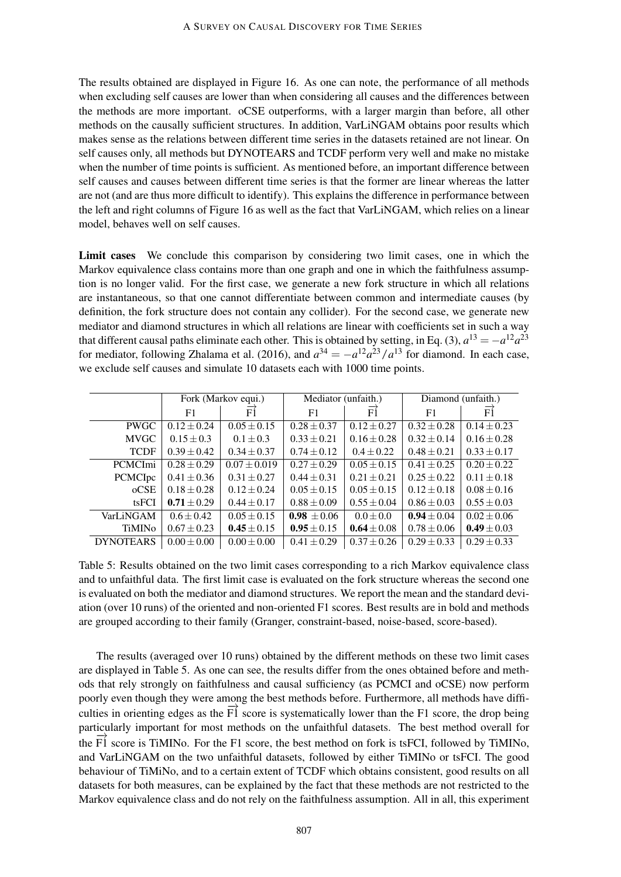The results obtained are displayed in Figure 16. As one can note, the performance of all methods when excluding self causes are lower than when considering all causes and the differences between the methods are more important. oCSE outperforms, with a larger margin than before, all other methods on the causally sufficient structures. In addition, VarLiNGAM obtains poor results which makes sense as the relations between different time series in the datasets retained are not linear. On self causes only, all methods but DYNOTEARS and TCDF perform very well and make no mistake when the number of time points is sufficient. As mentioned before, an important difference between self causes and causes between different time series is that the former are linear whereas the latter are not (and are thus more difficult to identify). This explains the difference in performance between the left and right columns of Figure 16 as well as the fact that VarLiNGAM, which relies on a linear model, behaves well on self causes.

**Limit cases** We conclude this comparison by considering two limit cases, one in which the Markov equivalence class contains more than one graph and one in which the faithfulness assumption is no longer valid. For the first case, we generate a new fork structure in which all relations are instantaneous, so that one cannot differentiate between common and intermediate causes (by definition, the fork structure does not contain any collider). For the second case, we generate new mediator and diamond structures in which all relations are linear with coefficients set in such a way that different causal paths eliminate each other. This is obtained by setting, in Eq. (3), $a^{13} = -a^{12}a^{23}$ for mediator, following Zhalama et al. (2016), and $a^{34} = -a^{12}a^{23}/a^{13}$ for diamond. In each case, we exclude self causes and simulate 10 datasets each with 1000 time points.

| | Fork (Markov equi.) | | Mediator (unfaith.) | | Diamond (unfaith.) | |
|---|---|---|---|---|---|---|
| | F1 | $\overrightarrow{\text{F1}}$ | F1 | $\overrightarrow{\text{F1}}$ | F1 | $\overrightarrow{\text{F1}}$ |
| PWGC | $0.12 \pm 0.24$ | $0.05 \pm 0.15$ | $0.28 \pm 0.37$ | $0.12 \pm 0.27$ | $0.32 \pm 0.28$ | $0.14 \pm 0.23$ |
| MVGC | $0.15 \pm 0.3$ | $0.1 \pm 0.3$ | $0.33 \pm 0.21$ | $0.16 \pm 0.28$ | $0.32 \pm 0.14$ | $0.16 \pm 0.28$ |
| TCDF | $0.39 \pm 0.42$ | $0.34 \pm 0.37$ | $0.74 \pm 0.12$ | $0.4 \pm 0.22$ | $0.48 \pm 0.21$ | $0.33 \pm 0.17$ |
| PCMCImi | $0.28 \pm 0.29$ | $0.07 \pm 0.019$ | $0.27 \pm 0.29$ | $0.05 \pm 0.15$ | $0.41 \pm 0.25$ | $0.20 \pm 0.22$ |
| PCMCIpc | $0.41 \pm 0.36$ | $0.31 \pm 0.27$ | $0.44 \pm 0.31$ | $0.21 \pm 0.21$ | $0.25 \pm 0.22$ | $0.11 \pm 0.18$ |
| oCSE | $0.18 \pm 0.28$ | $0.12 \pm 0.24$ | $0.05 \pm 0.15$ | $0.05 \pm 0.15$ | $0.12 \pm 0.18$ | $0.08 \pm 0.16$ |
| tsFCI | $\mathbf{0.71} \pm 0.29$ | $0.44 \pm 0.17$ | $0.88 \pm 0.09$ | $0.55 \pm 0.04$ | $0.86 \pm 0.03$ | $0.55 \pm 0.03$ |
| VarLiNGAM | $0.6 \pm 0.42$ | $0.05 \pm 0.15$ | $\mathbf{0.98} \pm 0.06$ | $0.0 \pm 0.0$ | $\mathbf{0.94} \pm 0.04$ | $0.02 \pm 0.06$ |
| TiMINo | $0.67 \pm 0.23$ | $\mathbf{0.45} \pm 0.15$ | $\mathbf{0.95} \pm 0.15$ | $\mathbf{0.64} \pm 0.08$ | $0.78 \pm 0.06$ | $\mathbf{0.49} \pm 0.03$ |
| DYNOTEARS | $0.00 \pm 0.00$ | $0.00 \pm 0.00$ | $0.41 \pm 0.29$ | $0.37 \pm 0.26$ | $0.29 \pm 0.33$ | $0.29 \pm 0.33$ |

Table 5: Results obtained on the two limit cases corresponding to a rich Markov equivalence class and to unfaithful data. The first limit case is evaluated on the fork structure whereas the second one is evaluated on both the mediator and diamond structures. We report the mean and the standard deviation (over 10 runs) of the oriented and non-oriented F1 scores. Best results are in bold and methods are grouped according to their family (Granger, constraint-based, noise-based, score-based).

The results (averaged over 10 runs) obtained by the different methods on these two limit cases are displayed in Table 5. As one can see, the results differ from the ones obtained before and methods that rely strongly on faithfulness and causal sufficiency (as PCMCI and oCSE) now perform poorly even though they were among the best methods before. Furthermore, all methods have difficulties in orienting edges as the $\overrightarrow{\text{F1}}$ score is systematically lower than the F1 score, the drop being particularly important for most methods on the unfaithful datasets. The best method overall for the $\overrightarrow{\text{F1}}$ score is TiMINo. For the F1 score, the best method on fork is tsFCI, followed by TiMINo, and VarLiNGAM on the two unfaithful datasets, followed by either TiMINo or tsFCI. The good behaviour of TiMiNo, and to a certain extent of TCDF which obtains consistent, good results on all datasets for both measures, can be explained by the fact that these methods are not restricted to the Markov equivalence class and do not rely on the faithfulness assumption. All in all, this experiment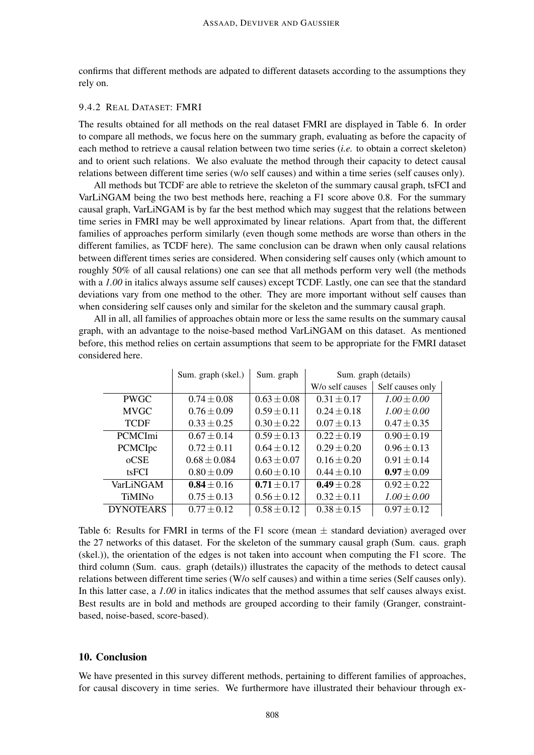confirms that different methods are adpated to different datasets according to the assumptions they rely on.

### 9.4.2 Real Dataset: FMRI

The results obtained for all methods on the real dataset FMRI are displayed in Table 6. In order to compare all methods, we focus here on the summary graph, evaluating as before the capacity of each method to retrieve a causal relation between two time series (*i.e.* to obtain a correct skeleton) and to orient such relations. We also evaluate the method through their capacity to detect causal relations between different time series (w/o self causes) and within a time series (self causes only).

All methods but TCDF are able to retrieve the skeleton of the summary causal graph, tsFCI and VarLiNGAM being the two best methods here, reaching a F1 score above 0.8. For the summary causal graph, VarLiNGAM is by far the best method which may suggest that the relations between time series in FMRI may be well approximated by linear relations. Apart from that, the different families of approaches perform similarly (even though some methods are worse than others in the different families, as TCDF here). The same conclusion can be drawn when only causal relations between different times series are considered. When considering self causes only (which amount to roughly 50% of all causal relations) one can see that all methods perform very well (the methods with a *1.00* in italics always assume self causes) except TCDF. Lastly, one can see that the standard deviations vary from one method to the other. They are more important without self causes than when considering self causes only and similar for the skeleton and the summary causal graph.

All in all, all families of approaches obtain more or less the same results on the summary causal graph, with an advantage to the noise-based method VarLiNGAM on this dataset. As mentioned before, this method relies on certain assumptions that seem to be appropriate for the FMRI dataset considered here.

| | Sum. graph (skel.) | Sum. graph | Sum. graph (details) | |
|---|---|---|---|---|
| | | | W/o self causes | Self causes only |
| PWGC | $0.74 \pm 0.08$ | $0.63 \pm 0.08$ | $0.31 \pm 0.17$ | *1.00* $\pm$ *0.00* |
| MVGC | $0.76 \pm 0.09$ | $0.59 \pm 0.11$ | $0.24 \pm 0.18$ | *1.00* $\pm$ *0.00* |
| TCDF | $0.33 \pm 0.25$ | $0.30 \pm 0.22$ | $0.07 \pm 0.13$ | $0.47 \pm 0.35$ |
| PCMCImi | $0.67 \pm 0.14$ | $0.59 \pm 0.13$ | $0.22 \pm 0.19$ | $0.90 \pm 0.19$ |
| PCMCIpc | $0.72 \pm 0.11$ | $0.64 \pm 0.12$ | $0.29 \pm 0.20$ | $0.96 \pm 0.13$ |
| oCSE | $0.68 \pm 0.084$ | $0.63 \pm 0.07$ | $0.16 \pm 0.20$ | $0.91 \pm 0.14$ |
| tsFCI | $0.80 \pm 0.09$ | $0.60 \pm 0.10$ | $0.44 \pm 0.10$ | **0.97** $\pm 0.09$ |
| VarLiNGAM | **0.84** $\pm 0.16$ | **0.71** $\pm 0.17$ | **0.49** $\pm 0.28$ | $0.92 \pm 0.22$ |
| TiMINo | $0.75 \pm 0.13$ | $0.56 \pm 0.12$ | $0.32 \pm 0.11$ | *1.00* $\pm$ *0.00* |
| DYNOTEARS | $0.77 \pm 0.12$ | $0.58 \pm 0.12$ | $0.38 \pm 0.15$ | $0.97 \pm 0.12$ |

Table 6: Results for FMRI in terms of the F1 score (mean $\pm$ standard deviation) averaged over the 27 networks of this dataset. For the skeleton of the summary causal graph (Sum. caus. graph (skel.)), the orientation of the edges is not taken into account when computing the F1 score. The third column (Sum. caus. graph (details)) illustrates the capacity of the methods to detect causal relations between different time series (W/o self causes) and within a time series (Self causes only). In this latter case, a *1.00* in italics indicates that the method assumes that self causes always exist. Best results are in bold and methods are grouped according to their family (Granger, constraint-based, noise-based, score-based).

## 10. Conclusion

We have presented in this survey different methods, pertaining to different families of approaches, for causal discovery in time series. We furthermore have illustrated their behaviour through ex-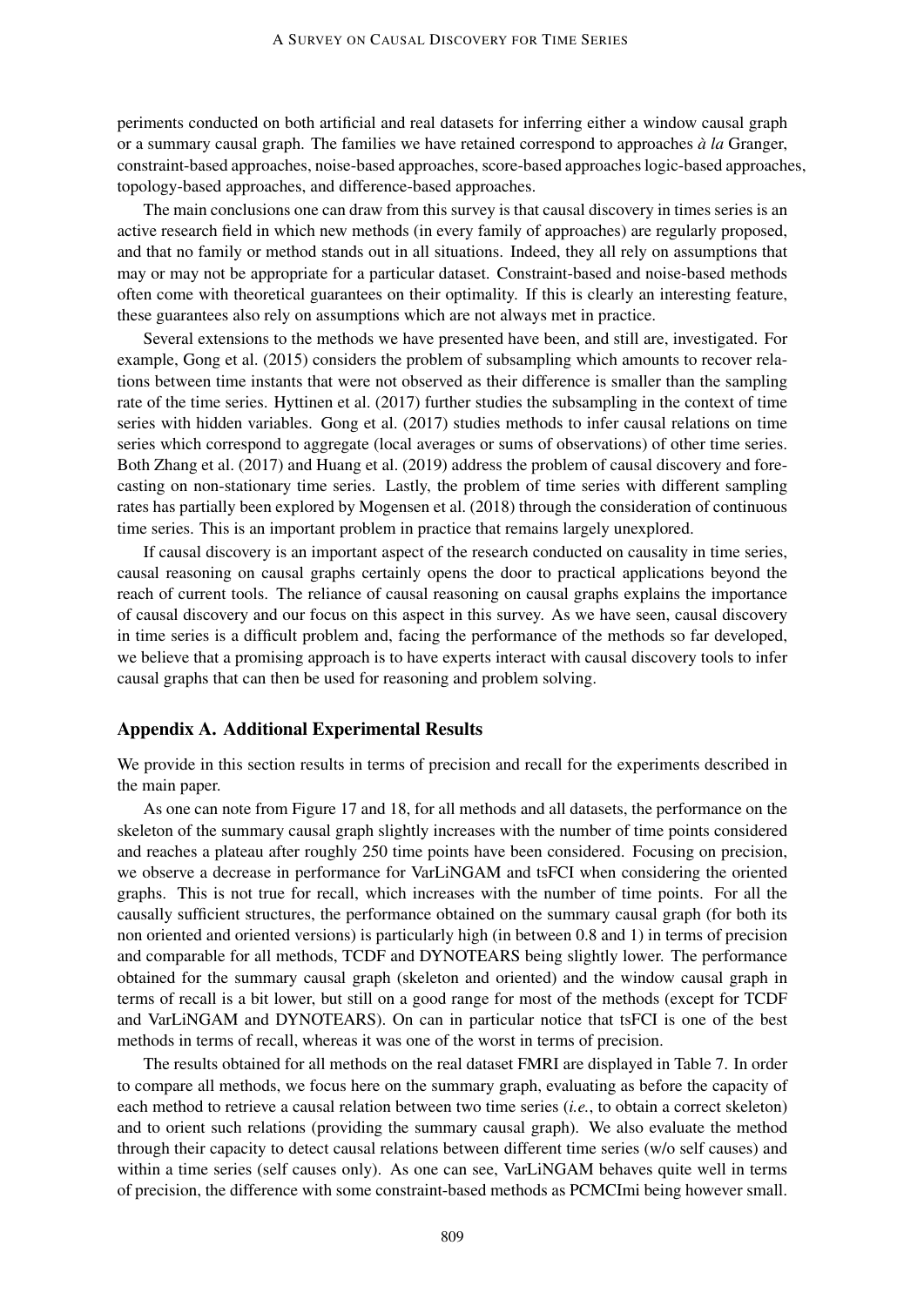periments conducted on both artificial and real datasets for inferring either a window causal graph or a summary causal graph. The families we have retained correspond to approaches *à la* Granger, constraint-based approaches, noise-based approaches, score-based approaches logic-based approaches, topology-based approaches, and difference-based approaches.

The main conclusions one can draw from this survey is that causal discovery in times series is an active research field in which new methods (in every family of approaches) are regularly proposed, and that no family or method stands out in all situations. Indeed, they all rely on assumptions that may or may not be appropriate for a particular dataset. Constraint-based and noise-based methods often come with theoretical guarantees on their optimality. If this is clearly an interesting feature, these guarantees also rely on assumptions which are not always met in practice.

Several extensions to the methods we have presented have been, and still are, investigated. For example, Gong et al. (2015) considers the problem of subsampling which amounts to recover relations between time instants that were not observed as their difference is smaller than the sampling rate of the time series. Hyttinen et al. (2017) further studies the subsampling in the context of time series with hidden variables. Gong et al. (2017) studies methods to infer causal relations on time series which correspond to aggregate (local averages or sums of observations) of other time series. Both Zhang et al. (2017) and Huang et al. (2019) address the problem of causal discovery and forecasting on non-stationary time series. Lastly, the problem of time series with different sampling rates has partially been explored by Mogensen et al. (2018) through the consideration of continuous time series. This is an important problem in practice that remains largely unexplored.

If causal discovery is an important aspect of the research conducted on causality in time series, causal reasoning on causal graphs certainly opens the door to practical applications beyond the reach of current tools. The reliance of causal reasoning on causal graphs explains the importance of causal discovery and our focus on this aspect in this survey. As we have seen, causal discovery in time series is a difficult problem and, facing the performance of the methods so far developed, we believe that a promising approach is to have experts interact with causal discovery tools to infer causal graphs that can then be used for reasoning and problem solving.

## Appendix A. Additional Experimental Results

We provide in this section results in terms of precision and recall for the experiments described in the main paper.

As one can note from Figure 17 and 18, for all methods and all datasets, the performance on the skeleton of the summary causal graph slightly increases with the number of time points considered and reaches a plateau after roughly 250 time points have been considered. Focusing on precision, we observe a decrease in performance for VarLiNGAM and tsFCI when considering the oriented graphs. This is not true for recall, which increases with the number of time points. For all the causally sufficient structures, the performance obtained on the summary causal graph (for both its non oriented and oriented versions) is particularly high (in between 0.8 and 1) in terms of precision and comparable for all methods, TCDF and DYNOTEARS being slightly lower. The performance obtained for the summary causal graph (skeleton and oriented) and the window causal graph in terms of recall is a bit lower, but still on a good range for most of the methods (except for TCDF and VarLiNGAM and DYNOTEARS). On can in particular notice that tsFCI is one of the best methods in terms of recall, whereas it was one of the worst in terms of precision.

The results obtained for all methods on the real dataset FMRI are displayed in Table 7. In order to compare all methods, we focus here on the summary graph, evaluating as before the capacity of each method to retrieve a causal relation between two time series (*i.e.*, to obtain a correct skeleton) and to orient such relations (providing the summary causal graph). We also evaluate the method through their capacity to detect causal relations between different time series (w/o self causes) and within a time series (self causes only). As one can see, VarLiNGAM behaves quite well in terms of precision, the difference with some constraint-based methods as PCMCImi being however small.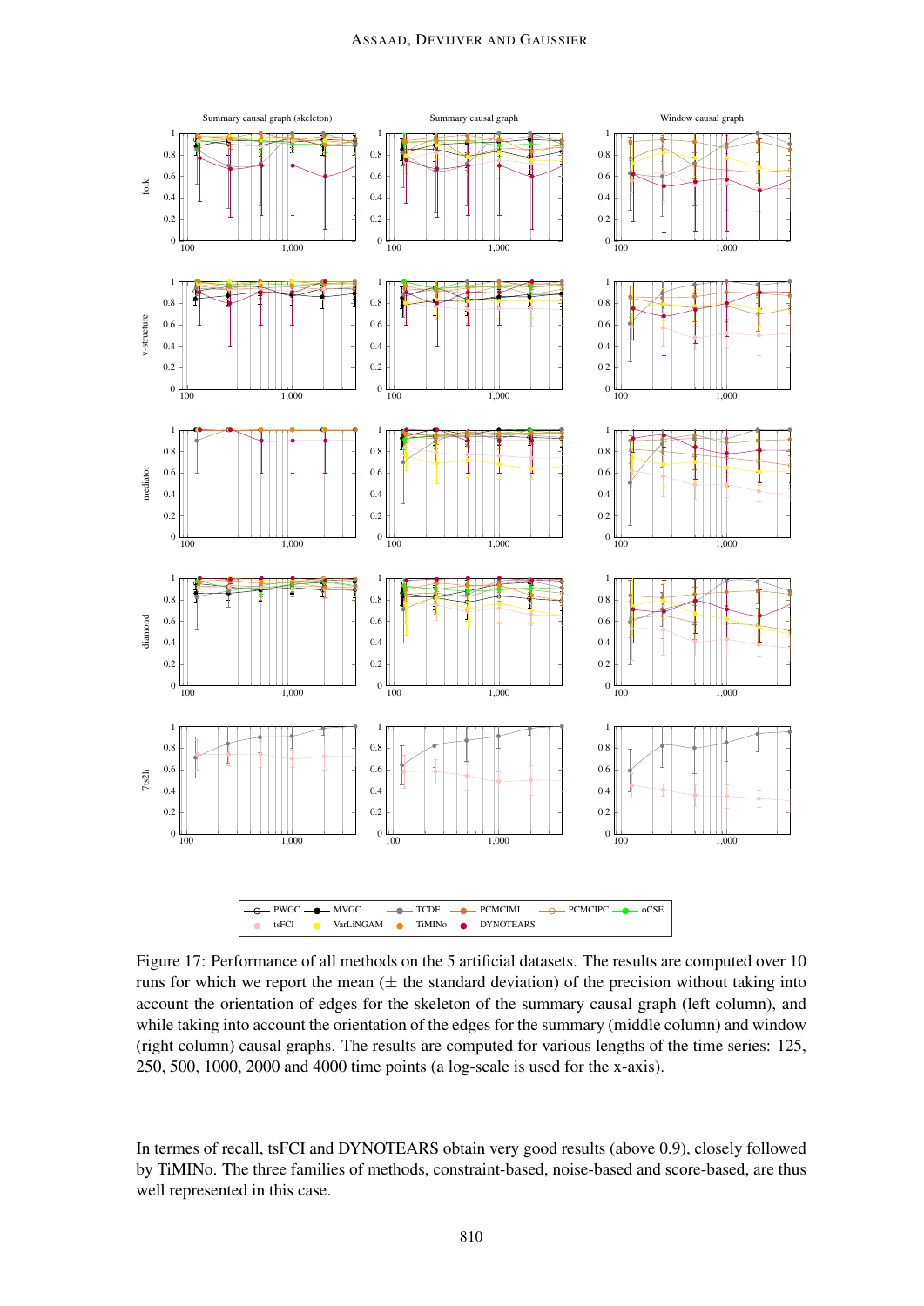Figure 17: Performance of all methods on the 5 artificial datasets. The results are computed over 10 runs for which we report the mean (± the standard deviation) of the precision without taking into account the orientation of edges for the skeleton of the summary causal graph (left column), and while taking into account the orientation of the edges for the summary (middle column) and window (right column) causal graphs. The results are computed for various lengths of the time series: 125, 250, 500, 1000, 2000 and 4000 time points (a log-scale is used for the x-axis).

In termes of recall, tsFCI and DYNOTEARS obtain very good results (above 0.9), closely followed by TiMINo. The three families of methods, constraint-based, noise-based and score-based, are thus well represented in this case.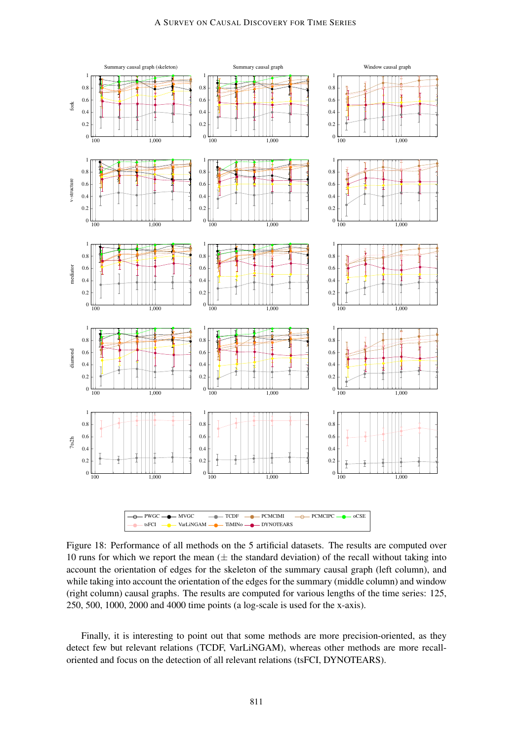Figure 18: Performance of all methods on the 5 artificial datasets. The results are computed over 10 runs for which we report the mean (± the standard deviation) of the recall without taking into account the orientation of edges for the skeleton of the summary causal graph (left column), and while taking into account the orientation of the edges for the summary (middle column) and window (right column) causal graphs. The results are computed for various lengths of the time series: 125, 250, 500, 1000, 2000 and 4000 time points (a log-scale is used for the x-axis).

Finally, it is interesting to point out that some methods are more precision-oriented, as they detect few but relevant relations (TCDF, VarLiNGAM), whereas other methods are more recall-oriented and focus on the detection of all relevant relations (tsFCI, DYNOTEARS).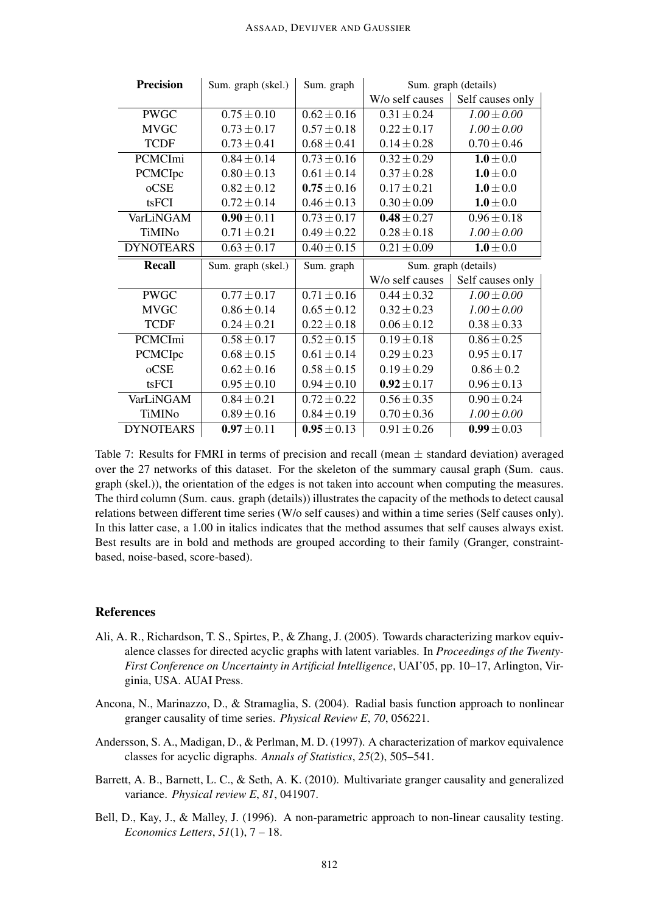| **Precision** | Sum. graph (skel.) | Sum. graph | Sum. graph (details) | |
|---|---|---|---|---|
| | | | W/o self causes | Self causes only |
| PWGC | $0.75 \pm 0.10$ | $0.62 \pm 0.16$ | $0.31 \pm 0.24$ | *1.00 ± 0.00* |
| MVGC | $0.73 \pm 0.17$ | $0.57 \pm 0.18$ | $0.22 \pm 0.17$ | *1.00 ± 0.00* |
| TCDF | $0.73 \pm 0.41$ | $0.68 \pm 0.41$ | $0.14 \pm 0.28$ | $0.70 \pm 0.46$ |
| PCMCImi | $0.84 \pm 0.14$ | $0.73 \pm 0.16$ | $0.32 \pm 0.29$ | $\mathbf{1.0} \pm 0.0$ |
| PCMCIpc | $0.80 \pm 0.13$ | $0.61 \pm 0.14$ | $0.37 \pm 0.28$ | $\mathbf{1.0} \pm 0.0$ |
| oCSE | $0.82 \pm 0.12$ | $\mathbf{0.75} \pm 0.16$ | $0.17 \pm 0.21$ | $\mathbf{1.0} \pm 0.0$ |
| tsFCI | $0.72 \pm 0.14$ | $0.46 \pm 0.13$ | $0.30 \pm 0.09$ | $\mathbf{1.0} \pm 0.0$ |
| VarLiNGAM | $\mathbf{0.90} \pm 0.11$ | $0.73 \pm 0.17$ | $\mathbf{0.48} \pm 0.27$ | $0.96 \pm 0.18$ |
| TiMINo | $0.71 \pm 0.21$ | $0.49 \pm 0.22$ | $0.28 \pm 0.18$ | *1.00 ± 0.00* |
| DYNOTEARS | $0.63 \pm 0.17$ | $0.40 \pm 0.15$ | $0.21 \pm 0.09$ | $\mathbf{1.0} \pm 0.0$ |
| **Recall** | Sum. graph (skel.) | Sum. graph | Sum. graph (details) | |
| | | | W/o self causes | Self causes only |
| PWGC | $0.77 \pm 0.17$ | $0.71 \pm 0.16$ | $0.44 \pm 0.32$ | *1.00 ± 0.00* |
| MVGC | $0.86 \pm 0.14$ | $0.65 \pm 0.12$ | $0.32 \pm 0.23$ | *1.00 ± 0.00* |
| TCDF | $0.24 \pm 0.21$ | $0.22 \pm 0.18$ | $0.06 \pm 0.12$ | $0.38 \pm 0.33$ |
| PCMCImi | $0.58 \pm 0.17$ | $0.52 \pm 0.15$ | $0.19 \pm 0.18$ | $0.86 \pm 0.25$ |
| PCMCIpc | $0.68 \pm 0.15$ | $0.61 \pm 0.14$ | $0.29 \pm 0.23$ | $0.95 \pm 0.17$ |
| oCSE | $0.62 \pm 0.16$ | $0.58 \pm 0.15$ | $0.19 \pm 0.29$ | $0.86 \pm 0.2$ |
| tsFCI | $0.95 \pm 0.10$ | $0.94 \pm 0.10$ | $\mathbf{0.92} \pm 0.17$ | $0.96 \pm 0.13$ |
| VarLiNGAM | $0.84 \pm 0.21$ | $0.72 \pm 0.22$ | $0.56 \pm 0.35$ | $0.90 \pm 0.24$ |
| TiMINo | $0.89 \pm 0.16$ | $0.84 \pm 0.19$ | $0.70 \pm 0.36$ | *1.00 ± 0.00* |
| DYNOTEARS | $\mathbf{0.97} \pm 0.11$ | $\mathbf{0.95} \pm 0.13$ | $0.91 \pm 0.26$ | $\mathbf{0.99} \pm 0.03$ |

Table 7: Results for FMRI in terms of precision and recall (mean $\pm$ standard deviation) averaged over the 27 networks of this dataset. For the skeleton of the summary causal graph (Sum. caus. graph (skel.)), the orientation of the edges is not taken into account when computing the measures. The third column (Sum. caus. graph (details)) illustrates the capacity of the methods to detect causal relations between different time series (W/o self causes) and within a time series (Self causes only). In this latter case, a 1.00 in italics indicates that the method assumes that self causes always exist. Best results are in bold and methods are grouped according to their family (Granger, constraint-based, noise-based, score-based).

## References

Ali, A. R., Richardson, T. S., Spirtes, P., & Zhang, J. (2005). Towards characterizing markov equivalence classes for directed acyclic graphs with latent variables. In *Proceedings of the Twenty-First Conference on Uncertainty in Artificial Intelligence*, UAI'05, pp. 10–17, Arlington, Virginia, USA. AUAI Press.

Ancona, N., Marinazzo, D., & Stramaglia, S. (2004). Radial basis function approach to nonlinear granger causality of time series. *Physical Review E*, *70*, 056221.

Andersson, S. A., Madigan, D., & Perlman, M. D. (1997). A characterization of markov equivalence classes for acyclic digraphs. *Annals of Statistics*, *25*(2), 505–541.

Barrett, A. B., Barnett, L. C., & Seth, A. K. (2010). Multivariate granger causality and generalized variance. *Physical review E*, *81*, 041907.

Bell, D., Kay, J., & Malley, J. (1996). A non-parametric approach to non-linear causality testing. *Economics Letters*, *51*(1), 7 – 18.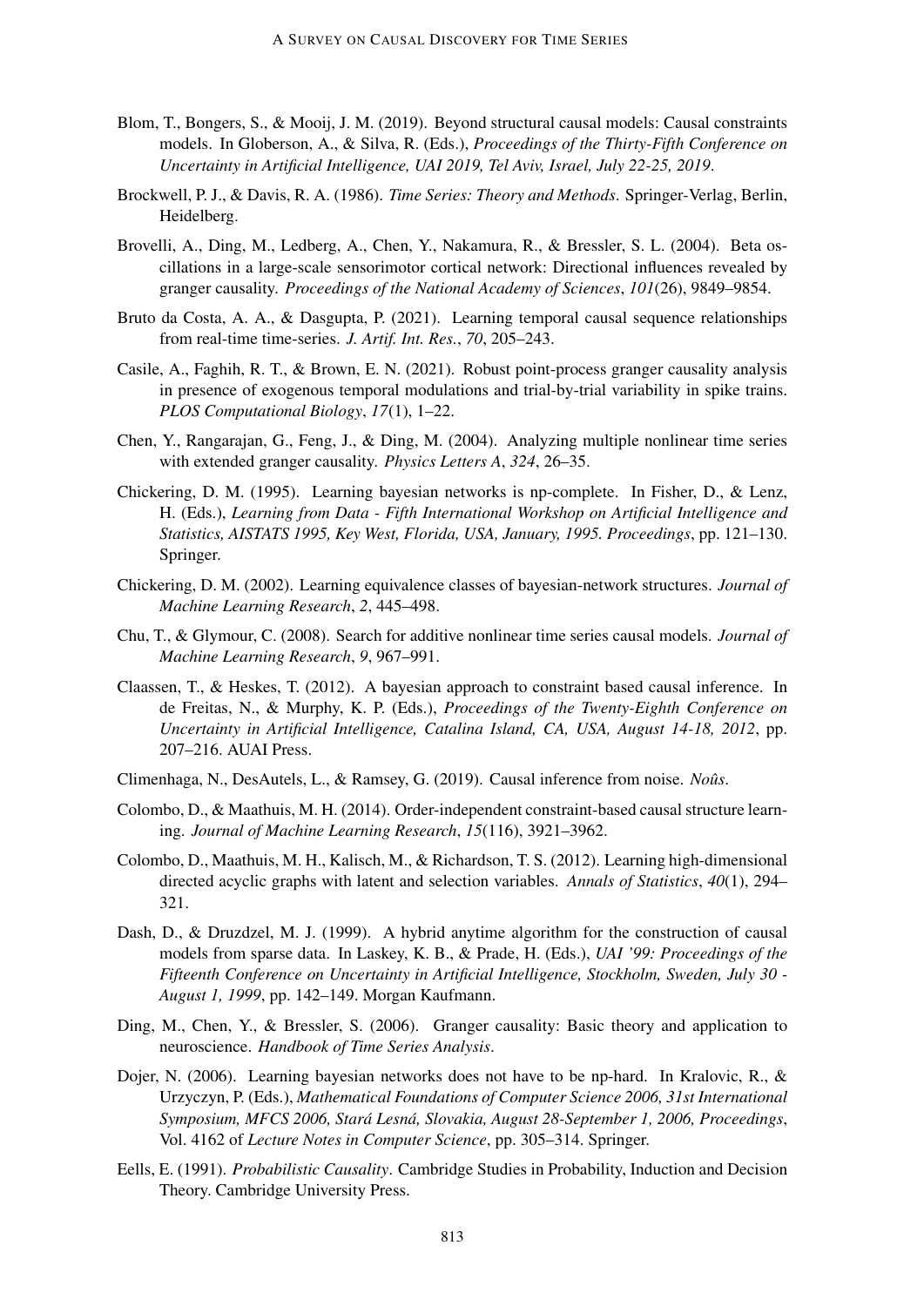Blom, T., Bongers, S., & Mooij, J. M. (2019). Beyond structural causal models: Causal constraints models. In Globerson, A., & Silva, R. (Eds.), *Proceedings of the Thirty-Fifth Conference on Uncertainty in Artificial Intelligence, UAI 2019, Tel Aviv, Israel, July 22-25, 2019*.

Brockwell, P. J., & Davis, R. A. (1986). *Time Series: Theory and Methods*. Springer-Verlag, Berlin, Heidelberg.

Brovelli, A., Ding, M., Ledberg, A., Chen, Y., Nakamura, R., & Bressler, S. L. (2004). Beta oscillations in a large-scale sensorimotor cortical network: Directional influences revealed by granger causality. *Proceedings of the National Academy of Sciences*, *101*(26), 9849–9854.

Bruto da Costa, A. A., & Dasgupta, P. (2021). Learning temporal causal sequence relationships from real-time time-series. *J. Artif. Int. Res.*, *70*, 205–243.

Casile, A., Faghih, R. T., & Brown, E. N. (2021). Robust point-process granger causality analysis in presence of exogenous temporal modulations and trial-by-trial variability in spike trains. *PLOS Computational Biology*, *17*(1), 1–22.

Chen, Y., Rangarajan, G., Feng, J., & Ding, M. (2004). Analyzing multiple nonlinear time series with extended granger causality. *Physics Letters A*, *324*, 26–35.

Chickering, D. M. (1995). Learning bayesian networks is np-complete. In Fisher, D., & Lenz, H. (Eds.), *Learning from Data - Fifth International Workshop on Artificial Intelligence and Statistics, AISTATS 1995, Key West, Florida, USA, January, 1995. Proceedings*, pp. 121–130. Springer.

Chickering, D. M. (2002). Learning equivalence classes of bayesian-network structures. *Journal of Machine Learning Research*, *2*, 445–498.

Chu, T., & Glymour, C. (2008). Search for additive nonlinear time series causal models. *Journal of Machine Learning Research*, *9*, 967–991.

Claassen, T., & Heskes, T. (2012). A bayesian approach to constraint based causal inference. In de Freitas, N., & Murphy, K. P. (Eds.), *Proceedings of the Twenty-Eighth Conference on Uncertainty in Artificial Intelligence, Catalina Island, CA, USA, August 14-18, 2012*, pp. 207–216. AUAI Press.

Climenhaga, N., DesAutels, L., & Ramsey, G. (2019). Causal inference from noise. *Noûs*.

Colombo, D., & Maathuis, M. H. (2014). Order-independent constraint-based causal structure learning. *Journal of Machine Learning Research*, *15*(116), 3921–3962.

Colombo, D., Maathuis, M. H., Kalisch, M., & Richardson, T. S. (2012). Learning high-dimensional directed acyclic graphs with latent and selection variables. *Annals of Statistics*, *40*(1), 294–321.

Dash, D., & Druzdzel, M. J. (1999). A hybrid anytime algorithm for the construction of causal models from sparse data. In Laskey, K. B., & Prade, H. (Eds.), *UAI '99: Proceedings of the Fifteenth Conference on Uncertainty in Artificial Intelligence, Stockholm, Sweden, July 30 - August 1, 1999*, pp. 142–149. Morgan Kaufmann.

Ding, M., Chen, Y., & Bressler, S. (2006). Granger causality: Basic theory and application to neuroscience. *Handbook of Time Series Analysis*.

Dojer, N. (2006). Learning bayesian networks does not have to be np-hard. In Kralovic, R., & Urzyczyn, P. (Eds.), *Mathematical Foundations of Computer Science 2006, 31st International Symposium, MFCS 2006, Stará Lesná, Slovakia, August 28-September 1, 2006, Proceedings*, Vol. 4162 of *Lecture Notes in Computer Science*, pp. 305–314. Springer.

Eells, E. (1991). *Probabilistic Causality*. Cambridge Studies in Probability, Induction and Decision Theory. Cambridge University Press.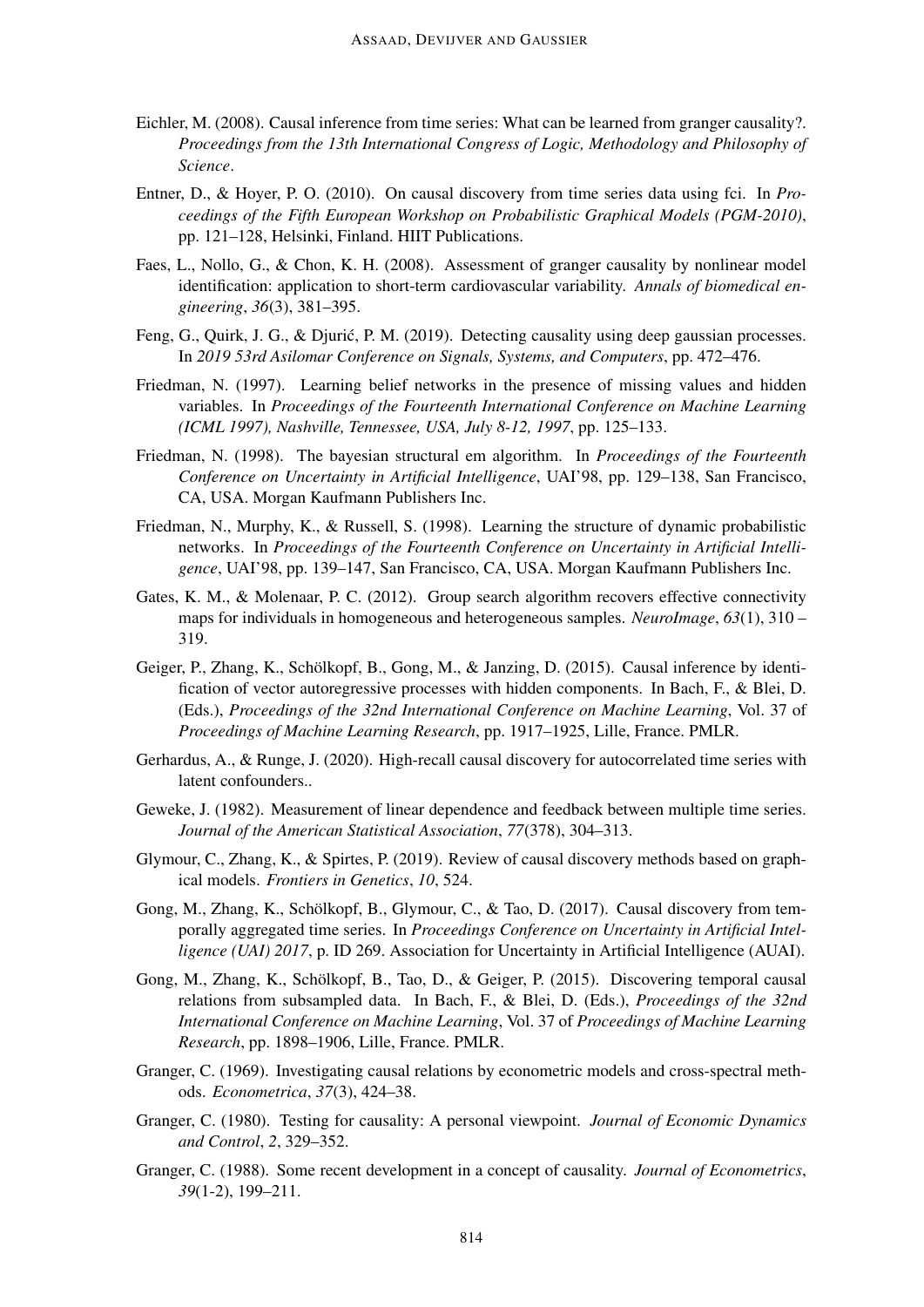Eichler, M. (2008). Causal inference from time series: What can be learned from granger causality?. *Proceedings from the 13th International Congress of Logic, Methodology and Philosophy of Science*.

Entner, D., & Hoyer, P. O. (2010). On causal discovery from time series data using fci. In *Proceedings of the Fifth European Workshop on Probabilistic Graphical Models (PGM-2010)*, pp. 121–128, Helsinki, Finland. HIIT Publications.

Faes, L., Nollo, G., & Chon, K. H. (2008). Assessment of granger causality by nonlinear model identification: application to short-term cardiovascular variability. *Annals of biomedical engineering*, *36*(3), 381–395.

Feng, G., Quirk, J. G., & Djurić, P. M. (2019). Detecting causality using deep gaussian processes. In *2019 53rd Asilomar Conference on Signals, Systems, and Computers*, pp. 472–476.

Friedman, N. (1997). Learning belief networks in the presence of missing values and hidden variables. In *Proceedings of the Fourteenth International Conference on Machine Learning (ICML 1997), Nashville, Tennessee, USA, July 8-12, 1997*, pp. 125–133.

Friedman, N. (1998). The bayesian structural em algorithm. In *Proceedings of the Fourteenth Conference on Uncertainty in Artificial Intelligence*, UAI'98, pp. 129–138, San Francisco, CA, USA. Morgan Kaufmann Publishers Inc.

Friedman, N., Murphy, K., & Russell, S. (1998). Learning the structure of dynamic probabilistic networks. In *Proceedings of the Fourteenth Conference on Uncertainty in Artificial Intelligence*, UAI'98, pp. 139–147, San Francisco, CA, USA. Morgan Kaufmann Publishers Inc.

Gates, K. M., & Molenaar, P. C. (2012). Group search algorithm recovers effective connectivity maps for individuals in homogeneous and heterogeneous samples. *NeuroImage*, *63*(1), 310 – 319.

Geiger, P., Zhang, K., Schölkopf, B., Gong, M., & Janzing, D. (2015). Causal inference by identification of vector autoregressive processes with hidden components. In Bach, F., & Blei, D. (Eds.), *Proceedings of the 32nd International Conference on Machine Learning*, Vol. 37 of *Proceedings of Machine Learning Research*, pp. 1917–1925, Lille, France. PMLR.

Gerhardus, A., & Runge, J. (2020). High-recall causal discovery for autocorrelated time series with latent confounders..

Geweke, J. (1982). Measurement of linear dependence and feedback between multiple time series. *Journal of the American Statistical Association*, *77*(378), 304–313.

Glymour, C., Zhang, K., & Spirtes, P. (2019). Review of causal discovery methods based on graphical models. *Frontiers in Genetics*, *10*, 524.

Gong, M., Zhang, K., Schölkopf, B., Glymour, C., & Tao, D. (2017). Causal discovery from temporally aggregated time series. In *Proceedings Conference on Uncertainty in Artificial Intelligence (UAI) 2017*, p. ID 269. Association for Uncertainty in Artificial Intelligence (AUAI).

Gong, M., Zhang, K., Schölkopf, B., Tao, D., & Geiger, P. (2015). Discovering temporal causal relations from subsampled data. In Bach, F., & Blei, D. (Eds.), *Proceedings of the 32nd International Conference on Machine Learning*, Vol. 37 of *Proceedings of Machine Learning Research*, pp. 1898–1906, Lille, France. PMLR.

Granger, C. (1969). Investigating causal relations by econometric models and cross-spectral methods. *Econometrica*, *37*(3), 424–38.

Granger, C. (1980). Testing for causality: A personal viewpoint. *Journal of Economic Dynamics and Control*, *2*, 329–352.

Granger, C. (1988). Some recent development in a concept of causality. *Journal of Econometrics*, *39*(1-2), 199–211.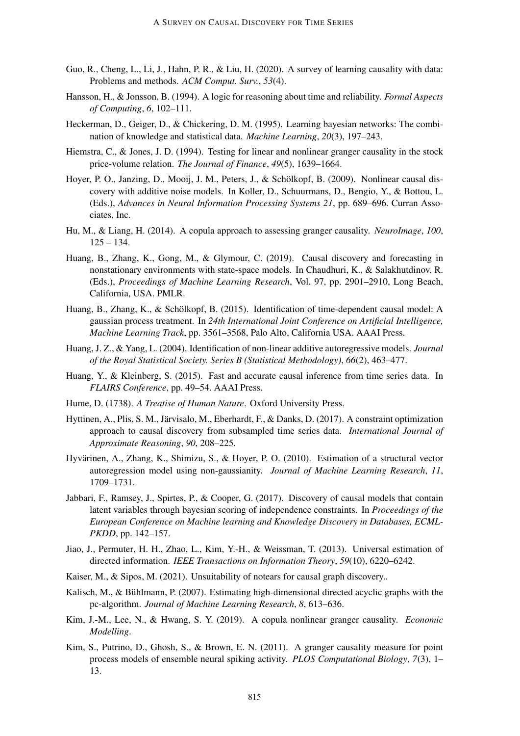Guo, R., Cheng, L., Li, J., Hahn, P. R., & Liu, H. (2020). A survey of learning causality with data: Problems and methods. *ACM Comput. Surv.*, *53*(4).

Hansson, H., & Jonsson, B. (1994). A logic for reasoning about time and reliability. *Formal Aspects of Computing*, *6*, 102–111.

Heckerman, D., Geiger, D., & Chickering, D. M. (1995). Learning bayesian networks: The combination of knowledge and statistical data. *Machine Learning*, *20*(3), 197–243.

Hiemstra, C., & Jones, J. D. (1994). Testing for linear and nonlinear granger causality in the stock price-volume relation. *The Journal of Finance*, *49*(5), 1639–1664.

Hoyer, P. O., Janzing, D., Mooij, J. M., Peters, J., & Schölkopf, B. (2009). Nonlinear causal discovery with additive noise models. In Koller, D., Schuurmans, D., Bengio, Y., & Bottou, L. (Eds.), *Advances in Neural Information Processing Systems 21*, pp. 689–696. Curran Associates, Inc.

Hu, M., & Liang, H. (2014). A copula approach to assessing granger causality. *NeuroImage*, *100*, 125 – 134.

Huang, B., Zhang, K., Gong, M., & Glymour, C. (2019). Causal discovery and forecasting in nonstationary environments with state-space models. In Chaudhuri, K., & Salakhutdinov, R. (Eds.), *Proceedings of Machine Learning Research*, Vol. 97, pp. 2901–2910, Long Beach, California, USA. PMLR.

Huang, B., Zhang, K., & Schölkopf, B. (2015). Identification of time-dependent causal model: A gaussian process treatment. In *24th International Joint Conference on Artificial Intelligence, Machine Learning Track*, pp. 3561–3568, Palo Alto, California USA. AAAI Press.

Huang, J. Z., & Yang, L. (2004). Identification of non-linear additive autoregressive models. *Journal of the Royal Statistical Society. Series B (Statistical Methodology)*, *66*(2), 463–477.

Huang, Y., & Kleinberg, S. (2015). Fast and accurate causal inference from time series data. In *FLAIRS Conference*, pp. 49–54. AAAI Press.

Hume, D. (1738). *A Treatise of Human Nature*. Oxford University Press.

Hyttinen, A., Plis, S. M., Järvisalo, M., Eberhardt, F., & Danks, D. (2017). A constraint optimization approach to causal discovery from subsampled time series data. *International Journal of Approximate Reasoning*, *90*, 208–225.

Hyvärinen, A., Zhang, K., Shimizu, S., & Hoyer, P. O. (2010). Estimation of a structural vector autoregression model using non-gaussianity. *Journal of Machine Learning Research*, *11*, 1709–1731.

Jabbari, F., Ramsey, J., Spirtes, P., & Cooper, G. (2017). Discovery of causal models that contain latent variables through bayesian scoring of independence constraints. In *Proceedings of the European Conference on Machine learning and Knowledge Discovery in Databases, ECML-PKDD*, pp. 142–157.

Jiao, J., Permuter, H. H., Zhao, L., Kim, Y.-H., & Weissman, T. (2013). Universal estimation of directed information. *IEEE Transactions on Information Theory*, *59*(10), 6220–6242.

Kaiser, M., & Sipos, M. (2021). Unsuitability of notears for causal graph discovery..

Kalisch, M., & Bühlmann, P. (2007). Estimating high-dimensional directed acyclic graphs with the pc-algorithm. *Journal of Machine Learning Research*, *8*, 613–636.

Kim, J.-M., Lee, N., & Hwang, S. Y. (2019). A copula nonlinear granger causality. *Economic Modelling*.

Kim, S., Putrino, D., Ghosh, S., & Brown, E. N. (2011). A granger causality measure for point process models of ensemble neural spiking activity. *PLOS Computational Biology*, *7*(3), 1–13.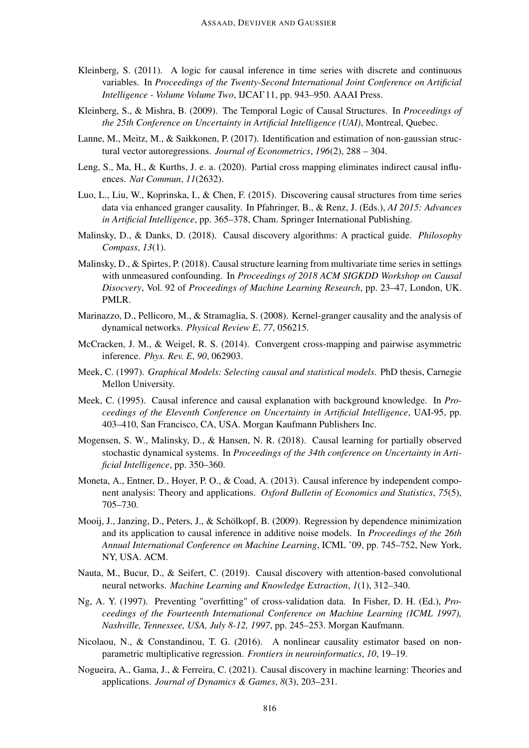Kleinberg, S. (2011). A logic for causal inference in time series with discrete and continuous variables. In *Proceedings of the Twenty-Second International Joint Conference on Artificial Intelligence - Volume Volume Two*, IJCAI'11, pp. 943–950. AAAI Press.

Kleinberg, S., & Mishra, B. (2009). The Temporal Logic of Causal Structures. In *Proceedings of the 25th Conference on Uncertainty in Artificial Intelligence (UAI)*, Montreal, Quebec.

Lanne, M., Meitz, M., & Saikkonen, P. (2017). Identification and estimation of non-gaussian structural vector autoregressions. *Journal of Econometrics*, *196*(2), 288 – 304.

Leng, S., Ma, H., & Kurths, J. e. a. (2020). Partial cross mapping eliminates indirect causal influences. *Nat Commun*, *11*(2632).

Luo, L., Liu, W., Koprinska, I., & Chen, F. (2015). Discovering causal structures from time series data via enhanced granger causality. In Pfahringer, B., & Renz, J. (Eds.), *AI 2015: Advances in Artificial Intelligence*, pp. 365–378, Cham. Springer International Publishing.

Malinsky, D., & Danks, D. (2018). Causal discovery algorithms: A practical guide. *Philosophy Compass*, *13*(1).

Malinsky, D., & Spirtes, P. (2018). Causal structure learning from multivariate time series in settings with unmeasured confounding. In *Proceedings of 2018 ACM SIGKDD Workshop on Causal Disocvery*, Vol. 92 of *Proceedings of Machine Learning Research*, pp. 23–47, London, UK. PMLR.

Marinazzo, D., Pellicoro, M., & Stramaglia, S. (2008). Kernel-granger causality and the analysis of dynamical networks. *Physical Review E*, *77*, 056215.

McCracken, J. M., & Weigel, R. S. (2014). Convergent cross-mapping and pairwise asymmetric inference. *Phys. Rev. E*, *90*, 062903.

Meek, C. (1997). *Graphical Models: Selecting causal and statistical models*. PhD thesis, Carnegie Mellon University.

Meek, C. (1995). Causal inference and causal explanation with background knowledge. In *Proceedings of the Eleventh Conference on Uncertainty in Artificial Intelligence*, UAI-95, pp. 403–410, San Francisco, CA, USA. Morgan Kaufmann Publishers Inc.

Mogensen, S. W., Malinsky, D., & Hansen, N. R. (2018). Causal learning for partially observed stochastic dynamical systems. In *Proceedings of the 34th conference on Uncertainty in Artificial Intelligence*, pp. 350–360.

Moneta, A., Entner, D., Hoyer, P. O., & Coad, A. (2013). Causal inference by independent component analysis: Theory and applications. *Oxford Bulletin of Economics and Statistics*, *75*(5), 705–730.

Mooij, J., Janzing, D., Peters, J., & Schölkopf, B. (2009). Regression by dependence minimization and its application to causal inference in additive noise models. In *Proceedings of the 26th Annual International Conference on Machine Learning*, ICML '09, pp. 745–752, New York, NY, USA. ACM.

Nauta, M., Bucur, D., & Seifert, C. (2019). Causal discovery with attention-based convolutional neural networks. *Machine Learning and Knowledge Extraction*, *1*(1), 312–340.

Ng, A. Y. (1997). Preventing "overfitting" of cross-validation data. In Fisher, D. H. (Ed.), *Proceedings of the Fourteenth International Conference on Machine Learning (ICML 1997), Nashville, Tennessee, USA, July 8-12, 1997*, pp. 245–253. Morgan Kaufmann.

Nicolaou, N., & Constandinou, T. G. (2016). A nonlinear causality estimator based on non-parametric multiplicative regression. *Frontiers in neuroinformatics*, *10*, 19–19.

Nogueira, A., Gama, J., & Ferreira, C. (2021). Causal discovery in machine learning: Theories and applications. *Journal of Dynamics & Games*, *8*(3), 203–231.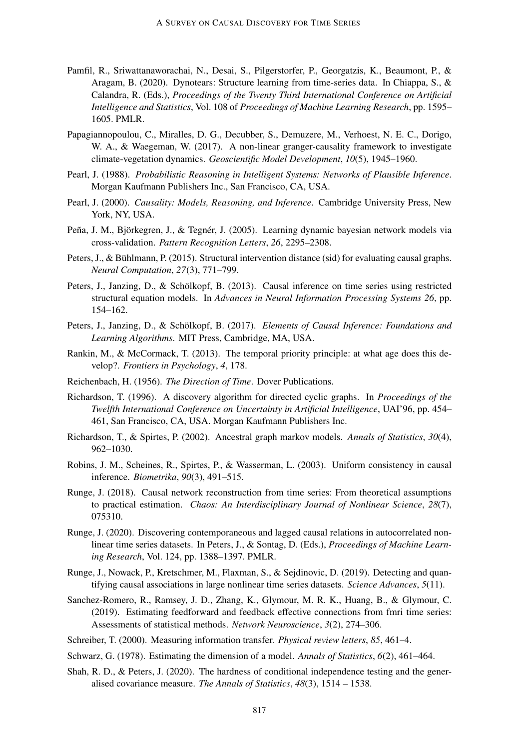Pamfil, R., Sriwattanaworachai, N., Desai, S., Pilgerstorfer, P., Georgatzis, K., Beaumont, P., & Aragam, B. (2020). Dynotears: Structure learning from time-series data. In Chiappa, S., & Calandra, R. (Eds.), *Proceedings of the Twenty Third International Conference on Artificial Intelligence and Statistics*, Vol. 108 of *Proceedings of Machine Learning Research*, pp. 1595–1605. PMLR.

Papagiannopoulou, C., Miralles, D. G., Decubber, S., Demuzere, M., Verhoest, N. E. C., Dorigo, W. A., & Waegeman, W. (2017). A non-linear granger-causality framework to investigate climate-vegetation dynamics. *Geoscientific Model Development*, *10*(5), 1945–1960.

Pearl, J. (1988). *Probabilistic Reasoning in Intelligent Systems: Networks of Plausible Inference*. Morgan Kaufmann Publishers Inc., San Francisco, CA, USA.

Pearl, J. (2000). *Causality: Models, Reasoning, and Inference*. Cambridge University Press, New York, NY, USA.

Peña, J. M., Björkegren, J., & Tegnér, J. (2005). Learning dynamic bayesian network models via cross-validation. *Pattern Recognition Letters*, *26*, 2295–2308.

Peters, J., & Bühlmann, P. (2015). Structural intervention distance (sid) for evaluating causal graphs. *Neural Computation*, *27*(3), 771–799.

Peters, J., Janzing, D., & Schölkopf, B. (2013). Causal inference on time series using restricted structural equation models. In *Advances in Neural Information Processing Systems 26*, pp. 154–162.

Peters, J., Janzing, D., & Schölkopf, B. (2017). *Elements of Causal Inference: Foundations and Learning Algorithms*. MIT Press, Cambridge, MA, USA.

Rankin, M., & McCormack, T. (2013). The temporal priority principle: at what age does this develop?. *Frontiers in Psychology*, *4*, 178.

Reichenbach, H. (1956). *The Direction of Time*. Dover Publications.

Richardson, T. (1996). A discovery algorithm for directed cyclic graphs. In *Proceedings of the Twelfth International Conference on Uncertainty in Artificial Intelligence*, UAI'96, pp. 454–461, San Francisco, CA, USA. Morgan Kaufmann Publishers Inc.

Richardson, T., & Spirtes, P. (2002). Ancestral graph markov models. *Annals of Statistics*, *30*(4), 962–1030.

Robins, J. M., Scheines, R., Spirtes, P., & Wasserman, L. (2003). Uniform consistency in causal inference. *Biometrika*, *90*(3), 491–515.

Runge, J. (2018). Causal network reconstruction from time series: From theoretical assumptions to practical estimation. *Chaos: An Interdisciplinary Journal of Nonlinear Science*, *28*(7), 075310.

Runge, J. (2020). Discovering contemporaneous and lagged causal relations in autocorrelated nonlinear time series datasets. In Peters, J., & Sontag, D. (Eds.), *Proceedings of Machine Learning Research*, Vol. 124, pp. 1388–1397. PMLR.

Runge, J., Nowack, P., Kretschmer, M., Flaxman, S., & Sejdinovic, D. (2019). Detecting and quantifying causal associations in large nonlinear time series datasets. *Science Advances*, *5*(11).

Sanchez-Romero, R., Ramsey, J. D., Zhang, K., Glymour, M. R. K., Huang, B., & Glymour, C. (2019). Estimating feedforward and feedback effective connections from fmri time series: Assessments of statistical methods. *Network Neuroscience*, *3*(2), 274–306.

Schreiber, T. (2000). Measuring information transfer. *Physical review letters*, *85*, 461–4.

Schwarz, G. (1978). Estimating the dimension of a model. *Annals of Statistics*, *6*(2), 461–464.

Shah, R. D., & Peters, J. (2020). The hardness of conditional independence testing and the generalised covariance measure. *The Annals of Statistics*, *48*(3), 1514 – 1538.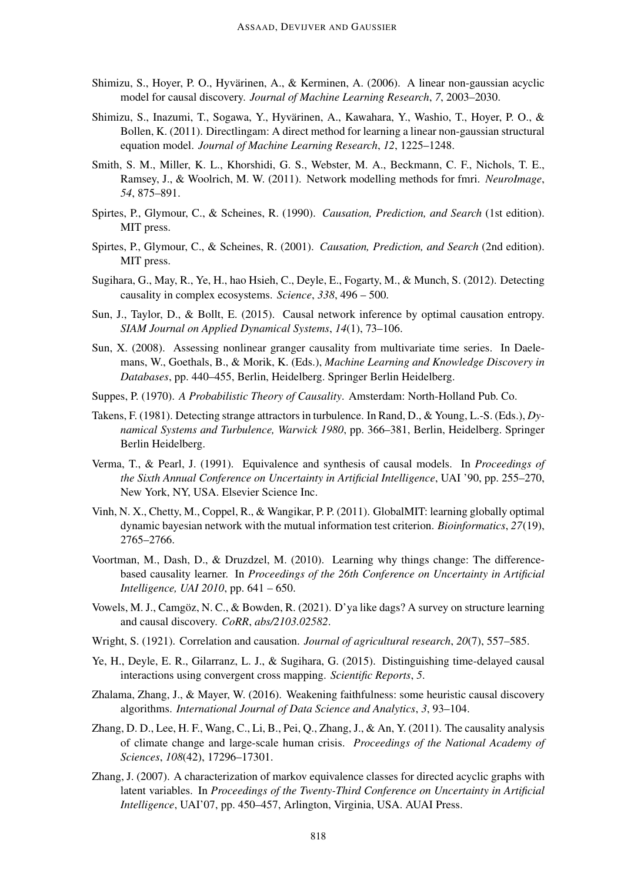Shimizu, S., Hoyer, P. O., Hyvärinen, A., & Kerminen, A. (2006). A linear non-gaussian acyclic model for causal discovery. *Journal of Machine Learning Research*, *7*, 2003–2030.

Shimizu, S., Inazumi, T., Sogawa, Y., Hyvärinen, A., Kawahara, Y., Washio, T., Hoyer, P. O., & Bollen, K. (2011). Directlingam: A direct method for learning a linear non-gaussian structural equation model. *Journal of Machine Learning Research*, *12*, 1225–1248.

Smith, S. M., Miller, K. L., Khorshidi, G. S., Webster, M. A., Beckmann, C. F., Nichols, T. E., Ramsey, J., & Woolrich, M. W. (2011). Network modelling methods for fmri. *NeuroImage*, *54*, 875–891.

Spirtes, P., Glymour, C., & Scheines, R. (1990). *Causation, Prediction, and Search* (1st edition). MIT press.

Spirtes, P., Glymour, C., & Scheines, R. (2001). *Causation, Prediction, and Search* (2nd edition). MIT press.

Sugihara, G., May, R., Ye, H., hao Hsieh, C., Deyle, E., Fogarty, M., & Munch, S. (2012). Detecting causality in complex ecosystems. *Science*, *338*, 496 – 500.

Sun, J., Taylor, D., & Bollt, E. (2015). Causal network inference by optimal causation entropy. *SIAM Journal on Applied Dynamical Systems*, *14*(1), 73–106.

Sun, X. (2008). Assessing nonlinear granger causality from multivariate time series. In Daelemans, W., Goethals, B., & Morik, K. (Eds.), *Machine Learning and Knowledge Discovery in Databases*, pp. 440–455, Berlin, Heidelberg. Springer Berlin Heidelberg.

Suppes, P. (1970). *A Probabilistic Theory of Causality*. Amsterdam: North-Holland Pub. Co.

Takens, F. (1981). Detecting strange attractors in turbulence. In Rand, D., & Young, L.-S. (Eds.), *Dynamical Systems and Turbulence, Warwick 1980*, pp. 366–381, Berlin, Heidelberg. Springer Berlin Heidelberg.

Verma, T., & Pearl, J. (1991). Equivalence and synthesis of causal models. In *Proceedings of the Sixth Annual Conference on Uncertainty in Artificial Intelligence*, UAI '90, pp. 255–270, New York, NY, USA. Elsevier Science Inc.

Vinh, N. X., Chetty, M., Coppel, R., & Wangikar, P. P. (2011). GlobalMIT: learning globally optimal dynamic bayesian network with the mutual information test criterion. *Bioinformatics*, *27*(19), 2765–2766.

Voortman, M., Dash, D., & Druzdzel, M. (2010). Learning why things change: The difference-based causality learner. In *Proceedings of the 26th Conference on Uncertainty in Artificial Intelligence, UAI 2010*, pp. 641 – 650.

Vowels, M. J., Camgöz, N. C., & Bowden, R. (2021). D'ya like dags? A survey on structure learning and causal discovery. *CoRR*, *abs/2103.02582*.

Wright, S. (1921). Correlation and causation. *Journal of agricultural research*, *20*(7), 557–585.

Ye, H., Deyle, E. R., Gilarranz, L. J., & Sugihara, G. (2015). Distinguishing time-delayed causal interactions using convergent cross mapping. *Scientific Reports*, *5*.

Zhalama, Zhang, J., & Mayer, W. (2016). Weakening faithfulness: some heuristic causal discovery algorithms. *International Journal of Data Science and Analytics*, *3*, 93–104.

Zhang, D. D., Lee, H. F., Wang, C., Li, B., Pei, Q., Zhang, J., & An, Y. (2011). The causality analysis of climate change and large-scale human crisis. *Proceedings of the National Academy of Sciences*, *108*(42), 17296–17301.

Zhang, J. (2007). A characterization of markov equivalence classes for directed acyclic graphs with latent variables. In *Proceedings of the Twenty-Third Conference on Uncertainty in Artificial Intelligence*, UAI'07, pp. 450–457, Arlington, Virginia, USA. AUAI Press.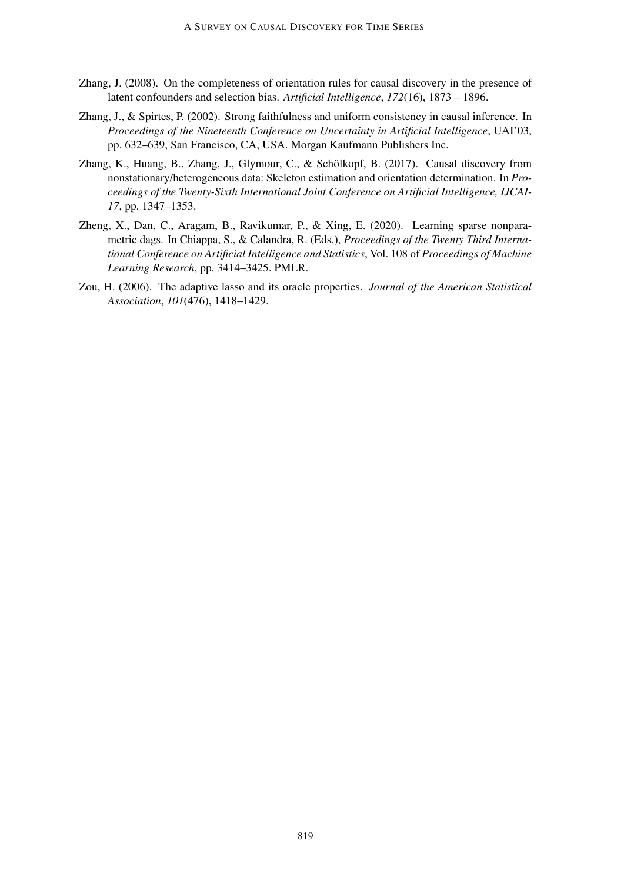Zhang, J. (2008). On the completeness of orientation rules for causal discovery in the presence of latent confounders and selection bias. *Artificial Intelligence*, *172*(16), 1873 – 1896.

Zhang, J., & Spirtes, P. (2002). Strong faithfulness and uniform consistency in causal inference. In *Proceedings of the Nineteenth Conference on Uncertainty in Artificial Intelligence*, UAI'03, pp. 632–639, San Francisco, CA, USA. Morgan Kaufmann Publishers Inc.

Zhang, K., Huang, B., Zhang, J., Glymour, C., & Schölkopf, B. (2017). Causal discovery from nonstationary/heterogeneous data: Skeleton estimation and orientation determination. In *Proceedings of the Twenty-Sixth International Joint Conference on Artificial Intelligence, IJCAI-17*, pp. 1347–1353.

Zheng, X., Dan, C., Aragam, B., Ravikumar, P., & Xing, E. (2020). Learning sparse nonparametric dags. In Chiappa, S., & Calandra, R. (Eds.), *Proceedings of the Twenty Third International Conference on Artificial Intelligence and Statistics*, Vol. 108 of *Proceedings of Machine Learning Research*, pp. 3414–3425. PMLR.

Zou, H. (2006). The adaptive lasso and its oracle properties. *Journal of the American Statistical Association*, *101*(476), 1418–1429.